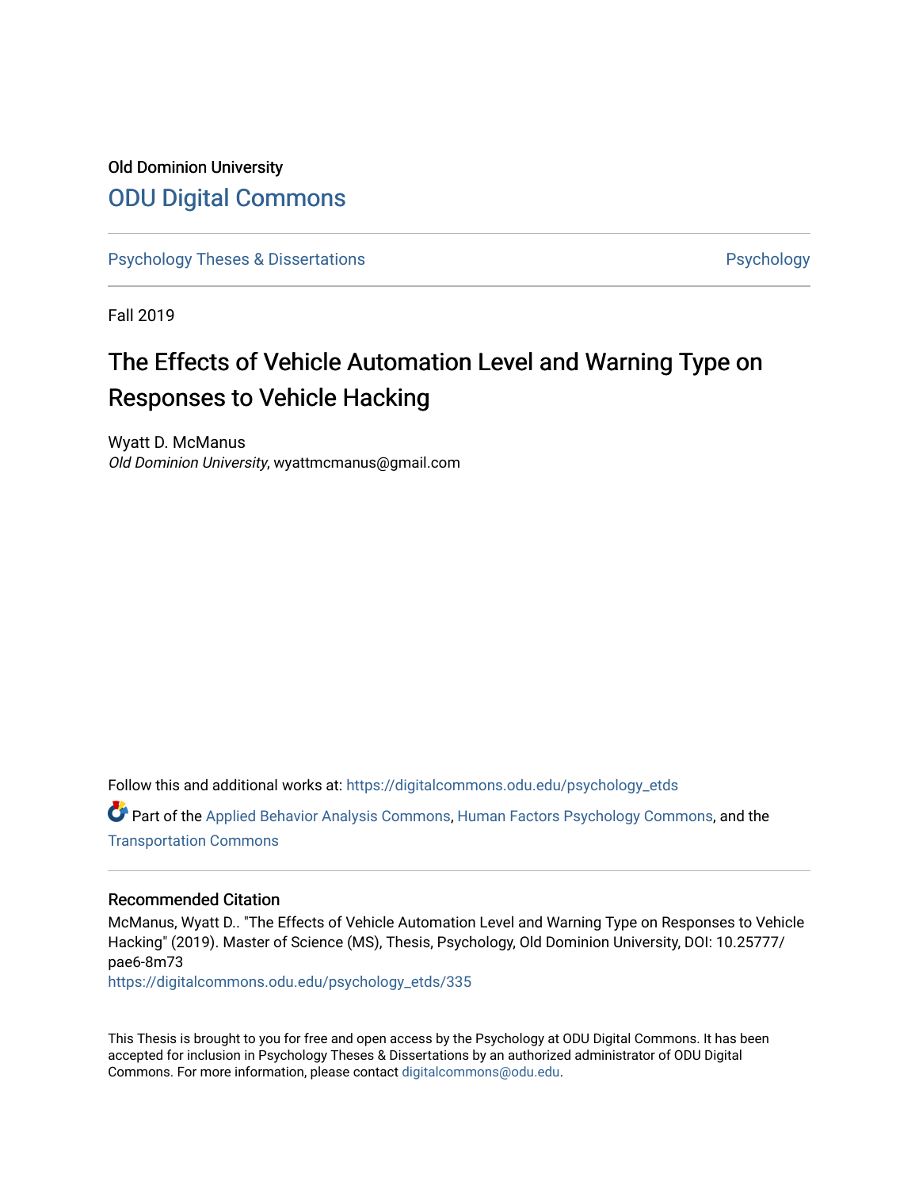Old Dominion University

# ODU Digital Commons

Psychology Theses & Dissertations | Psychology

Fall 2019

## The Effects of Vehicle Automation Level and Warning Type on Responses to Vehicle Hacking

Wyatt D. McManus  
*Old Dominion University*, wyattmcmanus@gmail.com

Follow this and additional works at: https://digitalcommons.odu.edu/psychology_etds

Part of the Applied Behavior Analysis Commons, Human Factors Psychology Commons, and the Transportation Commons

### Recommended Citation

McManus, Wyatt D.. "The Effects of Vehicle Automation Level and Warning Type on Responses to Vehicle Hacking" (2019). Master of Science (MS), Thesis, Psychology, Old Dominion University, DOI: 10.25777/pae6-8m73  
https://digitalcommons.odu.edu/psychology_etds/335

This Thesis is brought to you for free and open access by the Psychology at ODU Digital Commons. It has been accepted for inclusion in Psychology Theses & Dissertations by an authorized administrator of ODU Digital Commons. For more information, please contact digitalcommons@odu.edu.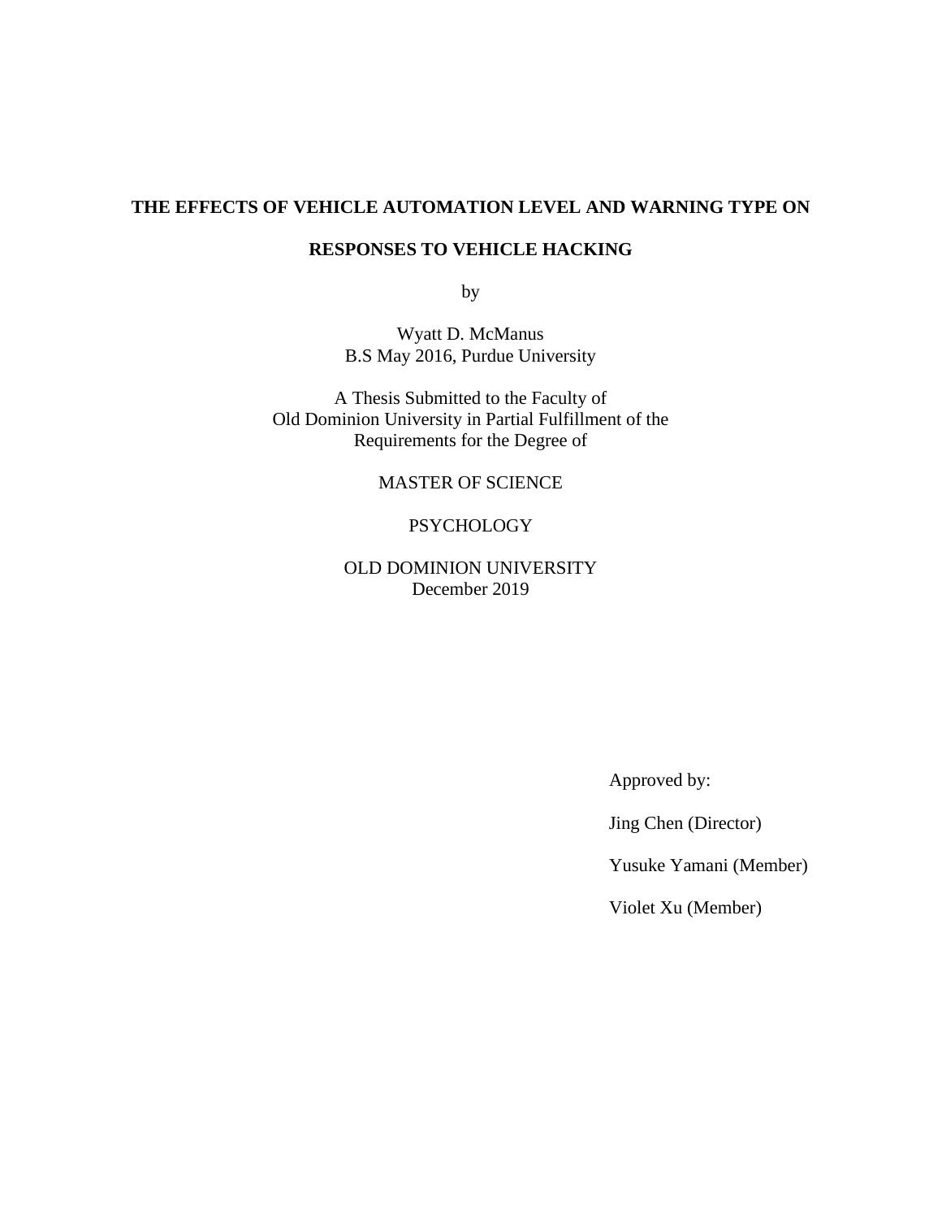# THE EFFECTS OF VEHICLE AUTOMATION LEVEL AND WARNING TYPE ON RESPONSES TO VEHICLE HACKING

by

Wyatt D. McManus
B.S May 2016, Purdue University

A Thesis Submitted to the Faculty of
Old Dominion University in Partial Fulfillment of the
Requirements for the Degree of

MASTER OF SCIENCE

PSYCHOLOGY

OLD DOMINION UNIVERSITY
December 2019

Approved by:

Jing Chen (Director)

Yusuke Yamani (Member)

Violet Xu (Member)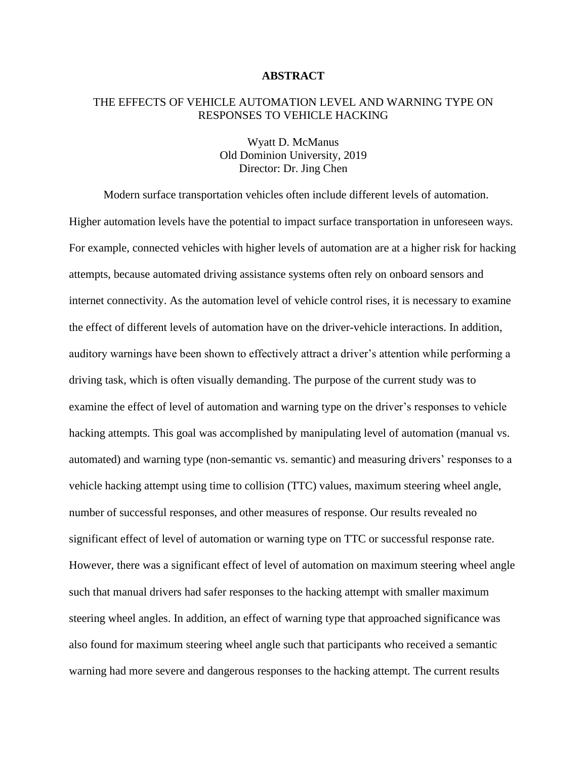# ABSTRACT

## THE EFFECTS OF VEHICLE AUTOMATION LEVEL AND WARNING TYPE ON RESPONSES TO VEHICLE HACKING

Wyatt D. McManus
Old Dominion University, 2019
Director: Dr. Jing Chen

Modern surface transportation vehicles often include different levels of automation. Higher automation levels have the potential to impact surface transportation in unforeseen ways. For example, connected vehicles with higher levels of automation are at a higher risk for hacking attempts, because automated driving assistance systems often rely on onboard sensors and internet connectivity. As the automation level of vehicle control rises, it is necessary to examine the effect of different levels of automation have on the driver-vehicle interactions. In addition, auditory warnings have been shown to effectively attract a driver's attention while performing a driving task, which is often visually demanding. The purpose of the current study was to examine the effect of level of automation and warning type on the driver's responses to vehicle hacking attempts. This goal was accomplished by manipulating level of automation (manual vs. automated) and warning type (non-semantic vs. semantic) and measuring drivers' responses to a vehicle hacking attempt using time to collision (TTC) values, maximum steering wheel angle, number of successful responses, and other measures of response. Our results revealed no significant effect of level of automation or warning type on TTC or successful response rate. However, there was a significant effect of level of automation on maximum steering wheel angle such that manual drivers had safer responses to the hacking attempt with smaller maximum steering wheel angles. In addition, an effect of warning type that approached significance was also found for maximum steering wheel angle such that participants who received a semantic warning had more severe and dangerous responses to the hacking attempt. The current results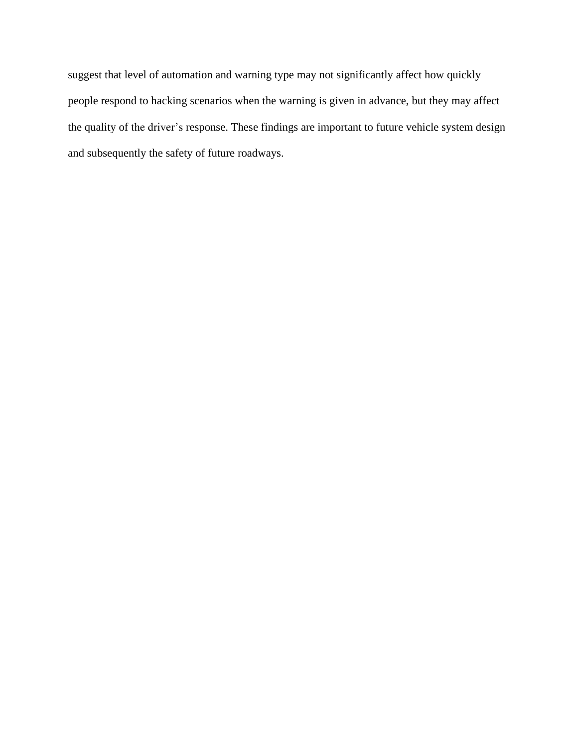suggest that level of automation and warning type may not significantly affect how quickly people respond to hacking scenarios when the warning is given in advance, but they may affect the quality of the driver's response. These findings are important to future vehicle system design and subsequently the safety of future roadways.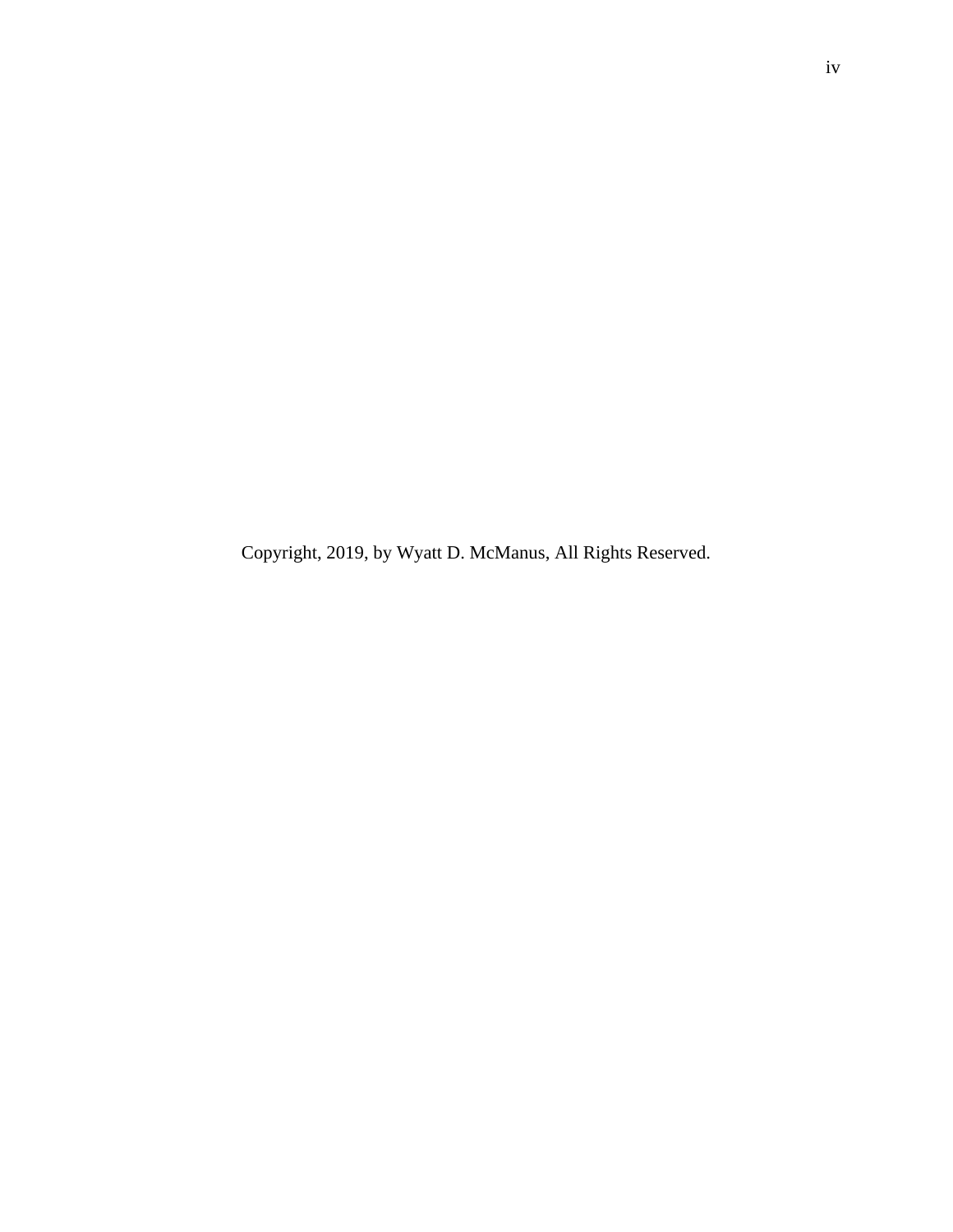Copyright, 2019, by Wyatt D. McManus, All Rights Reserved.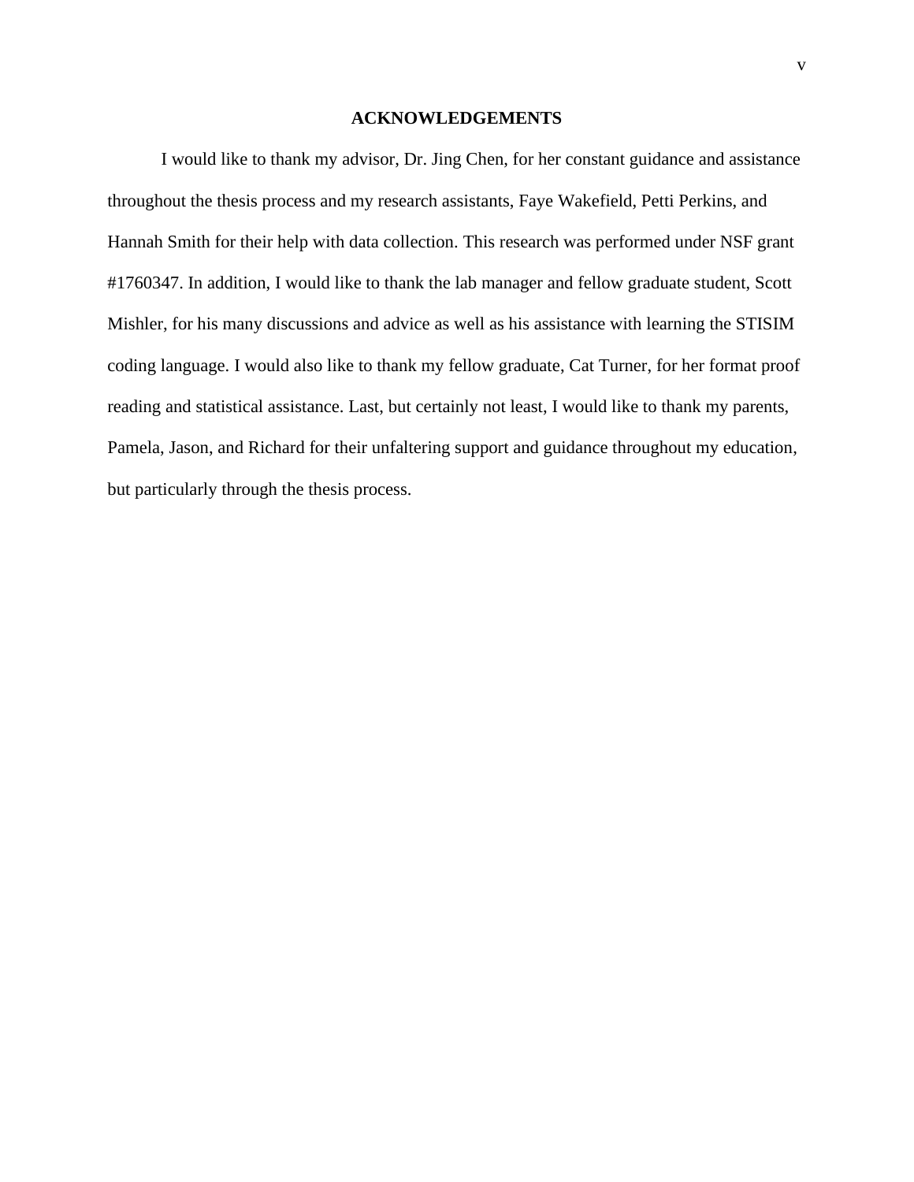## ACKNOWLEDGEMENTS

I would like to thank my advisor, Dr. Jing Chen, for her constant guidance and assistance throughout the thesis process and my research assistants, Faye Wakefield, Petti Perkins, and Hannah Smith for their help with data collection. This research was performed under NSF grant #1760347. In addition, I would like to thank the lab manager and fellow graduate student, Scott Mishler, for his many discussions and advice as well as his assistance with learning the STISIM coding language. I would also like to thank my fellow graduate, Cat Turner, for her format proof reading and statistical assistance. Last, but certainly not least, I would like to thank my parents, Pamela, Jason, and Richard for their unfaltering support and guidance throughout my education, but particularly through the thesis process.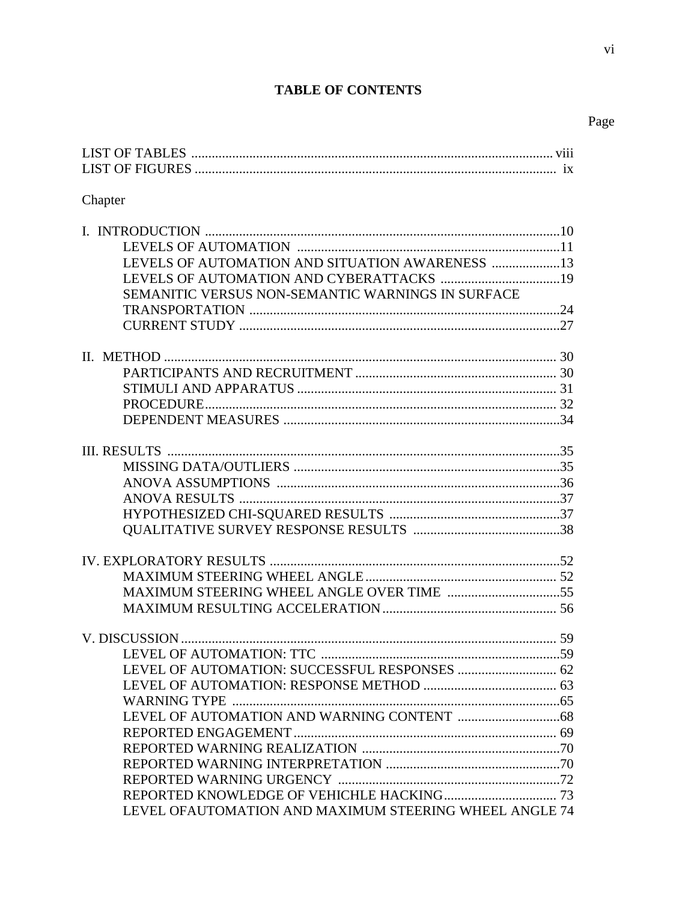# TABLE OF CONTENTS

Page

LIST OF TABLES .......... viii
LIST OF FIGURES .......... ix

Chapter

I. INTRODUCTION .......... 10
- LEVELS OF AUTOMATION .......... 11
- LEVELS OF AUTOMATION AND SITUATION AWARENESS .......... 13
- LEVELS OF AUTOMATION AND CYBERATTACKS .......... 19
- SEMANITIC VERSUS NON-SEMANTIC WARNINGS IN SURFACE TRANSPORTATION .......... 24
- CURRENT STUDY .......... 27

II. METHOD .......... 30
- PARTICIPANTS AND RECRUITMENT .......... 30
- STIMULI AND APPARATUS .......... 31
- PROCEDURE .......... 32
- DEPENDENT MEASURES .......... 34

III. RESULTS .......... 35
- MISSING DATA/OUTLIERS .......... 35
- ANOVA ASSUMPTIONS .......... 36
- ANOVA RESULTS .......... 37
- HYPOTHESIZED CHI-SQUARED RESULTS .......... 37
- QUALITATIVE SURVEY RESPONSE RESULTS .......... 38

IV. EXPLORATORY RESULTS .......... 52
- MAXIMUM STEERING WHEEL ANGLE .......... 52
- MAXIMUM STEERING WHEEL ANGLE OVER TIME .......... 55
- MAXIMUM RESULTING ACCELERATION .......... 56

V. DISCUSSION .......... 59
- LEVEL OF AUTOMATION: TTC .......... 59
- LEVEL OF AUTOMATION: SUCCESSFUL RESPONSES .......... 62
- LEVEL OF AUTOMATION: RESPONSE METHOD .......... 63
- WARNING TYPE .......... 65
- LEVEL OF AUTOMATION AND WARNING CONTENT .......... 68
- REPORTED ENGAGEMENT .......... 69
- REPORTED WARNING REALIZATION .......... 70
- REPORTED WARNING INTERPRETATION .......... 70
- REPORTED WARNING URGENCY .......... 72
- REPORTED KNOWLEDGE OF VEHICHLE HACKING .......... 73
- LEVEL OFAUTOMATION AND MAXIMUM STEERING WHEEL ANGLE 74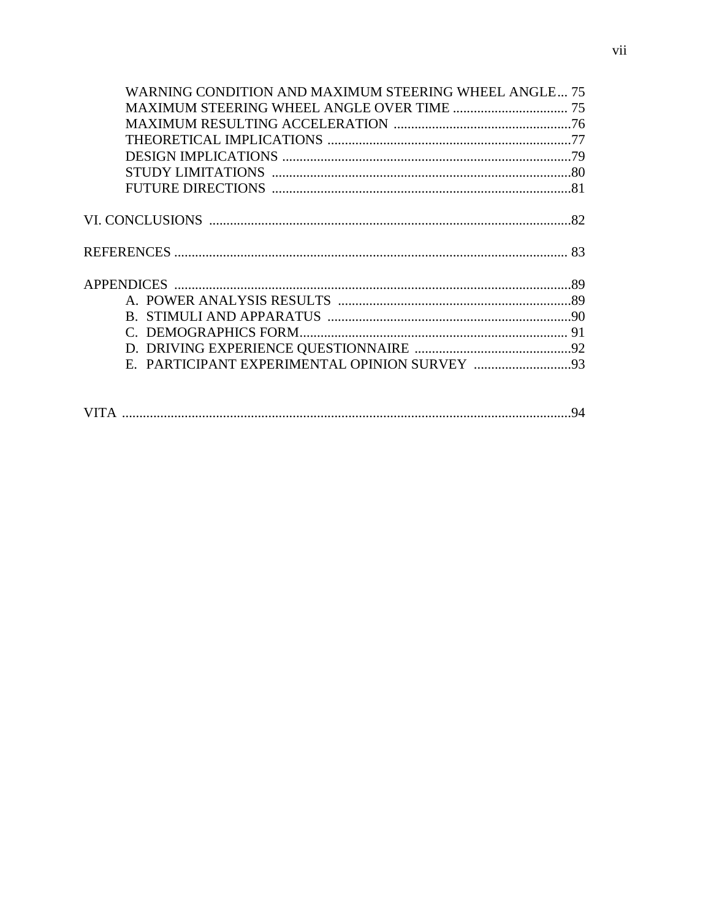WARNING CONDITION AND MAXIMUM STEERING WHEEL ANGLE ... 75
MAXIMUM STEERING WHEEL ANGLE OVER TIME ... 75
MAXIMUM RESULTING ACCELERATION ... 76
THEORETICAL IMPLICATIONS ... 77
DESIGN IMPLICATIONS ... 79
STUDY LIMITATIONS ... 80
FUTURE DIRECTIONS ... 81

VI. CONCLUSIONS ... 82

REFERENCES ... 83

APPENDICES ... 89
A. POWER ANALYSIS RESULTS ... 89
B. STIMULI AND APPARATUS ... 90
C. DEMOGRAPHICS FORM ... 91
D. DRIVING EXPERIENCE QUESTIONNAIRE ... 92
E. PARTICIPANT EXPERIMENTAL OPINION SURVEY ... 93

VITA ... 94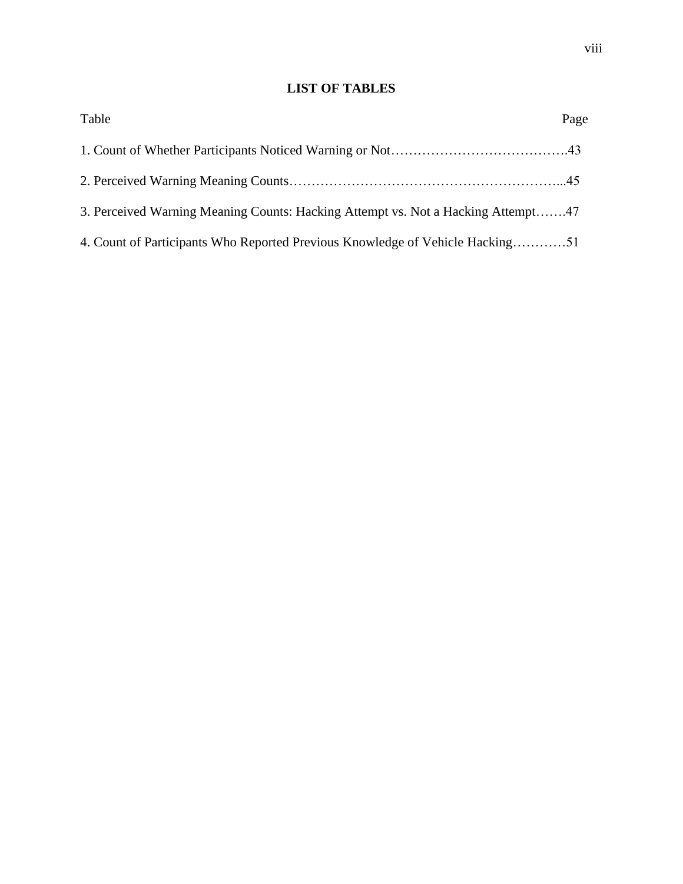## LIST OF TABLES

Table Page

1. Count of Whether Participants Noticed Warning or Not………………………………….43

2. Perceived Warning Meaning Counts……………………………………………………...45

3. Perceived Warning Meaning Counts: Hacking Attempt vs. Not a Hacking Attempt…….47

4. Count of Participants Who Reported Previous Knowledge of Vehicle Hacking…………51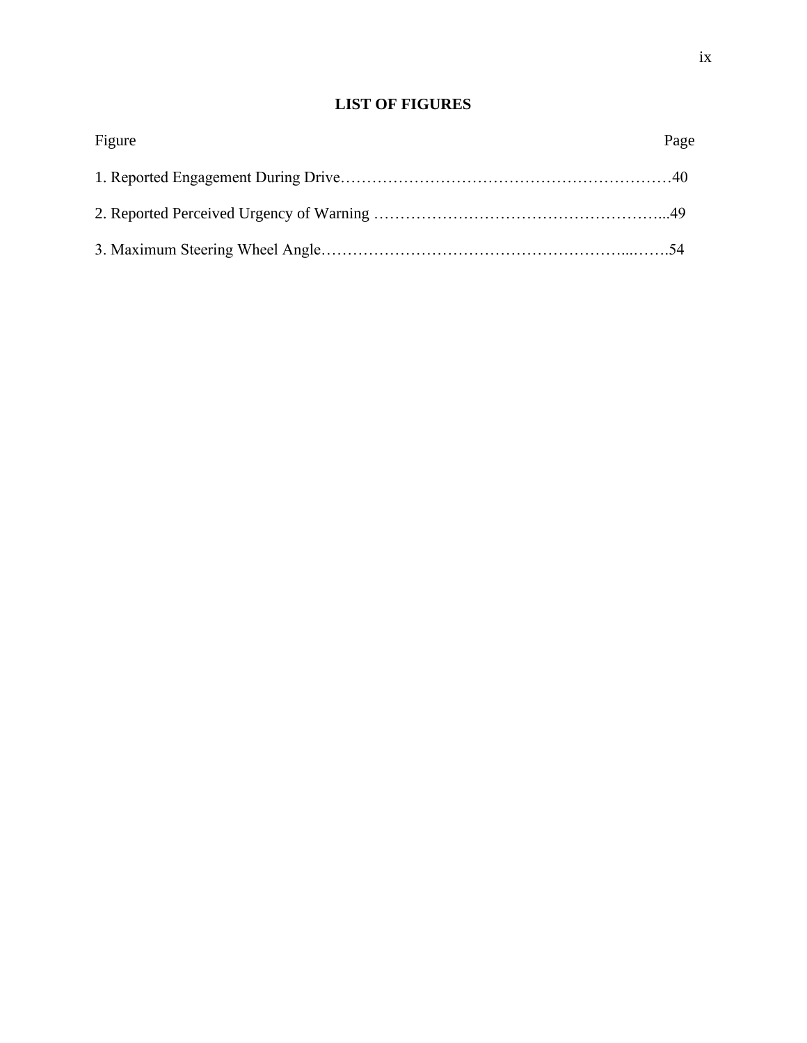## LIST OF FIGURES

| Figure | Page |
| --- | --- |
| 1. Reported Engagement During Drive | 40 |
| 2. Reported Perceived Urgency of Warning | 49 |
| 3. Maximum Steering Wheel Angle | 54 |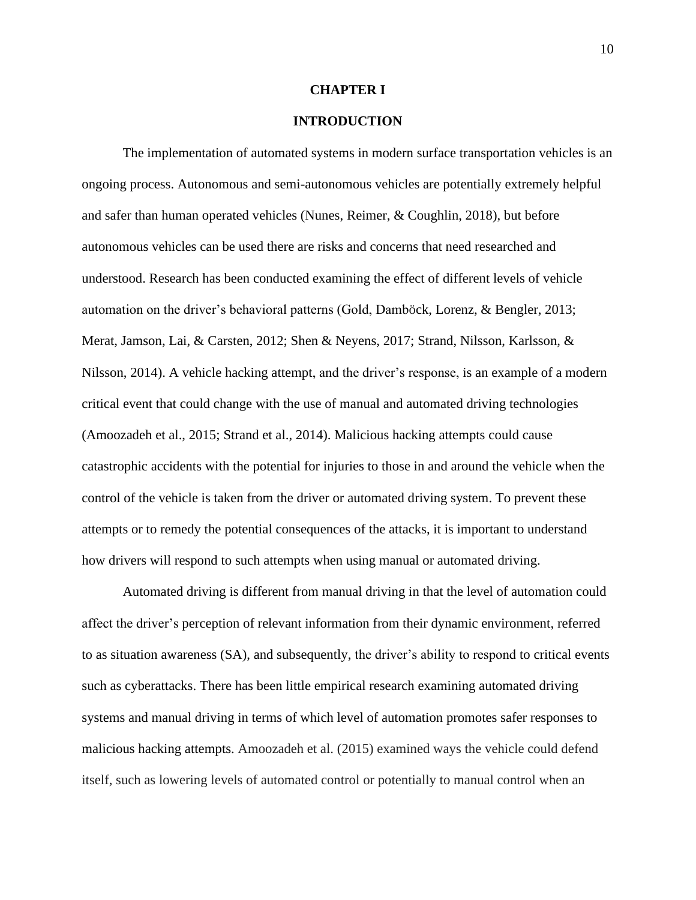# CHAPTER I

# INTRODUCTION

The implementation of automated systems in modern surface transportation vehicles is an ongoing process. Autonomous and semi-autonomous vehicles are potentially extremely helpful and safer than human operated vehicles (Nunes, Reimer, & Coughlin, 2018), but before autonomous vehicles can be used there are risks and concerns that need researched and understood. Research has been conducted examining the effect of different levels of vehicle automation on the driver's behavioral patterns (Gold, Damböck, Lorenz, & Bengler, 2013; Merat, Jamson, Lai, & Carsten, 2012; Shen & Neyens, 2017; Strand, Nilsson, Karlsson, & Nilsson, 2014). A vehicle hacking attempt, and the driver's response, is an example of a modern critical event that could change with the use of manual and automated driving technologies (Amoozadeh et al., 2015; Strand et al., 2014). Malicious hacking attempts could cause catastrophic accidents with the potential for injuries to those in and around the vehicle when the control of the vehicle is taken from the driver or automated driving system. To prevent these attempts or to remedy the potential consequences of the attacks, it is important to understand how drivers will respond to such attempts when using manual or automated driving.

Automated driving is different from manual driving in that the level of automation could affect the driver's perception of relevant information from their dynamic environment, referred to as situation awareness (SA), and subsequently, the driver's ability to respond to critical events such as cyberattacks. There has been little empirical research examining automated driving systems and manual driving in terms of which level of automation promotes safer responses to malicious hacking attempts. Amoozadeh et al. (2015) examined ways the vehicle could defend itself, such as lowering levels of automated control or potentially to manual control when an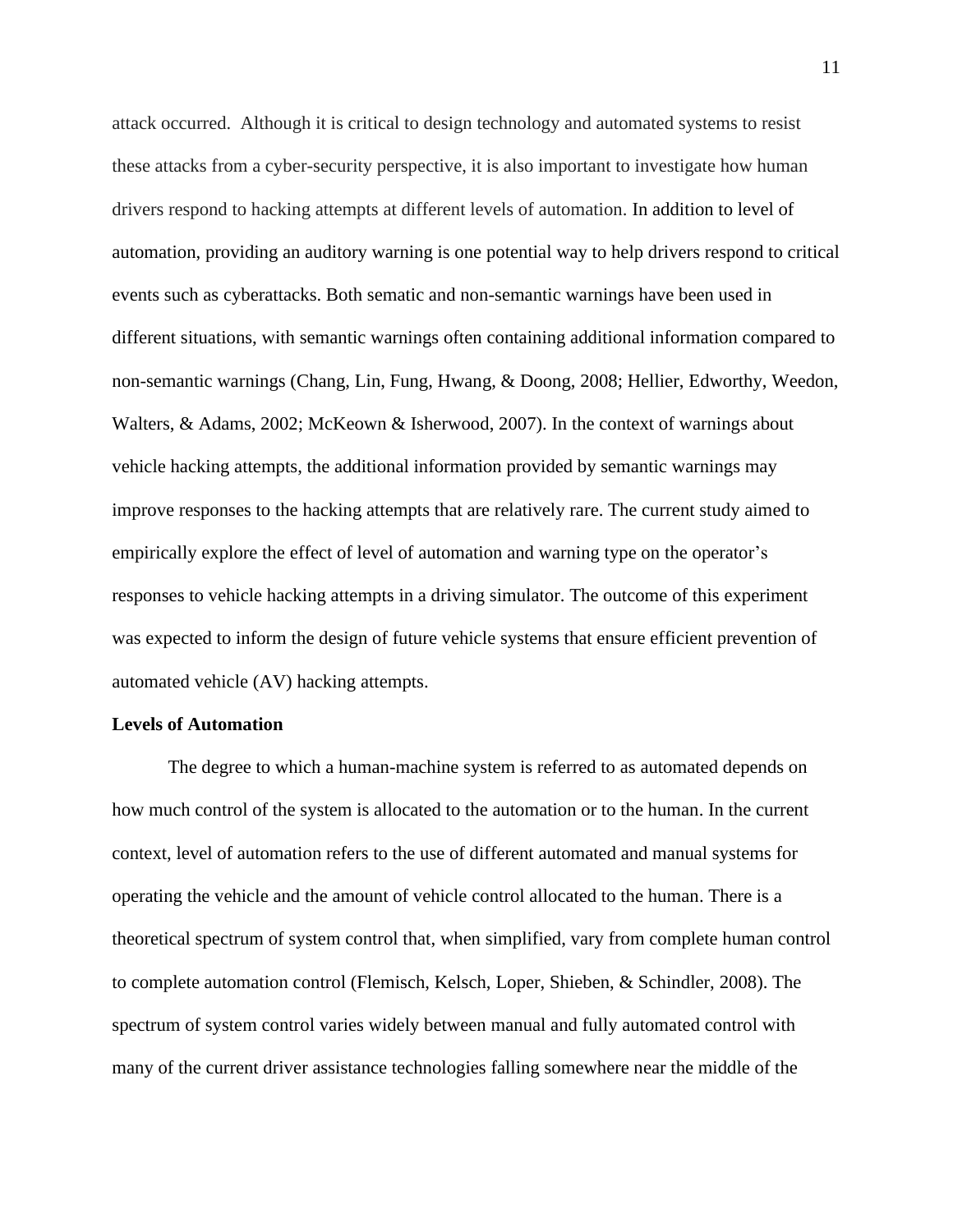attack occurred. Although it is critical to design technology and automated systems to resist these attacks from a cyber-security perspective, it is also important to investigate how human drivers respond to hacking attempts at different levels of automation. In addition to level of automation, providing an auditory warning is one potential way to help drivers respond to critical events such as cyberattacks. Both sematic and non-semantic warnings have been used in different situations, with semantic warnings often containing additional information compared to non-semantic warnings (Chang, Lin, Fung, Hwang, & Doong, 2008; Hellier, Edworthy, Weedon, Walters, & Adams, 2002; McKeown & Isherwood, 2007). In the context of warnings about vehicle hacking attempts, the additional information provided by semantic warnings may improve responses to the hacking attempts that are relatively rare. The current study aimed to empirically explore the effect of level of automation and warning type on the operator's responses to vehicle hacking attempts in a driving simulator. The outcome of this experiment was expected to inform the design of future vehicle systems that ensure efficient prevention of automated vehicle (AV) hacking attempts.

**Levels of Automation**

The degree to which a human-machine system is referred to as automated depends on how much control of the system is allocated to the automation or to the human. In the current context, level of automation refers to the use of different automated and manual systems for operating the vehicle and the amount of vehicle control allocated to the human. There is a theoretical spectrum of system control that, when simplified, vary from complete human control to complete automation control (Flemisch, Kelsch, Loper, Shieben, & Schindler, 2008). The spectrum of system control varies widely between manual and fully automated control with many of the current driver assistance technologies falling somewhere near the middle of the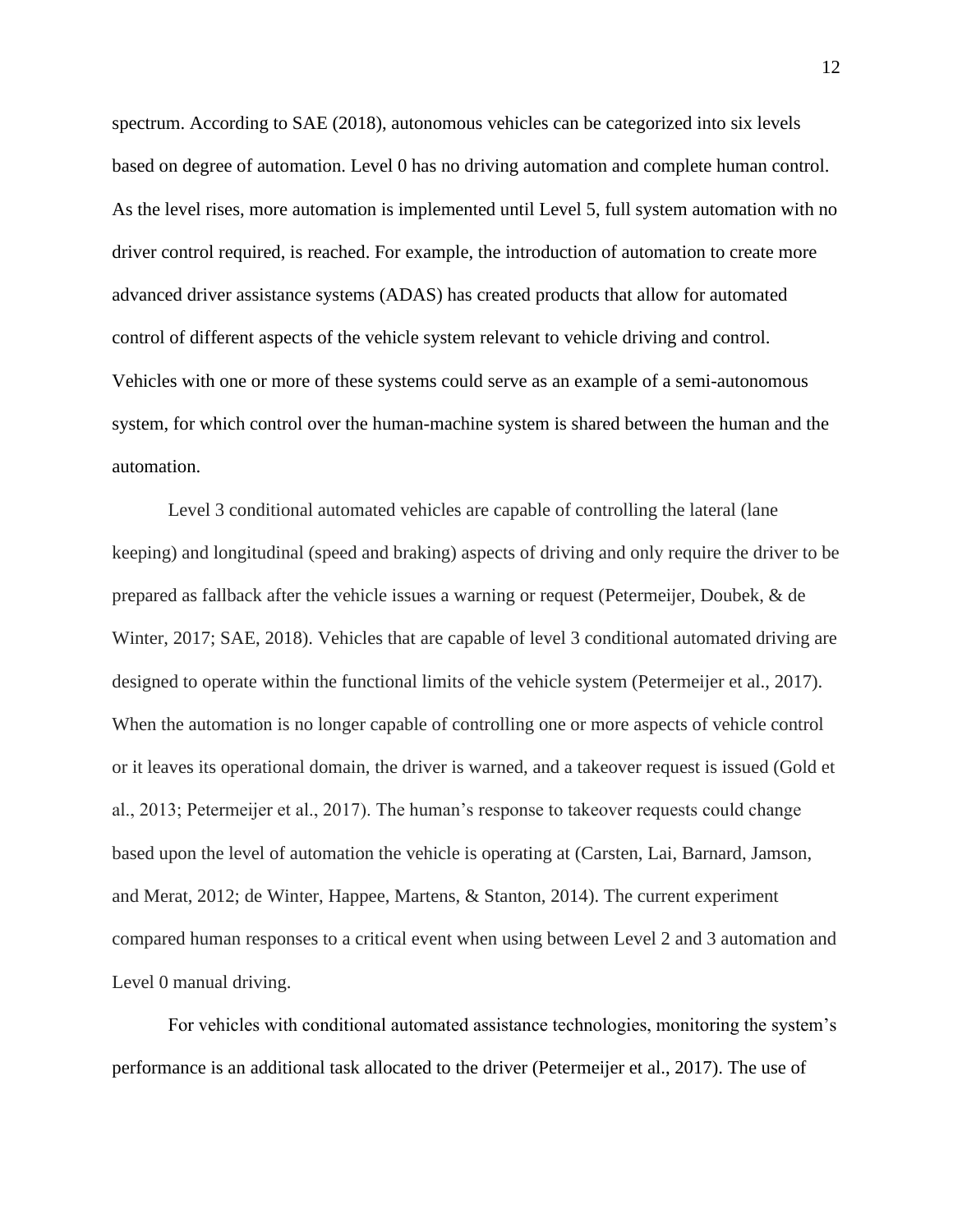spectrum. According to SAE (2018), autonomous vehicles can be categorized into six levels based on degree of automation. Level 0 has no driving automation and complete human control. As the level rises, more automation is implemented until Level 5, full system automation with no driver control required, is reached. For example, the introduction of automation to create more advanced driver assistance systems (ADAS) has created products that allow for automated control of different aspects of the vehicle system relevant to vehicle driving and control. Vehicles with one or more of these systems could serve as an example of a semi-autonomous system, for which control over the human-machine system is shared between the human and the automation.

Level 3 conditional automated vehicles are capable of controlling the lateral (lane keeping) and longitudinal (speed and braking) aspects of driving and only require the driver to be prepared as fallback after the vehicle issues a warning or request (Petermeijer, Doubek, & de Winter, 2017; SAE, 2018). Vehicles that are capable of level 3 conditional automated driving are designed to operate within the functional limits of the vehicle system (Petermeijer et al., 2017). When the automation is no longer capable of controlling one or more aspects of vehicle control or it leaves its operational domain, the driver is warned, and a takeover request is issued (Gold et al., 2013; Petermeijer et al., 2017). The human's response to takeover requests could change based upon the level of automation the vehicle is operating at (Carsten, Lai, Barnard, Jamson, and Merat, 2012; de Winter, Happee, Martens, & Stanton, 2014). The current experiment compared human responses to a critical event when using between Level 2 and 3 automation and Level 0 manual driving.

For vehicles with conditional automated assistance technologies, monitoring the system's performance is an additional task allocated to the driver (Petermeijer et al., 2017). The use of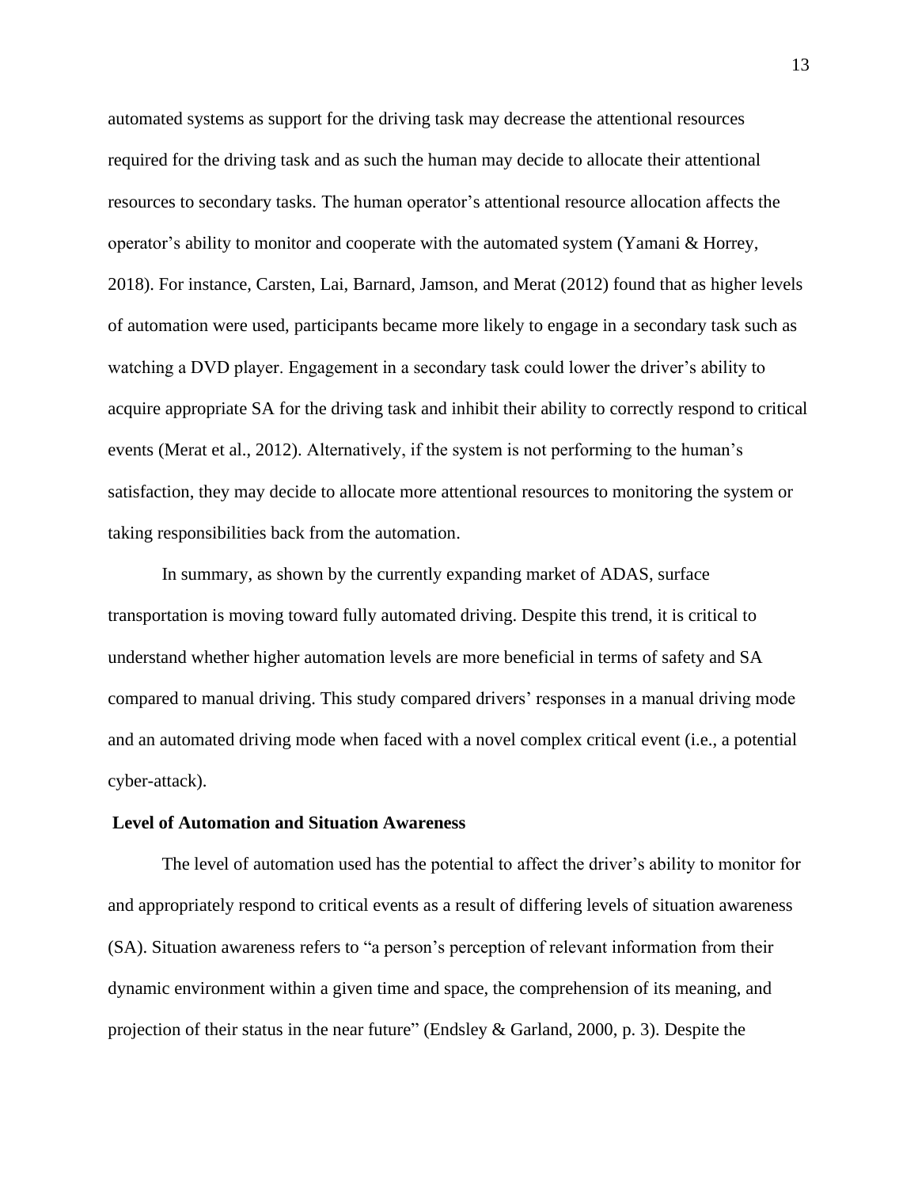automated systems as support for the driving task may decrease the attentional resources required for the driving task and as such the human may decide to allocate their attentional resources to secondary tasks. The human operator's attentional resource allocation affects the operator's ability to monitor and cooperate with the automated system (Yamani & Horrey, 2018). For instance, Carsten, Lai, Barnard, Jamson, and Merat (2012) found that as higher levels of automation were used, participants became more likely to engage in a secondary task such as watching a DVD player. Engagement in a secondary task could lower the driver's ability to acquire appropriate SA for the driving task and inhibit their ability to correctly respond to critical events (Merat et al., 2012). Alternatively, if the system is not performing to the human's satisfaction, they may decide to allocate more attentional resources to monitoring the system or taking responsibilities back from the automation.

In summary, as shown by the currently expanding market of ADAS, surface transportation is moving toward fully automated driving. Despite this trend, it is critical to understand whether higher automation levels are more beneficial in terms of safety and SA compared to manual driving. This study compared drivers' responses in a manual driving mode and an automated driving mode when faced with a novel complex critical event (i.e., a potential cyber-attack).

### Level of Automation and Situation Awareness

The level of automation used has the potential to affect the driver's ability to monitor for and appropriately respond to critical events as a result of differing levels of situation awareness (SA). Situation awareness refers to "a person's perception of relevant information from their dynamic environment within a given time and space, the comprehension of its meaning, and projection of their status in the near future" (Endsley & Garland, 2000, p. 3). Despite the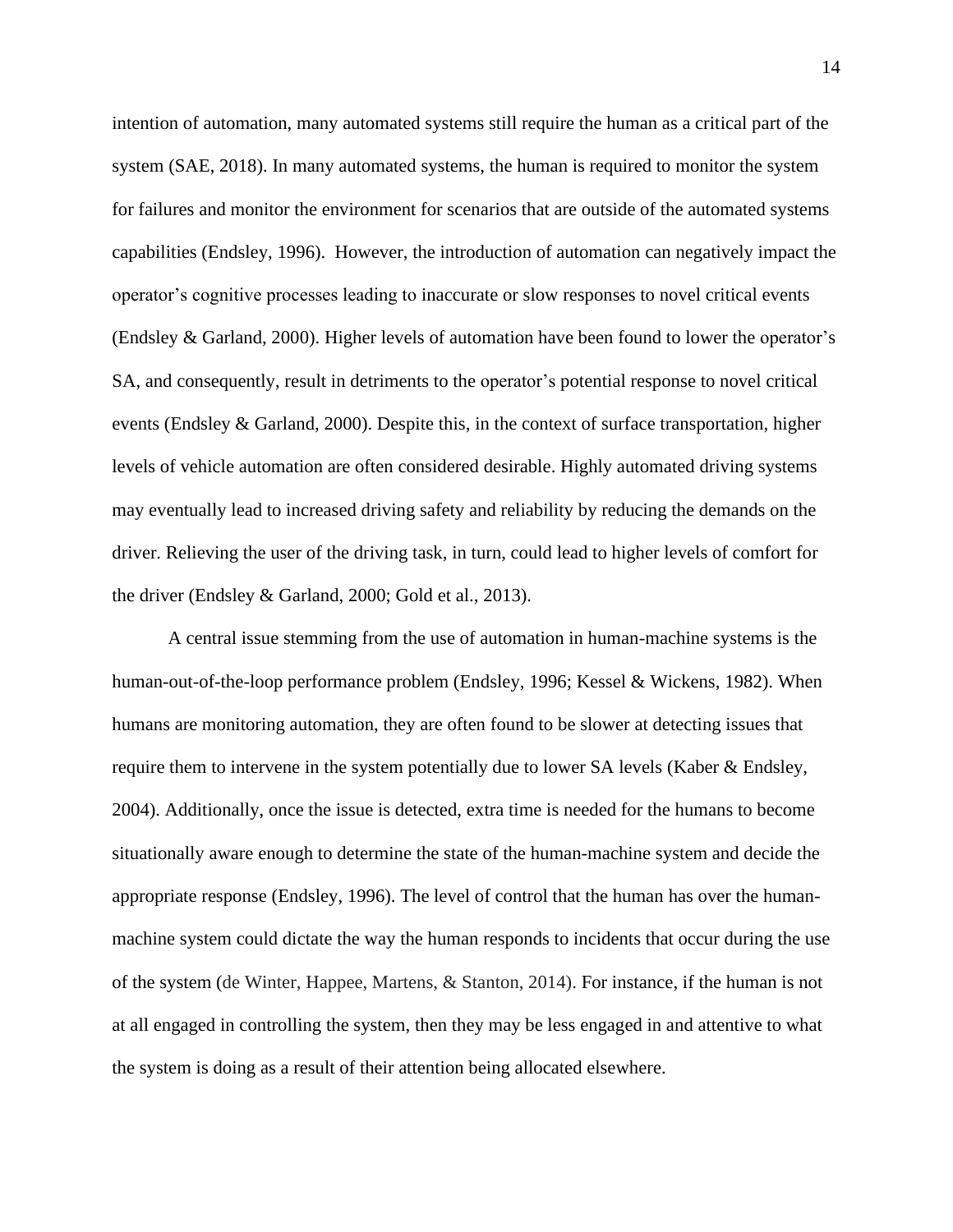intention of automation, many automated systems still require the human as a critical part of the system (SAE, 2018). In many automated systems, the human is required to monitor the system for failures and monitor the environment for scenarios that are outside of the automated systems capabilities (Endsley, 1996). However, the introduction of automation can negatively impact the operator's cognitive processes leading to inaccurate or slow responses to novel critical events (Endsley & Garland, 2000). Higher levels of automation have been found to lower the operator's SA, and consequently, result in detriments to the operator's potential response to novel critical events (Endsley & Garland, 2000). Despite this, in the context of surface transportation, higher levels of vehicle automation are often considered desirable. Highly automated driving systems may eventually lead to increased driving safety and reliability by reducing the demands on the driver. Relieving the user of the driving task, in turn, could lead to higher levels of comfort for the driver (Endsley & Garland, 2000; Gold et al., 2013).

A central issue stemming from the use of automation in human-machine systems is the human-out-of-the-loop performance problem (Endsley, 1996; Kessel & Wickens, 1982). When humans are monitoring automation, they are often found to be slower at detecting issues that require them to intervene in the system potentially due to lower SA levels (Kaber & Endsley, 2004). Additionally, once the issue is detected, extra time is needed for the humans to become situationally aware enough to determine the state of the human-machine system and decide the appropriate response (Endsley, 1996). The level of control that the human has over the human-machine system could dictate the way the human responds to incidents that occur during the use of the system (de Winter, Happee, Martens, & Stanton, 2014). For instance, if the human is not at all engaged in controlling the system, then they may be less engaged in and attentive to what the system is doing as a result of their attention being allocated elsewhere.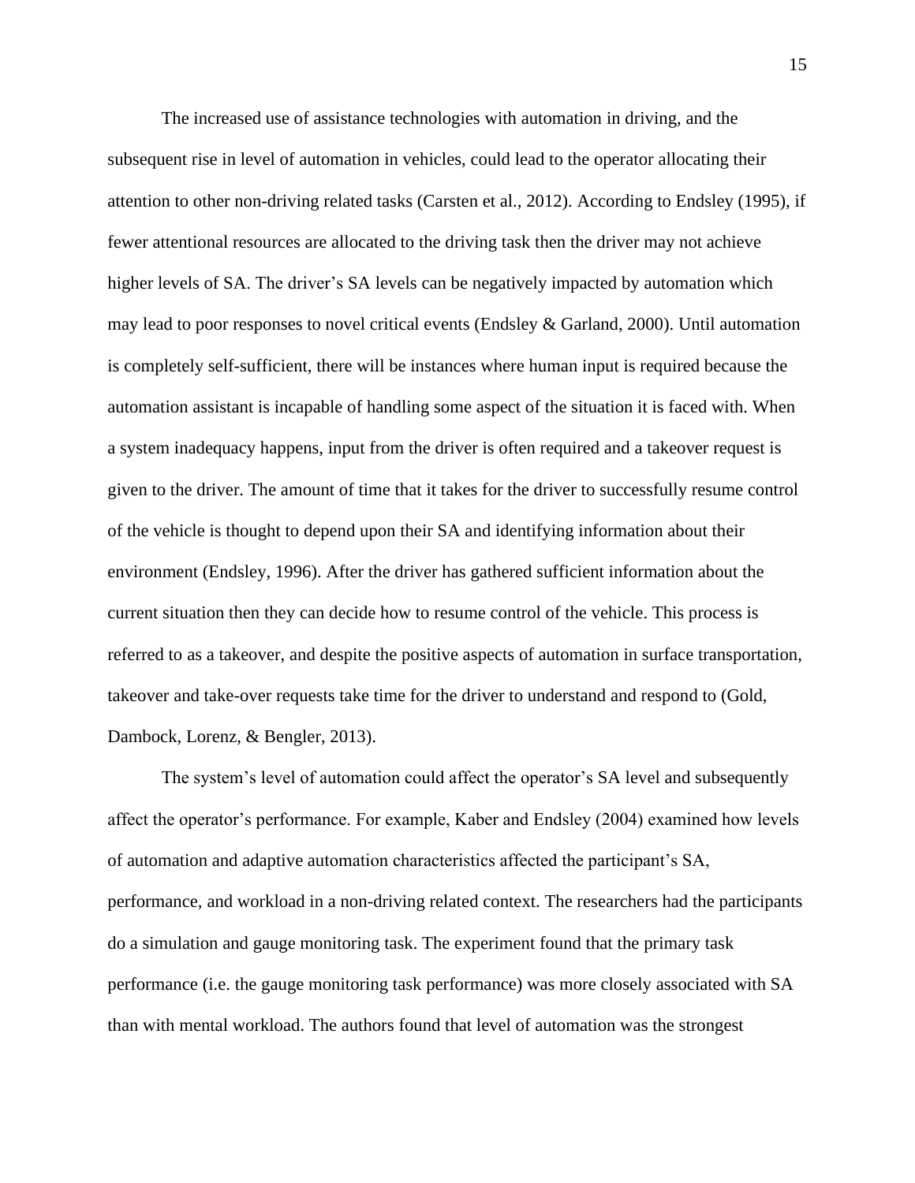The increased use of assistance technologies with automation in driving, and the subsequent rise in level of automation in vehicles, could lead to the operator allocating their attention to other non-driving related tasks (Carsten et al., 2012). According to Endsley (1995), if fewer attentional resources are allocated to the driving task then the driver may not achieve higher levels of SA. The driver's SA levels can be negatively impacted by automation which may lead to poor responses to novel critical events (Endsley & Garland, 2000). Until automation is completely self-sufficient, there will be instances where human input is required because the automation assistant is incapable of handling some aspect of the situation it is faced with. When a system inadequacy happens, input from the driver is often required and a takeover request is given to the driver. The amount of time that it takes for the driver to successfully resume control of the vehicle is thought to depend upon their SA and identifying information about their environment (Endsley, 1996). After the driver has gathered sufficient information about the current situation then they can decide how to resume control of the vehicle. This process is referred to as a takeover, and despite the positive aspects of automation in surface transportation, takeover and take-over requests take time for the driver to understand and respond to (Gold, Dambock, Lorenz, & Bengler, 2013).

The system's level of automation could affect the operator's SA level and subsequently affect the operator's performance. For example, Kaber and Endsley (2004) examined how levels of automation and adaptive automation characteristics affected the participant's SA, performance, and workload in a non-driving related context. The researchers had the participants do a simulation and gauge monitoring task. The experiment found that the primary task performance (i.e. the gauge monitoring task performance) was more closely associated with SA than with mental workload. The authors found that level of automation was the strongest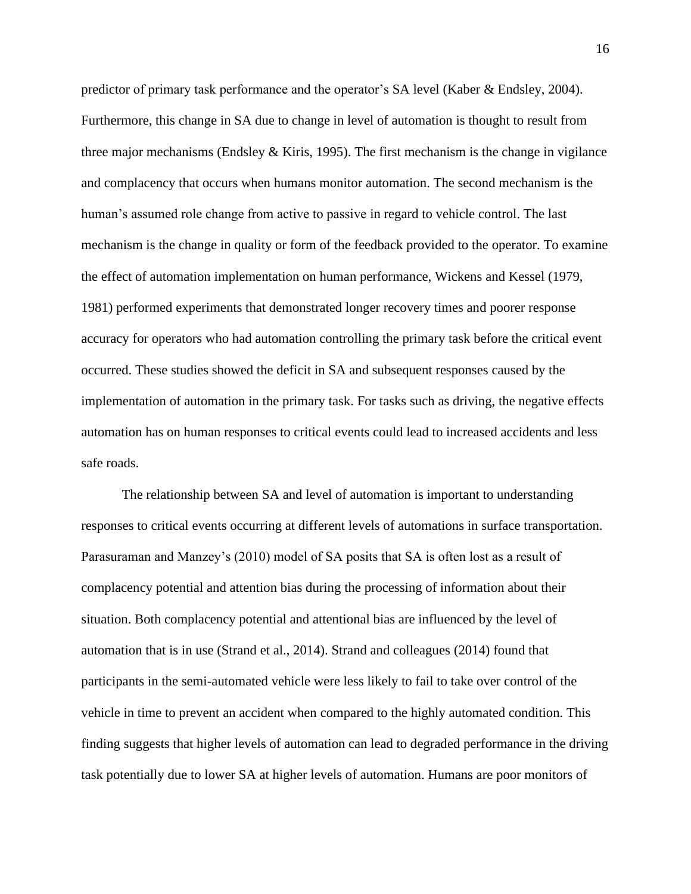predictor of primary task performance and the operator's SA level (Kaber & Endsley, 2004). Furthermore, this change in SA due to change in level of automation is thought to result from three major mechanisms (Endsley & Kiris, 1995). The first mechanism is the change in vigilance and complacency that occurs when humans monitor automation. The second mechanism is the human's assumed role change from active to passive in regard to vehicle control. The last mechanism is the change in quality or form of the feedback provided to the operator. To examine the effect of automation implementation on human performance, Wickens and Kessel (1979, 1981) performed experiments that demonstrated longer recovery times and poorer response accuracy for operators who had automation controlling the primary task before the critical event occurred. These studies showed the deficit in SA and subsequent responses caused by the implementation of automation in the primary task. For tasks such as driving, the negative effects automation has on human responses to critical events could lead to increased accidents and less safe roads.

The relationship between SA and level of automation is important to understanding responses to critical events occurring at different levels of automations in surface transportation. Parasuraman and Manzey's (2010) model of SA posits that SA is often lost as a result of complacency potential and attention bias during the processing of information about their situation. Both complacency potential and attentional bias are influenced by the level of automation that is in use (Strand et al., 2014). Strand and colleagues (2014) found that participants in the semi-automated vehicle were less likely to fail to take over control of the vehicle in time to prevent an accident when compared to the highly automated condition. This finding suggests that higher levels of automation can lead to degraded performance in the driving task potentially due to lower SA at higher levels of automation. Humans are poor monitors of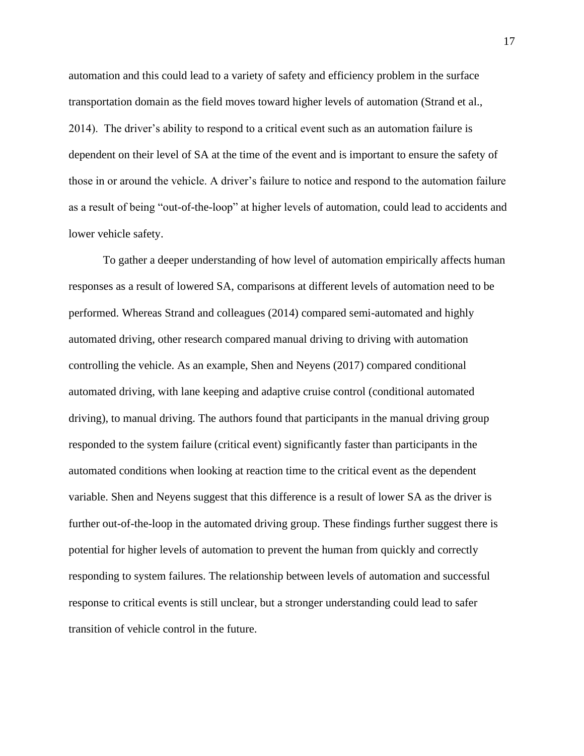automation and this could lead to a variety of safety and efficiency problem in the surface transportation domain as the field moves toward higher levels of automation (Strand et al., 2014). The driver's ability to respond to a critical event such as an automation failure is dependent on their level of SA at the time of the event and is important to ensure the safety of those in or around the vehicle. A driver's failure to notice and respond to the automation failure as a result of being "out-of-the-loop" at higher levels of automation, could lead to accidents and lower vehicle safety.

To gather a deeper understanding of how level of automation empirically affects human responses as a result of lowered SA, comparisons at different levels of automation need to be performed. Whereas Strand and colleagues (2014) compared semi-automated and highly automated driving, other research compared manual driving to driving with automation controlling the vehicle. As an example, Shen and Neyens (2017) compared conditional automated driving, with lane keeping and adaptive cruise control (conditional automated driving), to manual driving. The authors found that participants in the manual driving group responded to the system failure (critical event) significantly faster than participants in the automated conditions when looking at reaction time to the critical event as the dependent variable. Shen and Neyens suggest that this difference is a result of lower SA as the driver is further out-of-the-loop in the automated driving group. These findings further suggest there is potential for higher levels of automation to prevent the human from quickly and correctly responding to system failures. The relationship between levels of automation and successful response to critical events is still unclear, but a stronger understanding could lead to safer transition of vehicle control in the future.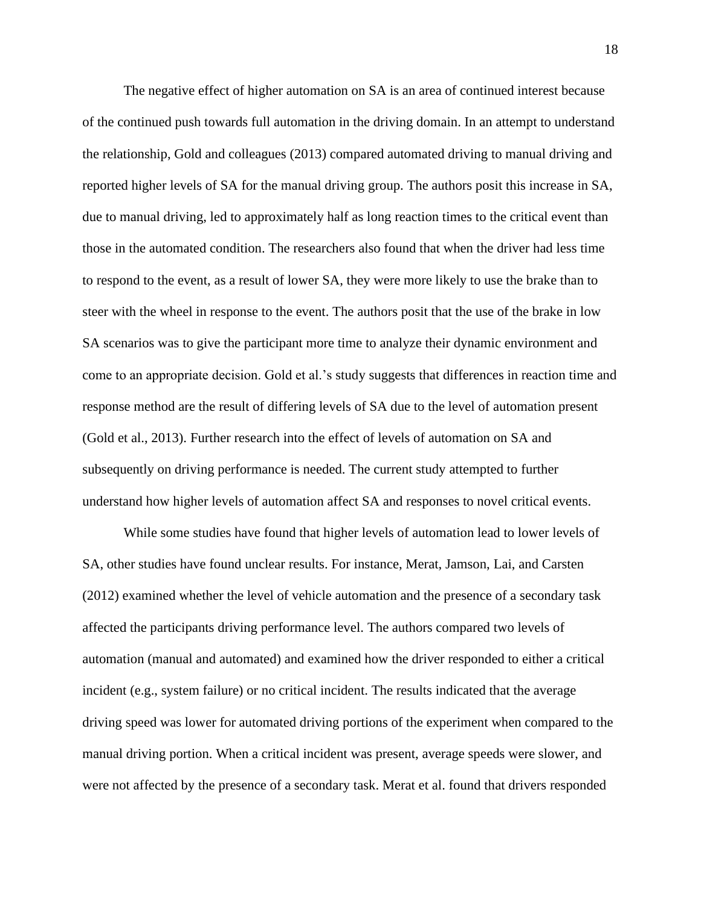The negative effect of higher automation on SA is an area of continued interest because of the continued push towards full automation in the driving domain. In an attempt to understand the relationship, Gold and colleagues (2013) compared automated driving to manual driving and reported higher levels of SA for the manual driving group. The authors posit this increase in SA, due to manual driving, led to approximately half as long reaction times to the critical event than those in the automated condition. The researchers also found that when the driver had less time to respond to the event, as a result of lower SA, they were more likely to use the brake than to steer with the wheel in response to the event. The authors posit that the use of the brake in low SA scenarios was to give the participant more time to analyze their dynamic environment and come to an appropriate decision. Gold et al.'s study suggests that differences in reaction time and response method are the result of differing levels of SA due to the level of automation present (Gold et al., 2013). Further research into the effect of levels of automation on SA and subsequently on driving performance is needed. The current study attempted to further understand how higher levels of automation affect SA and responses to novel critical events.

While some studies have found that higher levels of automation lead to lower levels of SA, other studies have found unclear results. For instance, Merat, Jamson, Lai, and Carsten (2012) examined whether the level of vehicle automation and the presence of a secondary task affected the participants driving performance level. The authors compared two levels of automation (manual and automated) and examined how the driver responded to either a critical incident (e.g., system failure) or no critical incident. The results indicated that the average driving speed was lower for automated driving portions of the experiment when compared to the manual driving portion. When a critical incident was present, average speeds were slower, and were not affected by the presence of a secondary task. Merat et al. found that drivers responded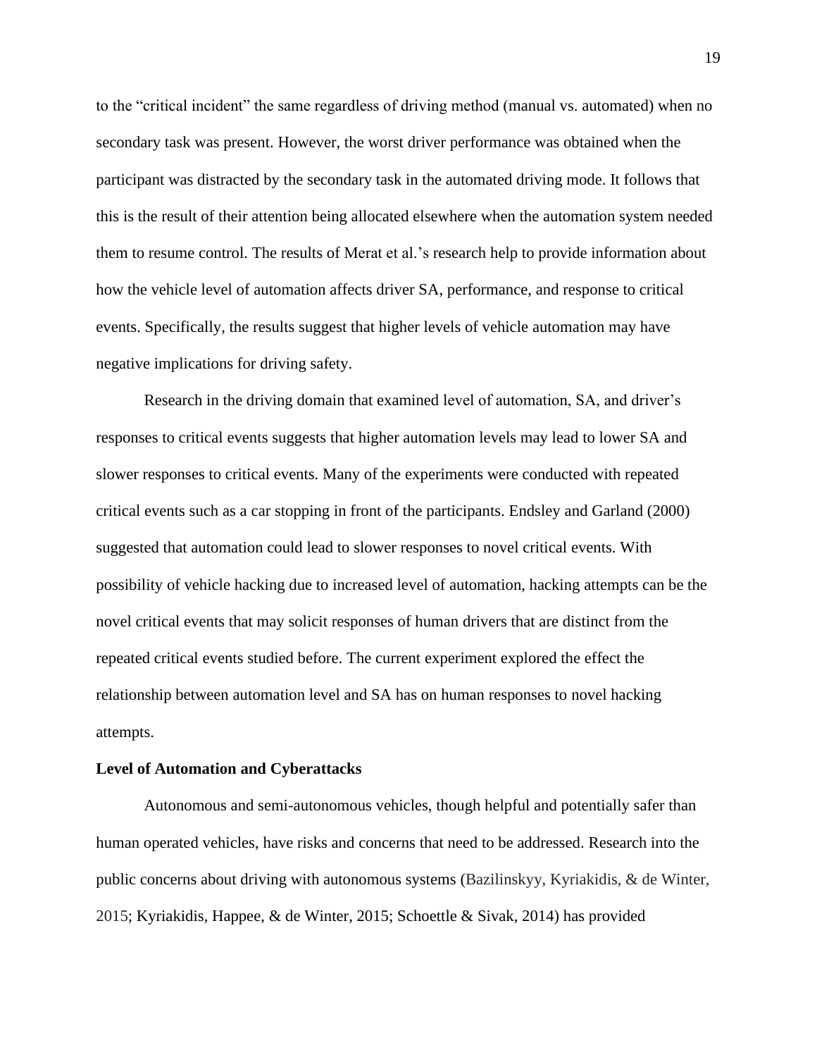to the "critical incident" the same regardless of driving method (manual vs. automated) when no secondary task was present. However, the worst driver performance was obtained when the participant was distracted by the secondary task in the automated driving mode. It follows that this is the result of their attention being allocated elsewhere when the automation system needed them to resume control. The results of Merat et al.'s research help to provide information about how the vehicle level of automation affects driver SA, performance, and response to critical events. Specifically, the results suggest that higher levels of vehicle automation may have negative implications for driving safety.

Research in the driving domain that examined level of automation, SA, and driver's responses to critical events suggests that higher automation levels may lead to lower SA and slower responses to critical events. Many of the experiments were conducted with repeated critical events such as a car stopping in front of the participants. Endsley and Garland (2000) suggested that automation could lead to slower responses to novel critical events. With possibility of vehicle hacking due to increased level of automation, hacking attempts can be the novel critical events that may solicit responses of human drivers that are distinct from the repeated critical events studied before. The current experiment explored the effect the relationship between automation level and SA has on human responses to novel hacking attempts.

**Level of Automation and Cyberattacks**

Autonomous and semi-autonomous vehicles, though helpful and potentially safer than human operated vehicles, have risks and concerns that need to be addressed. Research into the public concerns about driving with autonomous systems (Bazilinskyy, Kyriakidis, & de Winter, 2015; Kyriakidis, Happee, & de Winter, 2015; Schoettle & Sivak, 2014) has provided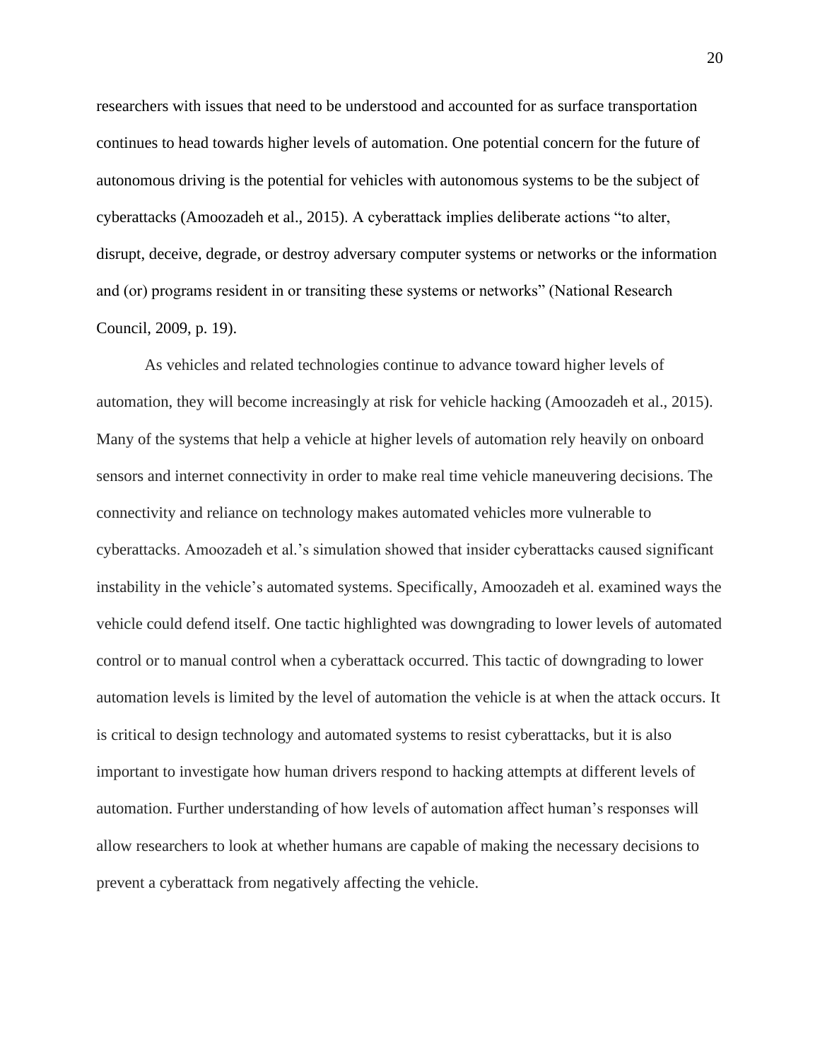researchers with issues that need to be understood and accounted for as surface transportation continues to head towards higher levels of automation. One potential concern for the future of autonomous driving is the potential for vehicles with autonomous systems to be the subject of cyberattacks (Amoozadeh et al., 2015). A cyberattack implies deliberate actions "to alter, disrupt, deceive, degrade, or destroy adversary computer systems or networks or the information and (or) programs resident in or transiting these systems or networks" (National Research Council, 2009, p. 19).

As vehicles and related technologies continue to advance toward higher levels of automation, they will become increasingly at risk for vehicle hacking (Amoozadeh et al., 2015). Many of the systems that help a vehicle at higher levels of automation rely heavily on onboard sensors and internet connectivity in order to make real time vehicle maneuvering decisions. The connectivity and reliance on technology makes automated vehicles more vulnerable to cyberattacks. Amoozadeh et al.'s simulation showed that insider cyberattacks caused significant instability in the vehicle's automated systems. Specifically, Amoozadeh et al. examined ways the vehicle could defend itself. One tactic highlighted was downgrading to lower levels of automated control or to manual control when a cyberattack occurred. This tactic of downgrading to lower automation levels is limited by the level of automation the vehicle is at when the attack occurs. It is critical to design technology and automated systems to resist cyberattacks, but it is also important to investigate how human drivers respond to hacking attempts at different levels of automation. Further understanding of how levels of automation affect human's responses will allow researchers to look at whether humans are capable of making the necessary decisions to prevent a cyberattack from negatively affecting the vehicle.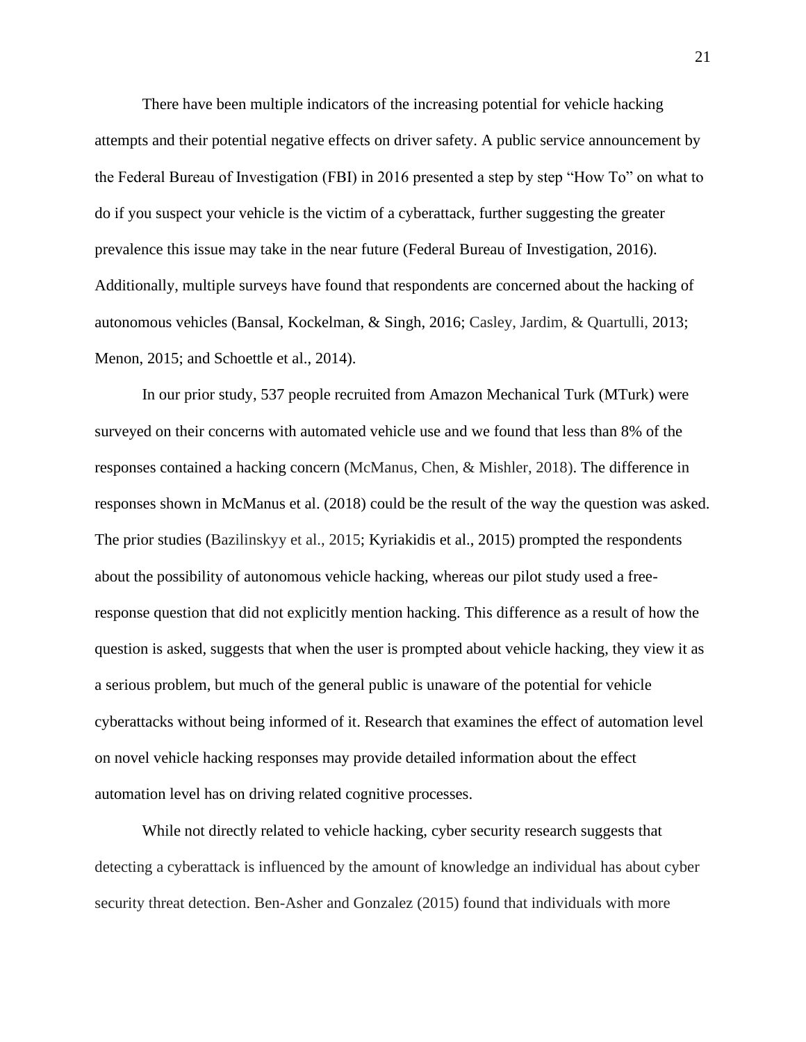There have been multiple indicators of the increasing potential for vehicle hacking attempts and their potential negative effects on driver safety. A public service announcement by the Federal Bureau of Investigation (FBI) in 2016 presented a step by step "How To" on what to do if you suspect your vehicle is the victim of a cyberattack, further suggesting the greater prevalence this issue may take in the near future (Federal Bureau of Investigation, 2016). Additionally, multiple surveys have found that respondents are concerned about the hacking of autonomous vehicles (Bansal, Kockelman, & Singh, 2016; Casley, Jardim, & Quartulli, 2013; Menon, 2015; and Schoettle et al., 2014).

In our prior study, 537 people recruited from Amazon Mechanical Turk (MTurk) were surveyed on their concerns with automated vehicle use and we found that less than 8% of the responses contained a hacking concern (McManus, Chen, & Mishler, 2018). The difference in responses shown in McManus et al. (2018) could be the result of the way the question was asked. The prior studies (Bazilinskyy et al., 2015; Kyriakidis et al., 2015) prompted the respondents about the possibility of autonomous vehicle hacking, whereas our pilot study used a free-response question that did not explicitly mention hacking. This difference as a result of how the question is asked, suggests that when the user is prompted about vehicle hacking, they view it as a serious problem, but much of the general public is unaware of the potential for vehicle cyberattacks without being informed of it. Research that examines the effect of automation level on novel vehicle hacking responses may provide detailed information about the effect automation level has on driving related cognitive processes.

While not directly related to vehicle hacking, cyber security research suggests that detecting a cyberattack is influenced by the amount of knowledge an individual has about cyber security threat detection. Ben-Asher and Gonzalez (2015) found that individuals with more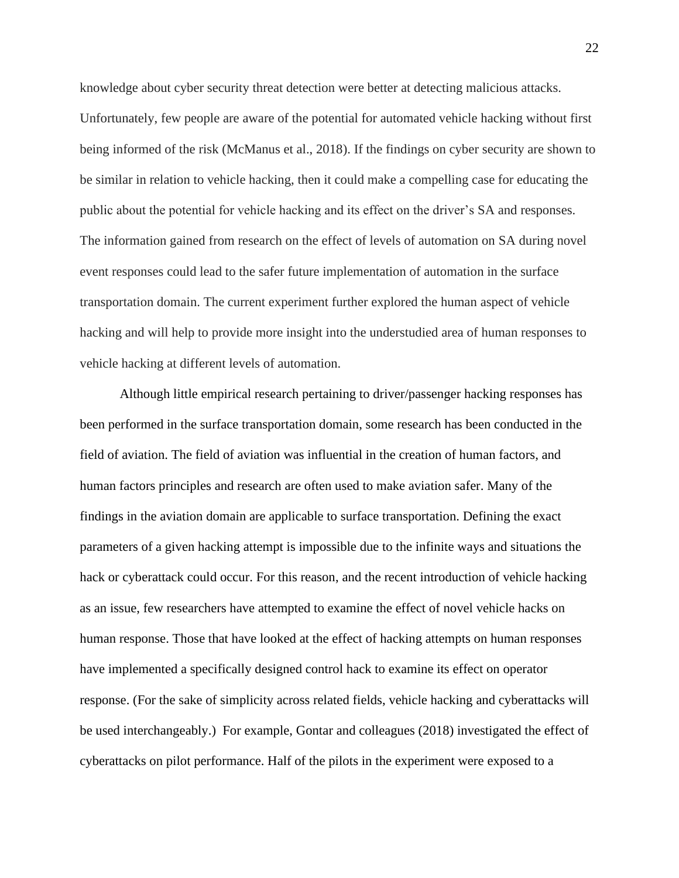knowledge about cyber security threat detection were better at detecting malicious attacks. Unfortunately, few people are aware of the potential for automated vehicle hacking without first being informed of the risk (McManus et al., 2018). If the findings on cyber security are shown to be similar in relation to vehicle hacking, then it could make a compelling case for educating the public about the potential for vehicle hacking and its effect on the driver's SA and responses. The information gained from research on the effect of levels of automation on SA during novel event responses could lead to the safer future implementation of automation in the surface transportation domain. The current experiment further explored the human aspect of vehicle hacking and will help to provide more insight into the understudied area of human responses to vehicle hacking at different levels of automation.

Although little empirical research pertaining to driver/passenger hacking responses has been performed in the surface transportation domain, some research has been conducted in the field of aviation. The field of aviation was influential in the creation of human factors, and human factors principles and research are often used to make aviation safer. Many of the findings in the aviation domain are applicable to surface transportation. Defining the exact parameters of a given hacking attempt is impossible due to the infinite ways and situations the hack or cyberattack could occur. For this reason, and the recent introduction of vehicle hacking as an issue, few researchers have attempted to examine the effect of novel vehicle hacks on human response. Those that have looked at the effect of hacking attempts on human responses have implemented a specifically designed control hack to examine its effect on operator response. (For the sake of simplicity across related fields, vehicle hacking and cyberattacks will be used interchangeably.) For example, Gontar and colleagues (2018) investigated the effect of cyberattacks on pilot performance. Half of the pilots in the experiment were exposed to a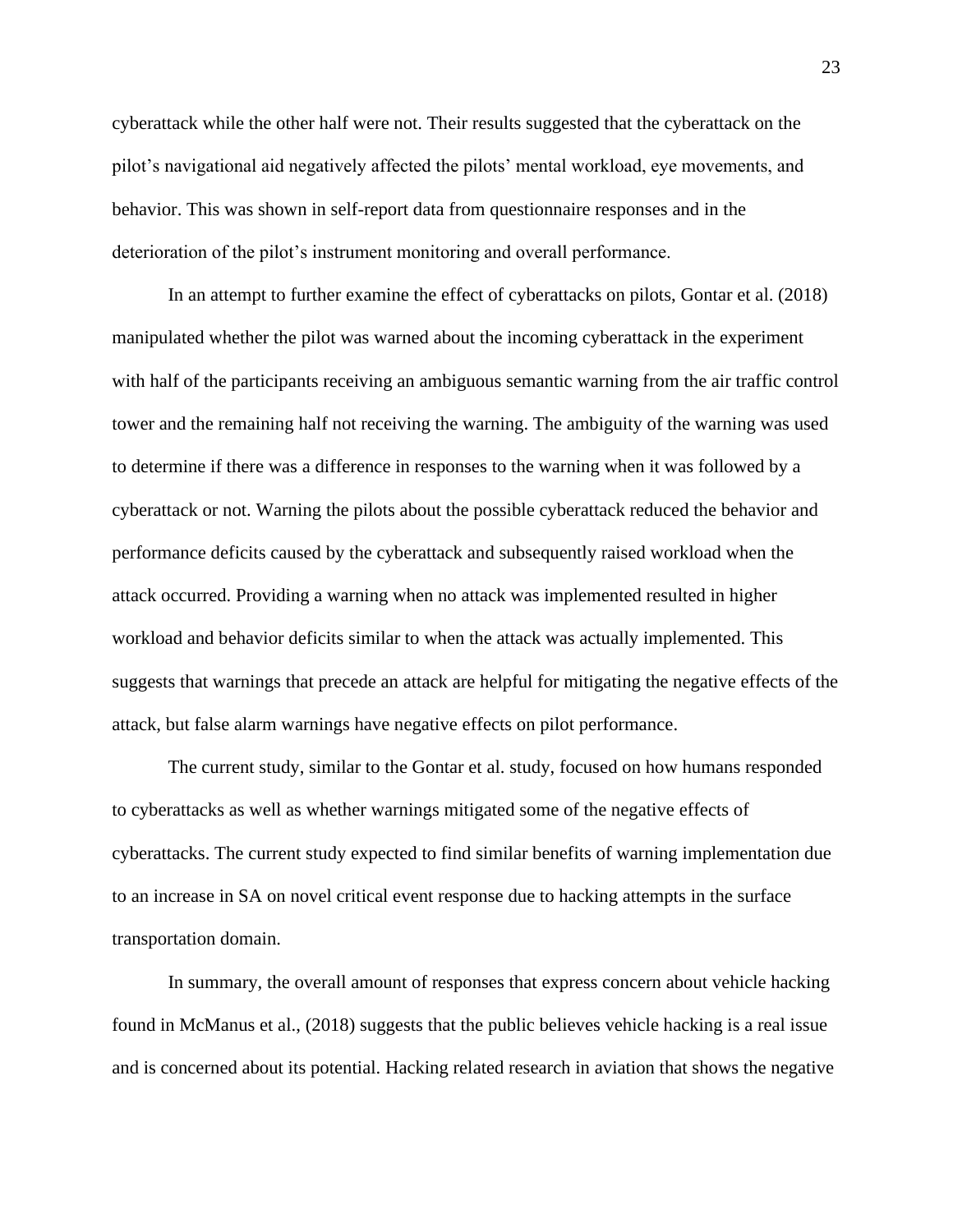cyberattack while the other half were not. Their results suggested that the cyberattack on the pilot's navigational aid negatively affected the pilots' mental workload, eye movements, and behavior. This was shown in self-report data from questionnaire responses and in the deterioration of the pilot's instrument monitoring and overall performance.

In an attempt to further examine the effect of cyberattacks on pilots, Gontar et al. (2018) manipulated whether the pilot was warned about the incoming cyberattack in the experiment with half of the participants receiving an ambiguous semantic warning from the air traffic control tower and the remaining half not receiving the warning. The ambiguity of the warning was used to determine if there was a difference in responses to the warning when it was followed by a cyberattack or not. Warning the pilots about the possible cyberattack reduced the behavior and performance deficits caused by the cyberattack and subsequently raised workload when the attack occurred. Providing a warning when no attack was implemented resulted in higher workload and behavior deficits similar to when the attack was actually implemented. This suggests that warnings that precede an attack are helpful for mitigating the negative effects of the attack, but false alarm warnings have negative effects on pilot performance.

The current study, similar to the Gontar et al. study, focused on how humans responded to cyberattacks as well as whether warnings mitigated some of the negative effects of cyberattacks. The current study expected to find similar benefits of warning implementation due to an increase in SA on novel critical event response due to hacking attempts in the surface transportation domain.

In summary, the overall amount of responses that express concern about vehicle hacking found in McManus et al., (2018) suggests that the public believes vehicle hacking is a real issue and is concerned about its potential. Hacking related research in aviation that shows the negative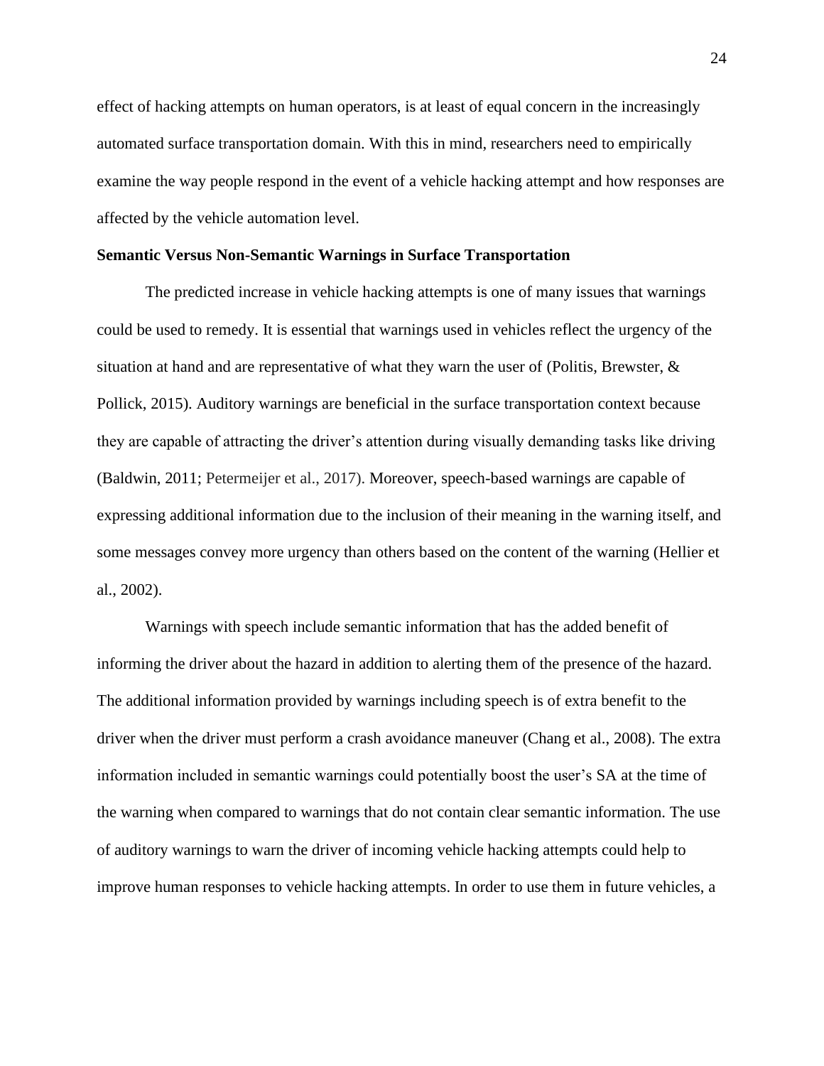effect of hacking attempts on human operators, is at least of equal concern in the increasingly automated surface transportation domain. With this in mind, researchers need to empirically examine the way people respond in the event of a vehicle hacking attempt and how responses are affected by the vehicle automation level.

**Semantic Versus Non-Semantic Warnings in Surface Transportation**

The predicted increase in vehicle hacking attempts is one of many issues that warnings could be used to remedy. It is essential that warnings used in vehicles reflect the urgency of the situation at hand and are representative of what they warn the user of (Politis, Brewster, & Pollick, 2015). Auditory warnings are beneficial in the surface transportation context because they are capable of attracting the driver's attention during visually demanding tasks like driving (Baldwin, 2011; Petermeijer et al., 2017). Moreover, speech-based warnings are capable of expressing additional information due to the inclusion of their meaning in the warning itself, and some messages convey more urgency than others based on the content of the warning (Hellier et al., 2002).

Warnings with speech include semantic information that has the added benefit of informing the driver about the hazard in addition to alerting them of the presence of the hazard. The additional information provided by warnings including speech is of extra benefit to the driver when the driver must perform a crash avoidance maneuver (Chang et al., 2008). The extra information included in semantic warnings could potentially boost the user's SA at the time of the warning when compared to warnings that do not contain clear semantic information. The use of auditory warnings to warn the driver of incoming vehicle hacking attempts could help to improve human responses to vehicle hacking attempts. In order to use them in future vehicles, a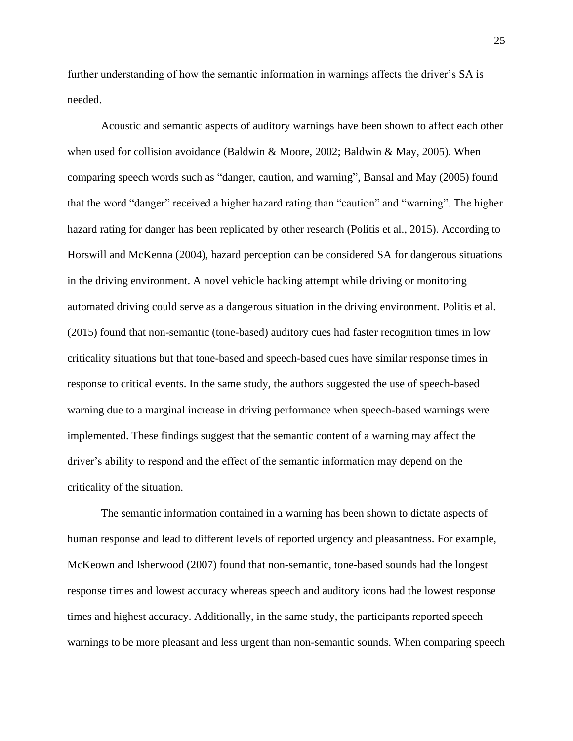further understanding of how the semantic information in warnings affects the driver's SA is needed.

Acoustic and semantic aspects of auditory warnings have been shown to affect each other when used for collision avoidance (Baldwin & Moore, 2002; Baldwin & May, 2005). When comparing speech words such as "danger, caution, and warning", Bansal and May (2005) found that the word "danger" received a higher hazard rating than "caution" and "warning". The higher hazard rating for danger has been replicated by other research (Politis et al., 2015). According to Horswill and McKenna (2004), hazard perception can be considered SA for dangerous situations in the driving environment. A novel vehicle hacking attempt while driving or monitoring automated driving could serve as a dangerous situation in the driving environment. Politis et al. (2015) found that non-semantic (tone-based) auditory cues had faster recognition times in low criticality situations but that tone-based and speech-based cues have similar response times in response to critical events. In the same study, the authors suggested the use of speech-based warning due to a marginal increase in driving performance when speech-based warnings were implemented. These findings suggest that the semantic content of a warning may affect the driver's ability to respond and the effect of the semantic information may depend on the criticality of the situation.

The semantic information contained in a warning has been shown to dictate aspects of human response and lead to different levels of reported urgency and pleasantness. For example, McKeown and Isherwood (2007) found that non-semantic, tone-based sounds had the longest response times and lowest accuracy whereas speech and auditory icons had the lowest response times and highest accuracy. Additionally, in the same study, the participants reported speech warnings to be more pleasant and less urgent than non-semantic sounds. When comparing speech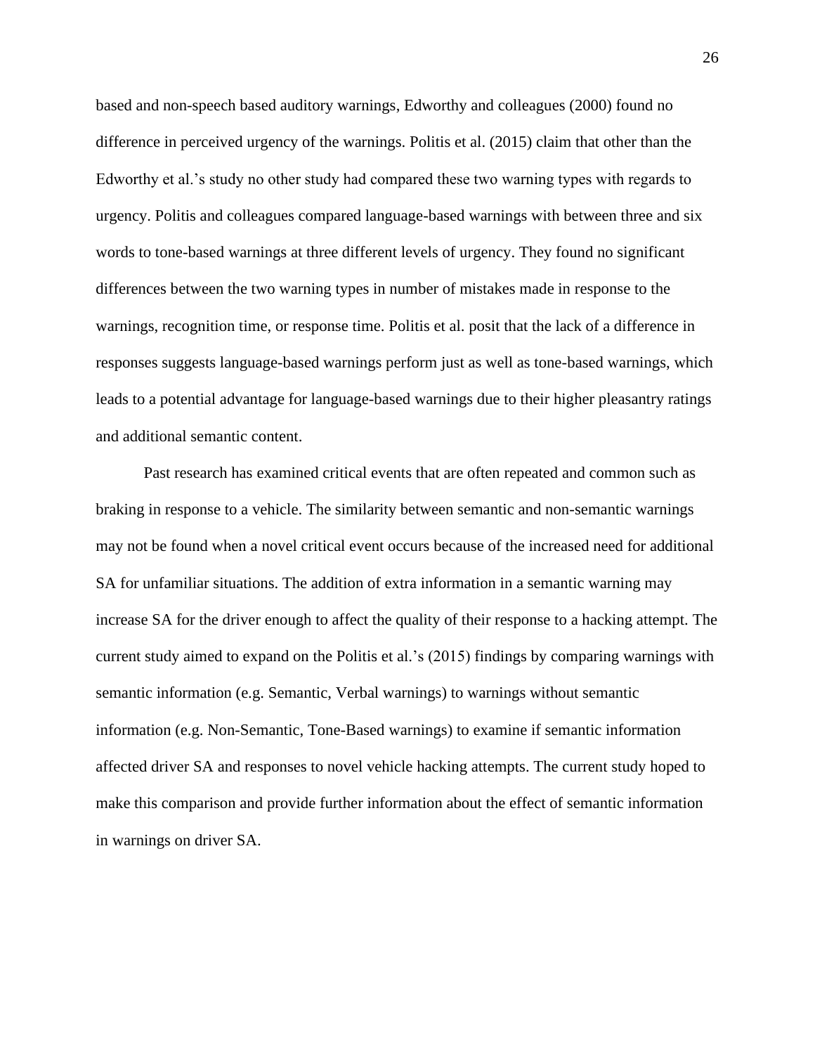based and non-speech based auditory warnings, Edworthy and colleagues (2000) found no difference in perceived urgency of the warnings. Politis et al. (2015) claim that other than the Edworthy et al.'s study no other study had compared these two warning types with regards to urgency. Politis and colleagues compared language-based warnings with between three and six words to tone-based warnings at three different levels of urgency. They found no significant differences between the two warning types in number of mistakes made in response to the warnings, recognition time, or response time. Politis et al. posit that the lack of a difference in responses suggests language-based warnings perform just as well as tone-based warnings, which leads to a potential advantage for language-based warnings due to their higher pleasantry ratings and additional semantic content.

Past research has examined critical events that are often repeated and common such as braking in response to a vehicle. The similarity between semantic and non-semantic warnings may not be found when a novel critical event occurs because of the increased need for additional SA for unfamiliar situations. The addition of extra information in a semantic warning may increase SA for the driver enough to affect the quality of their response to a hacking attempt. The current study aimed to expand on the Politis et al.'s (2015) findings by comparing warnings with semantic information (e.g. Semantic, Verbal warnings) to warnings without semantic information (e.g. Non-Semantic, Tone-Based warnings) to examine if semantic information affected driver SA and responses to novel vehicle hacking attempts. The current study hoped to make this comparison and provide further information about the effect of semantic information in warnings on driver SA.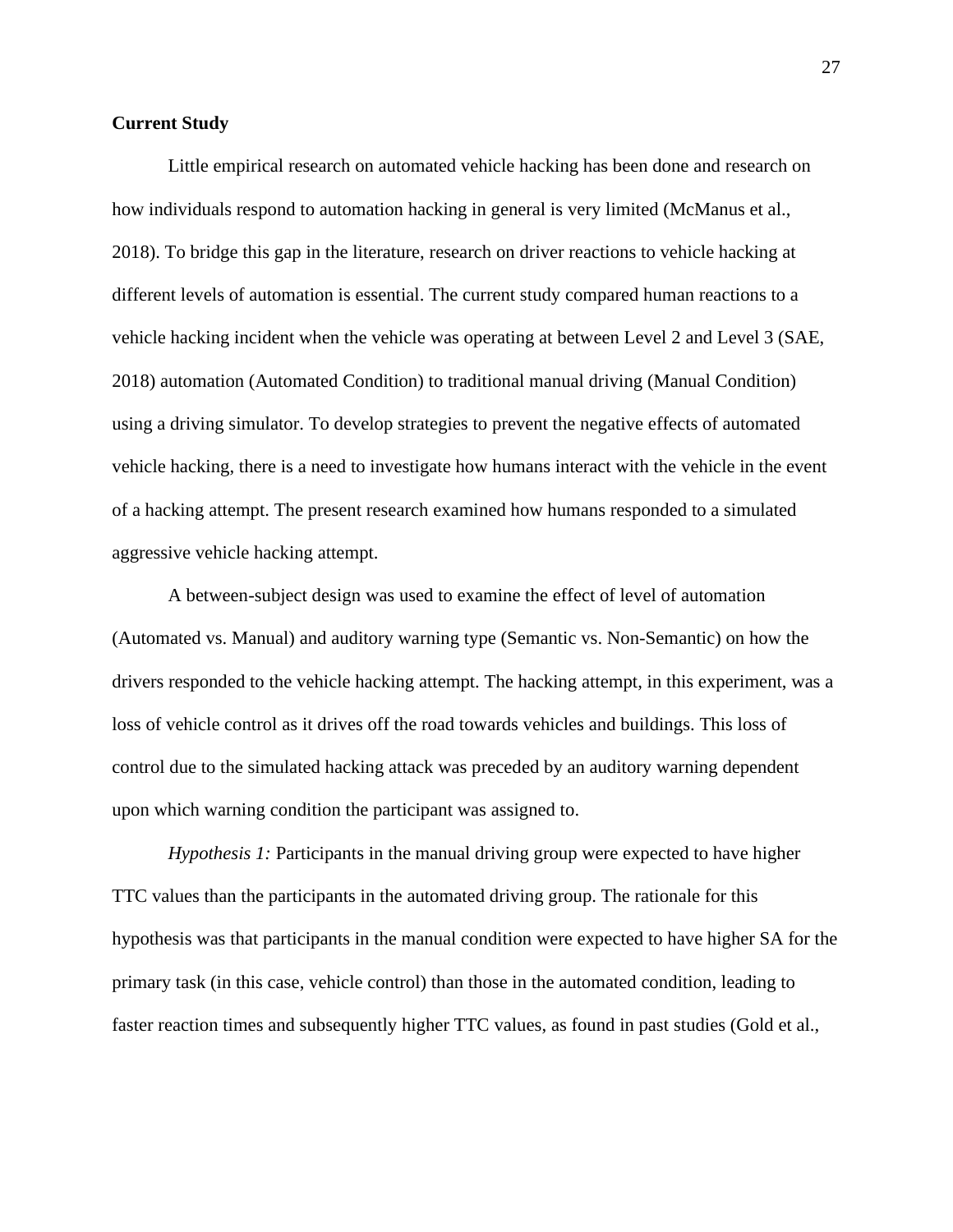**Current Study**

Little empirical research on automated vehicle hacking has been done and research on how individuals respond to automation hacking in general is very limited (McManus et al., 2018). To bridge this gap in the literature, research on driver reactions to vehicle hacking at different levels of automation is essential. The current study compared human reactions to a vehicle hacking incident when the vehicle was operating at between Level 2 and Level 3 (SAE, 2018) automation (Automated Condition) to traditional manual driving (Manual Condition) using a driving simulator. To develop strategies to prevent the negative effects of automated vehicle hacking, there is a need to investigate how humans interact with the vehicle in the event of a hacking attempt. The present research examined how humans responded to a simulated aggressive vehicle hacking attempt.

A between-subject design was used to examine the effect of level of automation (Automated vs. Manual) and auditory warning type (Semantic vs. Non-Semantic) on how the drivers responded to the vehicle hacking attempt. The hacking attempt, in this experiment, was a loss of vehicle control as it drives off the road towards vehicles and buildings. This loss of control due to the simulated hacking attack was preceded by an auditory warning dependent upon which warning condition the participant was assigned to.

*Hypothesis 1:* Participants in the manual driving group were expected to have higher TTC values than the participants in the automated driving group. The rationale for this hypothesis was that participants in the manual condition were expected to have higher SA for the primary task (in this case, vehicle control) than those in the automated condition, leading to faster reaction times and subsequently higher TTC values, as found in past studies (Gold et al.,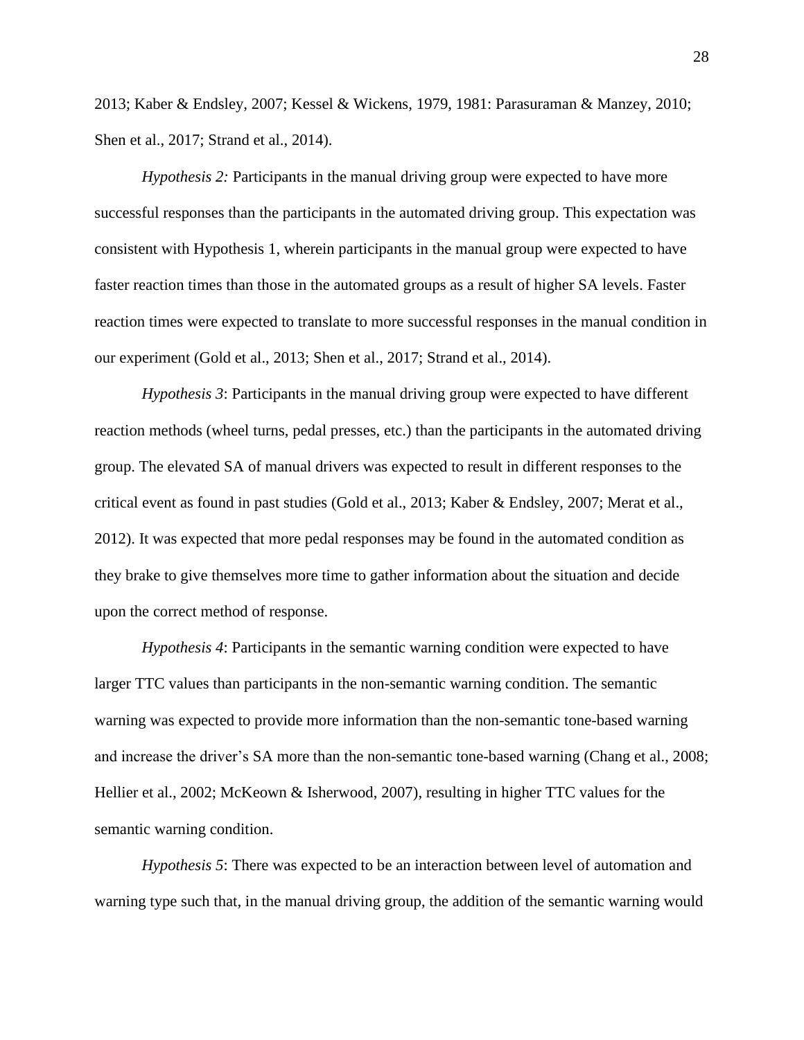2013; Kaber & Endsley, 2007; Kessel & Wickens, 1979, 1981: Parasuraman & Manzey, 2010; Shen et al., 2017; Strand et al., 2014).

*Hypothesis 2:* Participants in the manual driving group were expected to have more successful responses than the participants in the automated driving group. This expectation was consistent with Hypothesis 1, wherein participants in the manual group were expected to have faster reaction times than those in the automated groups as a result of higher SA levels. Faster reaction times were expected to translate to more successful responses in the manual condition in our experiment (Gold et al., 2013; Shen et al., 2017; Strand et al., 2014).

*Hypothesis 3*: Participants in the manual driving group were expected to have different reaction methods (wheel turns, pedal presses, etc.) than the participants in the automated driving group. The elevated SA of manual drivers was expected to result in different responses to the critical event as found in past studies (Gold et al., 2013; Kaber & Endsley, 2007; Merat et al., 2012). It was expected that more pedal responses may be found in the automated condition as they brake to give themselves more time to gather information about the situation and decide upon the correct method of response.

*Hypothesis 4*: Participants in the semantic warning condition were expected to have larger TTC values than participants in the non-semantic warning condition. The semantic warning was expected to provide more information than the non-semantic tone-based warning and increase the driver's SA more than the non-semantic tone-based warning (Chang et al., 2008; Hellier et al., 2002; McKeown & Isherwood, 2007), resulting in higher TTC values for the semantic warning condition.

*Hypothesis 5*: There was expected to be an interaction between level of automation and warning type such that, in the manual driving group, the addition of the semantic warning would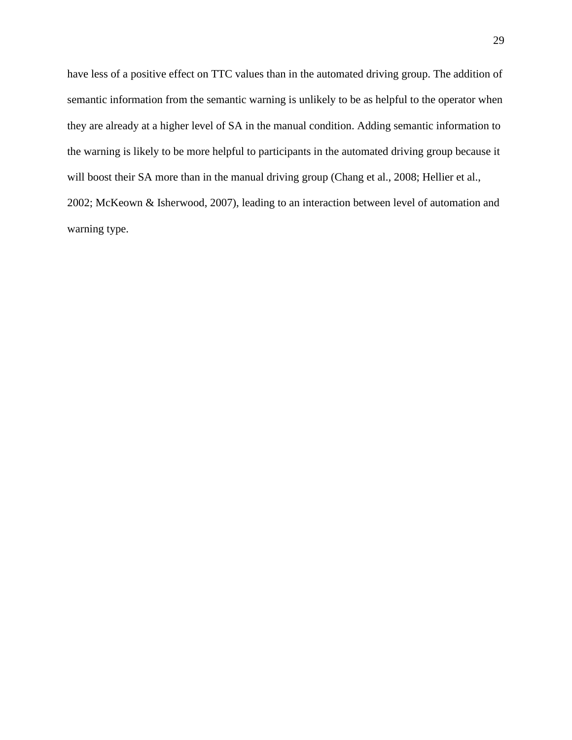have less of a positive effect on TTC values than in the automated driving group. The addition of semantic information from the semantic warning is unlikely to be as helpful to the operator when they are already at a higher level of SA in the manual condition. Adding semantic information to the warning is likely to be more helpful to participants in the automated driving group because it will boost their SA more than in the manual driving group (Chang et al., 2008; Hellier et al., 2002; McKeown & Isherwood, 2007), leading to an interaction between level of automation and warning type.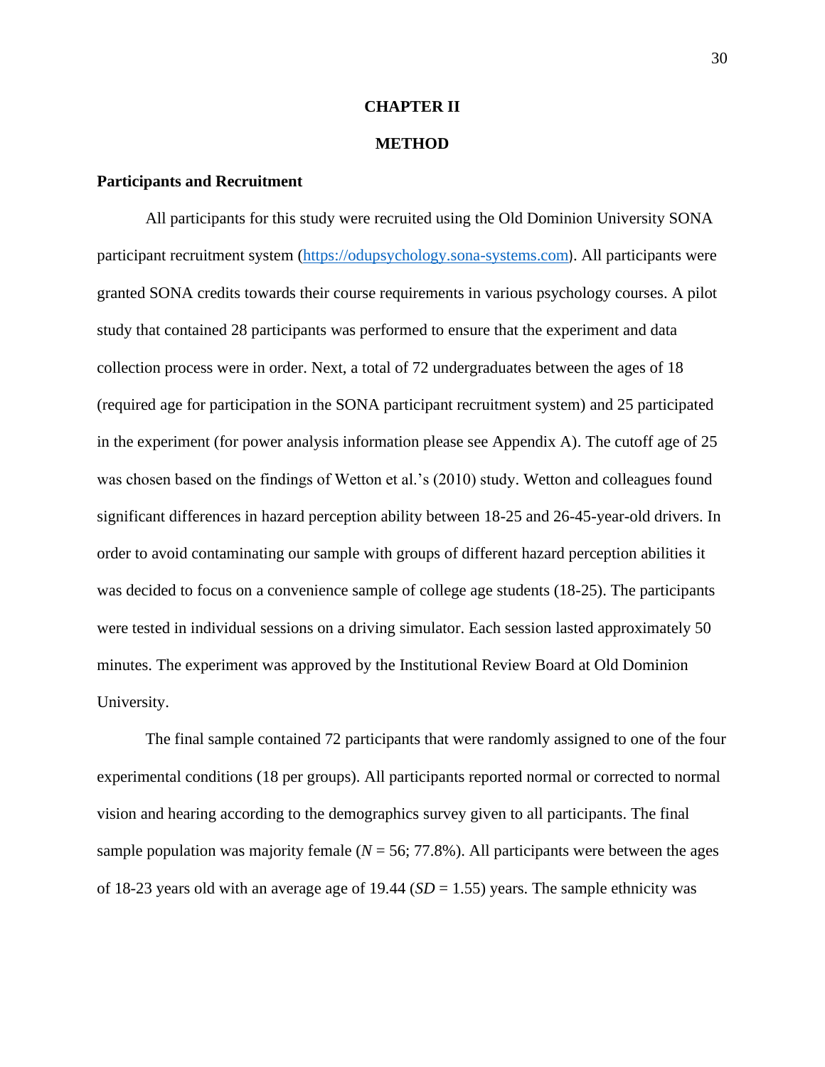# CHAPTER II

# METHOD

## Participants and Recruitment

All participants for this study were recruited using the Old Dominion University SONA participant recruitment system (https://odupsychology.sona-systems.com). All participants were granted SONA credits towards their course requirements in various psychology courses. A pilot study that contained 28 participants was performed to ensure that the experiment and data collection process were in order. Next, a total of 72 undergraduates between the ages of 18 (required age for participation in the SONA participant recruitment system) and 25 participated in the experiment (for power analysis information please see Appendix A). The cutoff age of 25 was chosen based on the findings of Wetton et al.'s (2010) study. Wetton and colleagues found significant differences in hazard perception ability between 18-25 and 26-45-year-old drivers. In order to avoid contaminating our sample with groups of different hazard perception abilities it was decided to focus on a convenience sample of college age students (18-25). The participants were tested in individual sessions on a driving simulator. Each session lasted approximately 50 minutes. The experiment was approved by the Institutional Review Board at Old Dominion University.

The final sample contained 72 participants that were randomly assigned to one of the four experimental conditions (18 per groups). All participants reported normal or corrected to normal vision and hearing according to the demographics survey given to all participants. The final sample population was majority female ($N$ = 56; 77.8%). All participants were between the ages of 18-23 years old with an average age of 19.44 ($SD$ = 1.55) years. The sample ethnicity was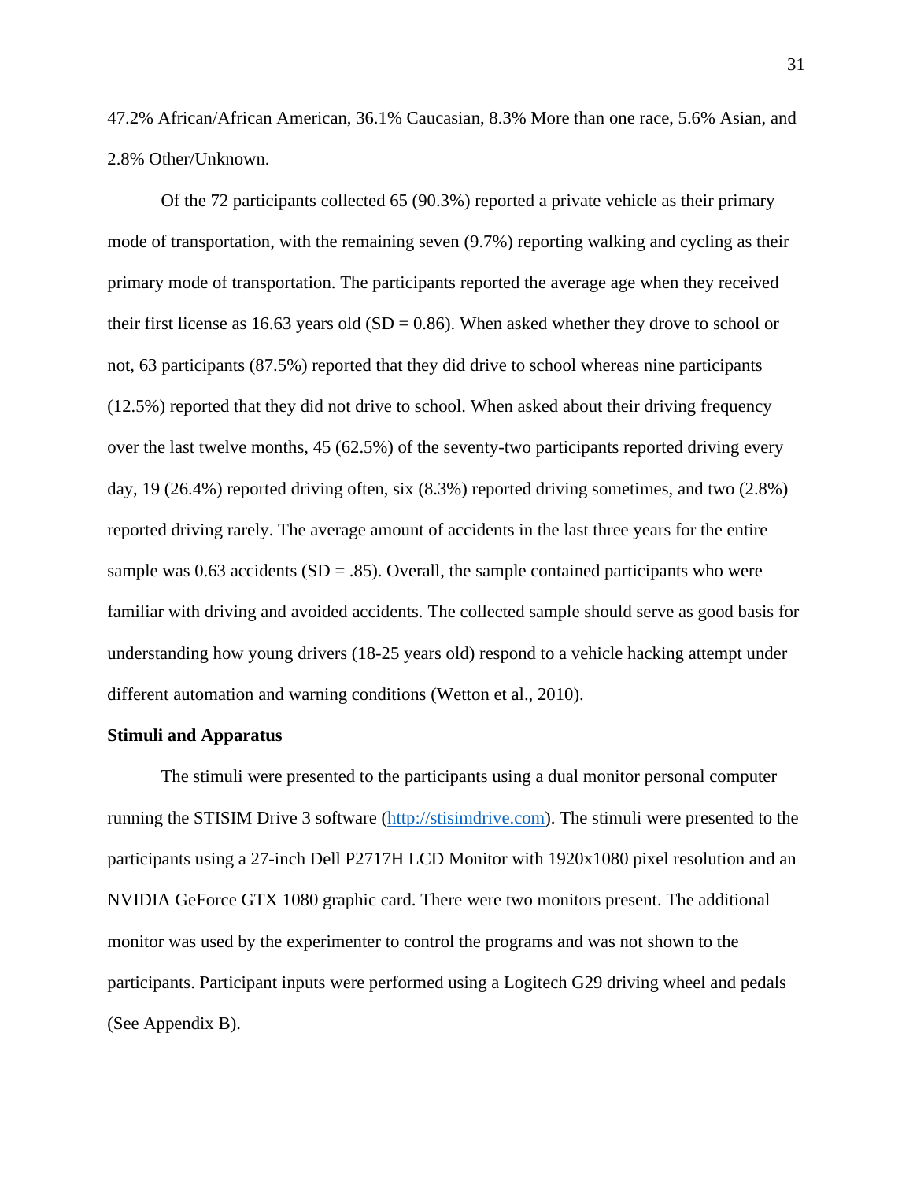47.2% African/African American, 36.1% Caucasian, 8.3% More than one race, 5.6% Asian, and 2.8% Other/Unknown.

Of the 72 participants collected 65 (90.3%) reported a private vehicle as their primary mode of transportation, with the remaining seven (9.7%) reporting walking and cycling as their primary mode of transportation. The participants reported the average age when they received their first license as 16.63 years old (SD = 0.86). When asked whether they drove to school or not, 63 participants (87.5%) reported that they did drive to school whereas nine participants (12.5%) reported that they did not drive to school. When asked about their driving frequency over the last twelve months, 45 (62.5%) of the seventy-two participants reported driving every day, 19 (26.4%) reported driving often, six (8.3%) reported driving sometimes, and two (2.8%) reported driving rarely. The average amount of accidents in the last three years for the entire sample was 0.63 accidents (SD = .85). Overall, the sample contained participants who were familiar with driving and avoided accidents. The collected sample should serve as good basis for understanding how young drivers (18-25 years old) respond to a vehicle hacking attempt under different automation and warning conditions (Wetton et al., 2010).

**Stimuli and Apparatus**

The stimuli were presented to the participants using a dual monitor personal computer running the STISIM Drive 3 software (http://stisimdrive.com). The stimuli were presented to the participants using a 27-inch Dell P2717H LCD Monitor with 1920x1080 pixel resolution and an NVIDIA GeForce GTX 1080 graphic card. There were two monitors present. The additional monitor was used by the experimenter to control the programs and was not shown to the participants. Participant inputs were performed using a Logitech G29 driving wheel and pedals (See Appendix B).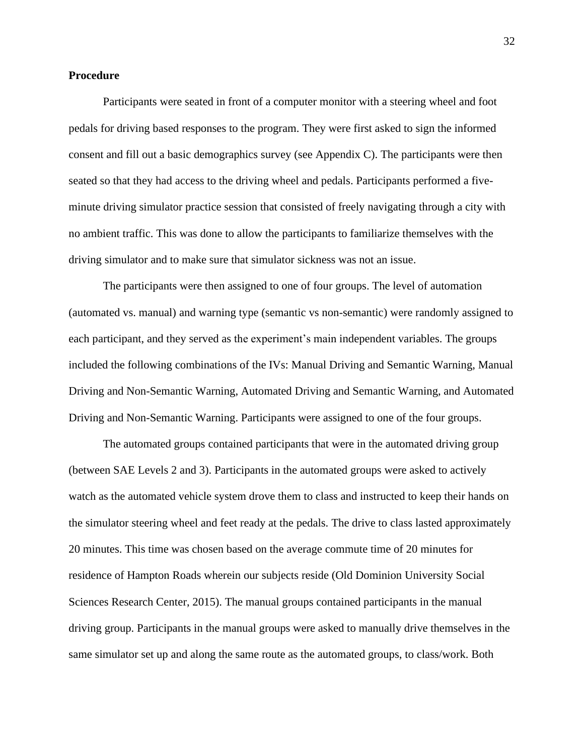## Procedure

Participants were seated in front of a computer monitor with a steering wheel and foot pedals for driving based responses to the program. They were first asked to sign the informed consent and fill out a basic demographics survey (see Appendix C). The participants were then seated so that they had access to the driving wheel and pedals. Participants performed a five-minute driving simulator practice session that consisted of freely navigating through a city with no ambient traffic. This was done to allow the participants to familiarize themselves with the driving simulator and to make sure that simulator sickness was not an issue.

The participants were then assigned to one of four groups. The level of automation (automated vs. manual) and warning type (semantic vs non-semantic) were randomly assigned to each participant, and they served as the experiment's main independent variables. The groups included the following combinations of the IVs: Manual Driving and Semantic Warning, Manual Driving and Non-Semantic Warning, Automated Driving and Semantic Warning, and Automated Driving and Non-Semantic Warning. Participants were assigned to one of the four groups.

The automated groups contained participants that were in the automated driving group (between SAE Levels 2 and 3). Participants in the automated groups were asked to actively watch as the automated vehicle system drove them to class and instructed to keep their hands on the simulator steering wheel and feet ready at the pedals. The drive to class lasted approximately 20 minutes. This time was chosen based on the average commute time of 20 minutes for residence of Hampton Roads wherein our subjects reside (Old Dominion University Social Sciences Research Center, 2015). The manual groups contained participants in the manual driving group. Participants in the manual groups were asked to manually drive themselves in the same simulator set up and along the same route as the automated groups, to class/work. Both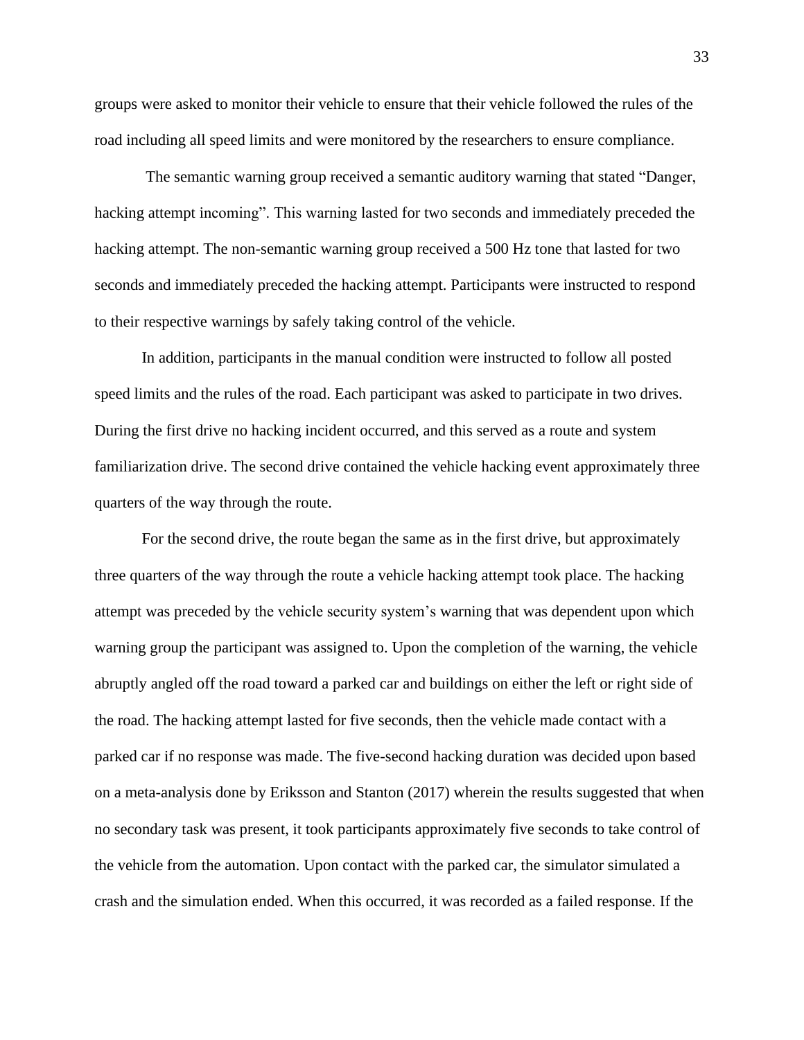groups were asked to monitor their vehicle to ensure that their vehicle followed the rules of the road including all speed limits and were monitored by the researchers to ensure compliance.

The semantic warning group received a semantic auditory warning that stated “Danger, hacking attempt incoming”. This warning lasted for two seconds and immediately preceded the hacking attempt. The non-semantic warning group received a 500 Hz tone that lasted for two seconds and immediately preceded the hacking attempt. Participants were instructed to respond to their respective warnings by safely taking control of the vehicle.

In addition, participants in the manual condition were instructed to follow all posted speed limits and the rules of the road. Each participant was asked to participate in two drives. During the first drive no hacking incident occurred, and this served as a route and system familiarization drive. The second drive contained the vehicle hacking event approximately three quarters of the way through the route.

For the second drive, the route began the same as in the first drive, but approximately three quarters of the way through the route a vehicle hacking attempt took place. The hacking attempt was preceded by the vehicle security system’s warning that was dependent upon which warning group the participant was assigned to. Upon the completion of the warning, the vehicle abruptly angled off the road toward a parked car and buildings on either the left or right side of the road. The hacking attempt lasted for five seconds, then the vehicle made contact with a parked car if no response was made. The five-second hacking duration was decided upon based on a meta-analysis done by Eriksson and Stanton (2017) wherein the results suggested that when no secondary task was present, it took participants approximately five seconds to take control of the vehicle from the automation. Upon contact with the parked car, the simulator simulated a crash and the simulation ended. When this occurred, it was recorded as a failed response. If the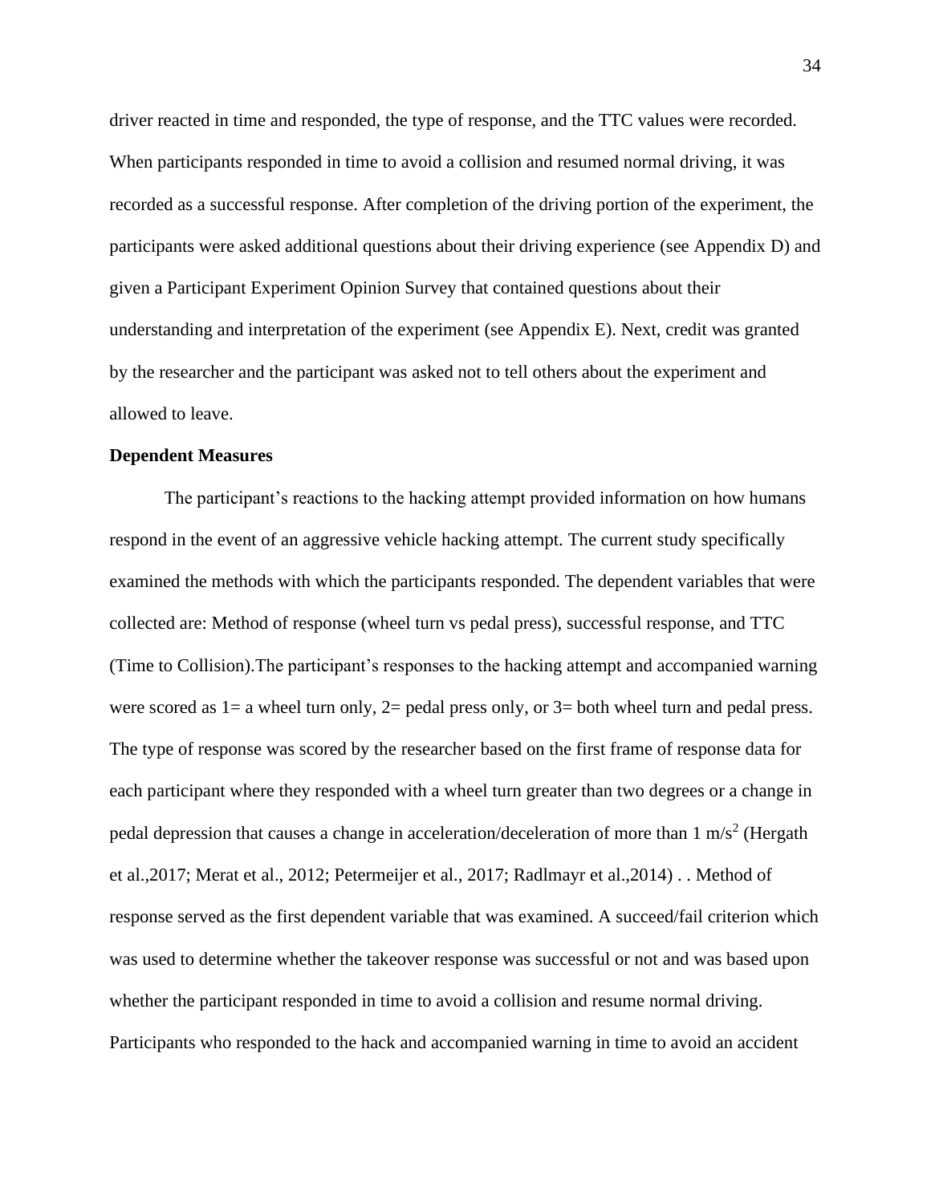driver reacted in time and responded, the type of response, and the TTC values were recorded. When participants responded in time to avoid a collision and resumed normal driving, it was recorded as a successful response. After completion of the driving portion of the experiment, the participants were asked additional questions about their driving experience (see Appendix D) and given a Participant Experiment Opinion Survey that contained questions about their understanding and interpretation of the experiment (see Appendix E). Next, credit was granted by the researcher and the participant was asked not to tell others about the experiment and allowed to leave.

**Dependent Measures**

The participant's reactions to the hacking attempt provided information on how humans respond in the event of an aggressive vehicle hacking attempt. The current study specifically examined the methods with which the participants responded. The dependent variables that were collected are: Method of response (wheel turn vs pedal press), successful response, and TTC (Time to Collision).The participant's responses to the hacking attempt and accompanied warning were scored as 1= a wheel turn only, 2= pedal press only, or 3= both wheel turn and pedal press. The type of response was scored by the researcher based on the first frame of response data for each participant where they responded with a wheel turn greater than two degrees or a change in pedal depression that causes a change in acceleration/deceleration of more than 1 $m/s^2$ (Hergath et al.,2017; Merat et al., 2012; Petermeijer et al., 2017; Radlmayr et al.,2014) . . Method of response served as the first dependent variable that was examined. A succeed/fail criterion which was used to determine whether the takeover response was successful or not and was based upon whether the participant responded in time to avoid a collision and resume normal driving. Participants who responded to the hack and accompanied warning in time to avoid an accident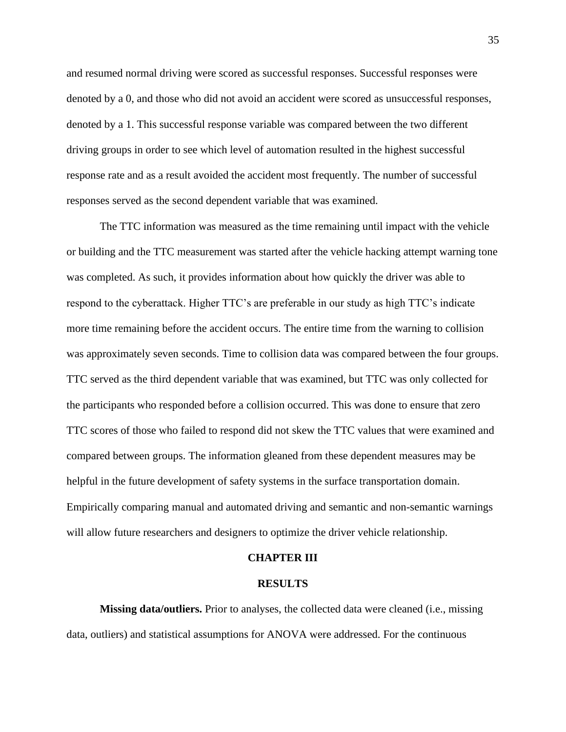and resumed normal driving were scored as successful responses. Successful responses were denoted by a 0, and those who did not avoid an accident were scored as unsuccessful responses, denoted by a 1. This successful response variable was compared between the two different driving groups in order to see which level of automation resulted in the highest successful response rate and as a result avoided the accident most frequently. The number of successful responses served as the second dependent variable that was examined.

The TTC information was measured as the time remaining until impact with the vehicle or building and the TTC measurement was started after the vehicle hacking attempt warning tone was completed. As such, it provides information about how quickly the driver was able to respond to the cyberattack. Higher TTC's are preferable in our study as high TTC's indicate more time remaining before the accident occurs. The entire time from the warning to collision was approximately seven seconds. Time to collision data was compared between the four groups. TTC served as the third dependent variable that was examined, but TTC was only collected for the participants who responded before a collision occurred. This was done to ensure that zero TTC scores of those who failed to respond did not skew the TTC values that were examined and compared between groups. The information gleaned from these dependent measures may be helpful in the future development of safety systems in the surface transportation domain. Empirically comparing manual and automated driving and semantic and non-semantic warnings will allow future researchers and designers to optimize the driver vehicle relationship.

# CHAPTER III

# RESULTS

**Missing data/outliers.** Prior to analyses, the collected data were cleaned (i.e., missing data, outliers) and statistical assumptions for ANOVA were addressed. For the continuous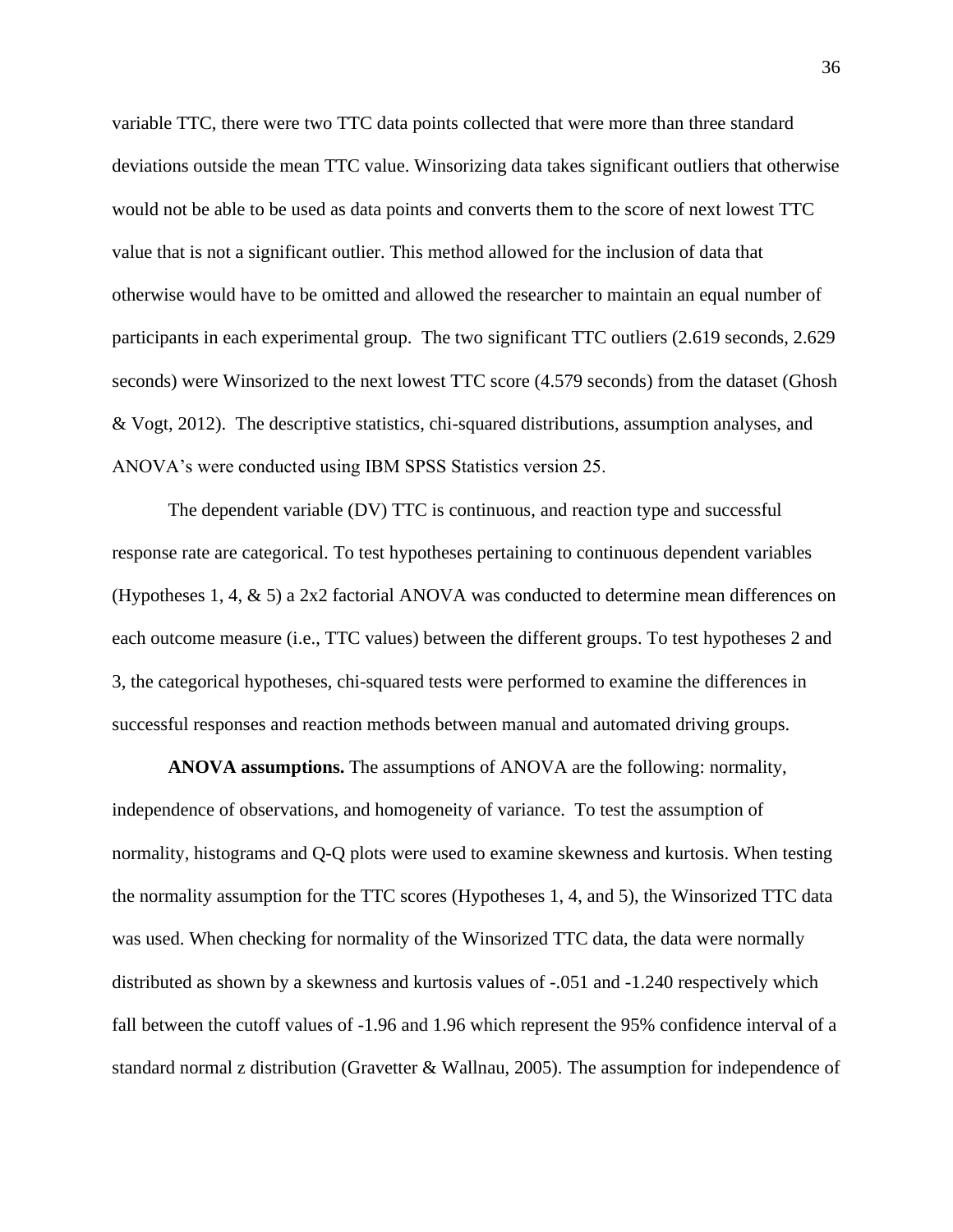variable TTC, there were two TTC data points collected that were more than three standard deviations outside the mean TTC value. Winsorizing data takes significant outliers that otherwise would not be able to be used as data points and converts them to the score of next lowest TTC value that is not a significant outlier. This method allowed for the inclusion of data that otherwise would have to be omitted and allowed the researcher to maintain an equal number of participants in each experimental group. The two significant TTC outliers (2.619 seconds, 2.629 seconds) were Winsorized to the next lowest TTC score (4.579 seconds) from the dataset (Ghosh & Vogt, 2012). The descriptive statistics, chi-squared distributions, assumption analyses, and ANOVA's were conducted using IBM SPSS Statistics version 25.

The dependent variable (DV) TTC is continuous, and reaction type and successful response rate are categorical. To test hypotheses pertaining to continuous dependent variables (Hypotheses 1, 4, & 5) a 2x2 factorial ANOVA was conducted to determine mean differences on each outcome measure (i.e., TTC values) between the different groups. To test hypotheses 2 and 3, the categorical hypotheses, chi-squared tests were performed to examine the differences in successful responses and reaction methods between manual and automated driving groups.

**ANOVA assumptions.** The assumptions of ANOVA are the following: normality, independence of observations, and homogeneity of variance. To test the assumption of normality, histograms and Q-Q plots were used to examine skewness and kurtosis. When testing the normality assumption for the TTC scores (Hypotheses 1, 4, and 5), the Winsorized TTC data was used. When checking for normality of the Winsorized TTC data, the data were normally distributed as shown by a skewness and kurtosis values of -.051 and -1.240 respectively which fall between the cutoff values of -1.96 and 1.96 which represent the 95% confidence interval of a standard normal z distribution (Gravetter & Wallnau, 2005). The assumption for independence of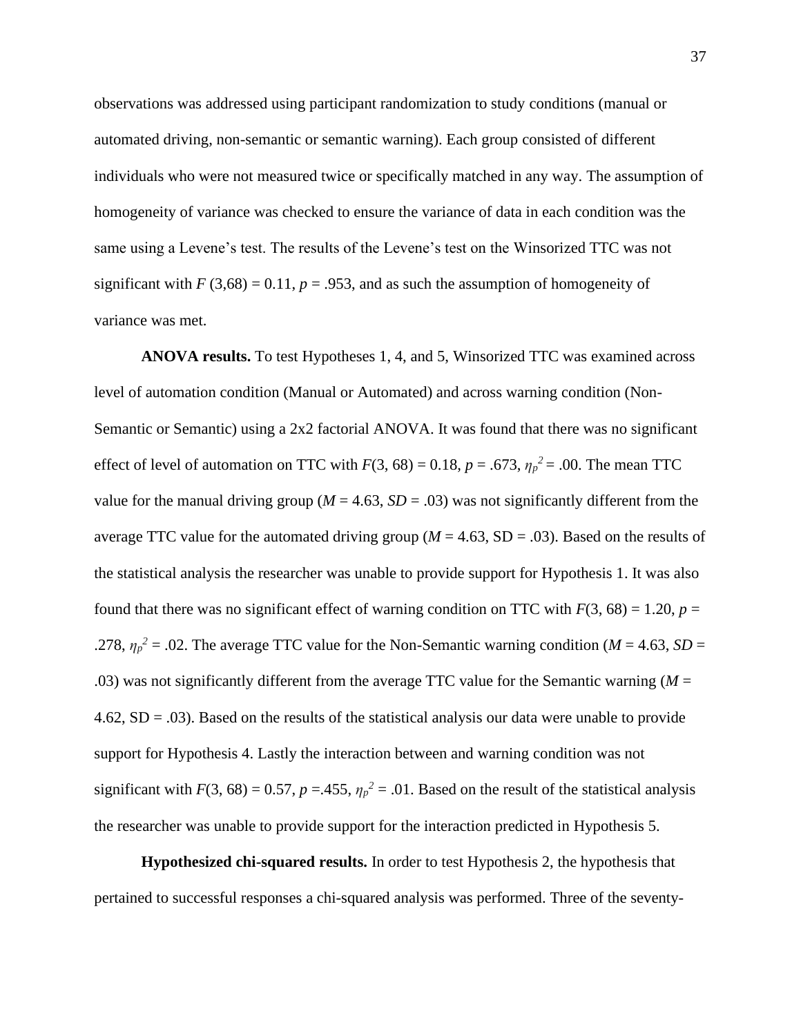observations was addressed using participant randomization to study conditions (manual or automated driving, non-semantic or semantic warning). Each group consisted of different individuals who were not measured twice or specifically matched in any way. The assumption of homogeneity of variance was checked to ensure the variance of data in each condition was the same using a Levene's test. The results of the Levene's test on the Winsorized TTC was not significant with $F$ (3,68) = 0.11, $p$ = .953, and as such the assumption of homogeneity of variance was met.

**ANOVA results.** To test Hypotheses 1, 4, and 5, Winsorized TTC was examined across level of automation condition (Manual or Automated) and across warning condition (Non-Semantic or Semantic) using a 2x2 factorial ANOVA. It was found that there was no significant effect of level of automation on TTC with $F$(3, 68) = 0.18, $p$ = .673, $\eta_p^2$ = .00. The mean TTC value for the manual driving group ($M$ = 4.63, $SD$ = .03) was not significantly different from the average TTC value for the automated driving group ($M$ = 4.63, SD = .03). Based on the results of the statistical analysis the researcher was unable to provide support for Hypothesis 1. It was also found that there was no significant effect of warning condition on TTC with $F$(3, 68) = 1.20, $p$ = .278, $\eta_p^2$ = .02. The average TTC value for the Non-Semantic warning condition ($M$ = 4.63, $SD$ = .03) was not significantly different from the average TTC value for the Semantic warning ($M$ = 4.62, SD = .03). Based on the results of the statistical analysis our data were unable to provide support for Hypothesis 4. Lastly the interaction between and warning condition was not significant with $F$(3, 68) = 0.57, $p$ =.455, $\eta_p^2$ = .01. Based on the result of the statistical analysis the researcher was unable to provide support for the interaction predicted in Hypothesis 5.

**Hypothesized chi-squared results.** In order to test Hypothesis 2, the hypothesis that pertained to successful responses a chi-squared analysis was performed. Three of the seventy-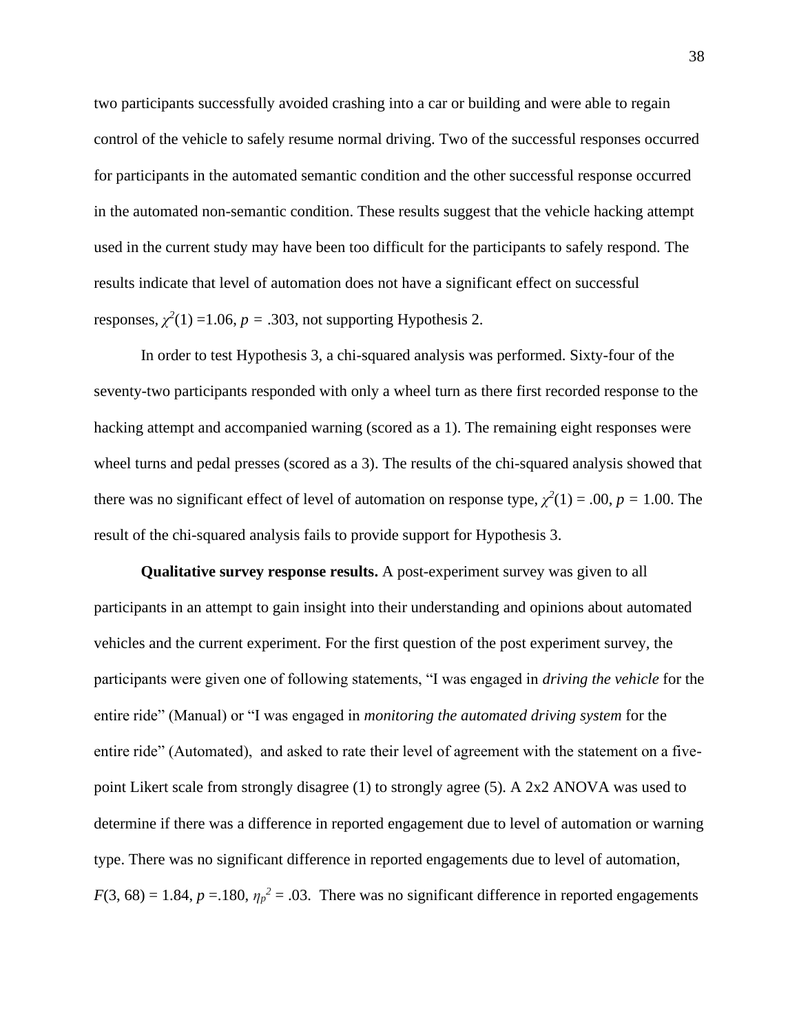two participants successfully avoided crashing into a car or building and were able to regain control of the vehicle to safely resume normal driving. Two of the successful responses occurred for participants in the automated semantic condition and the other successful response occurred in the automated non-semantic condition. These results suggest that the vehicle hacking attempt used in the current study may have been too difficult for the participants to safely respond. The results indicate that level of automation does not have a significant effect on successful responses, $\chi^2(1)$ =1.06, $p$ = .303, not supporting Hypothesis 2.

In order to test Hypothesis 3, a chi-squared analysis was performed. Sixty-four of the seventy-two participants responded with only a wheel turn as there first recorded response to the hacking attempt and accompanied warning (scored as a 1). The remaining eight responses were wheel turns and pedal presses (scored as a 3). The results of the chi-squared analysis showed that there was no significant effect of level of automation on response type, $\chi^2(1)$ = .00, $p$ = 1.00. The result of the chi-squared analysis fails to provide support for Hypothesis 3.

**Qualitative survey response results.** A post-experiment survey was given to all participants in an attempt to gain insight into their understanding and opinions about automated vehicles and the current experiment. For the first question of the post experiment survey, the participants were given one of following statements, "I was engaged in *driving the vehicle* for the entire ride" (Manual) or "I was engaged in *monitoring the automated driving system* for the entire ride" (Automated), and asked to rate their level of agreement with the statement on a five-point Likert scale from strongly disagree (1) to strongly agree (5). A 2x2 ANOVA was used to determine if there was a difference in reported engagement due to level of automation or warning type. There was no significant difference in reported engagements due to level of automation, $F(3, 68)$ = 1.84, $p$ =.180, $\eta_p^2$ = .03. There was no significant difference in reported engagements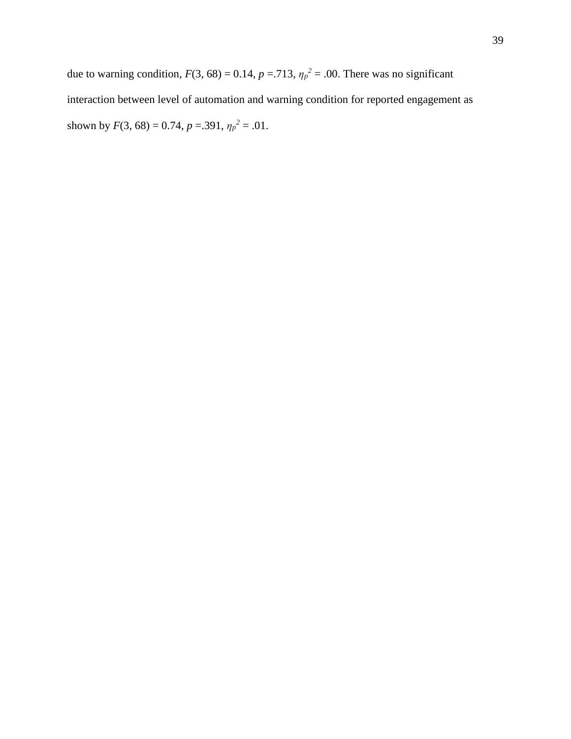due to warning condition, $F(3, 68) = 0.14$, $p = .713$, $\eta_p^2 = .00$. There was no significant interaction between level of automation and warning condition for reported engagement as shown by $F(3, 68) = 0.74$, $p = .391$, $\eta_p^2 = .01$.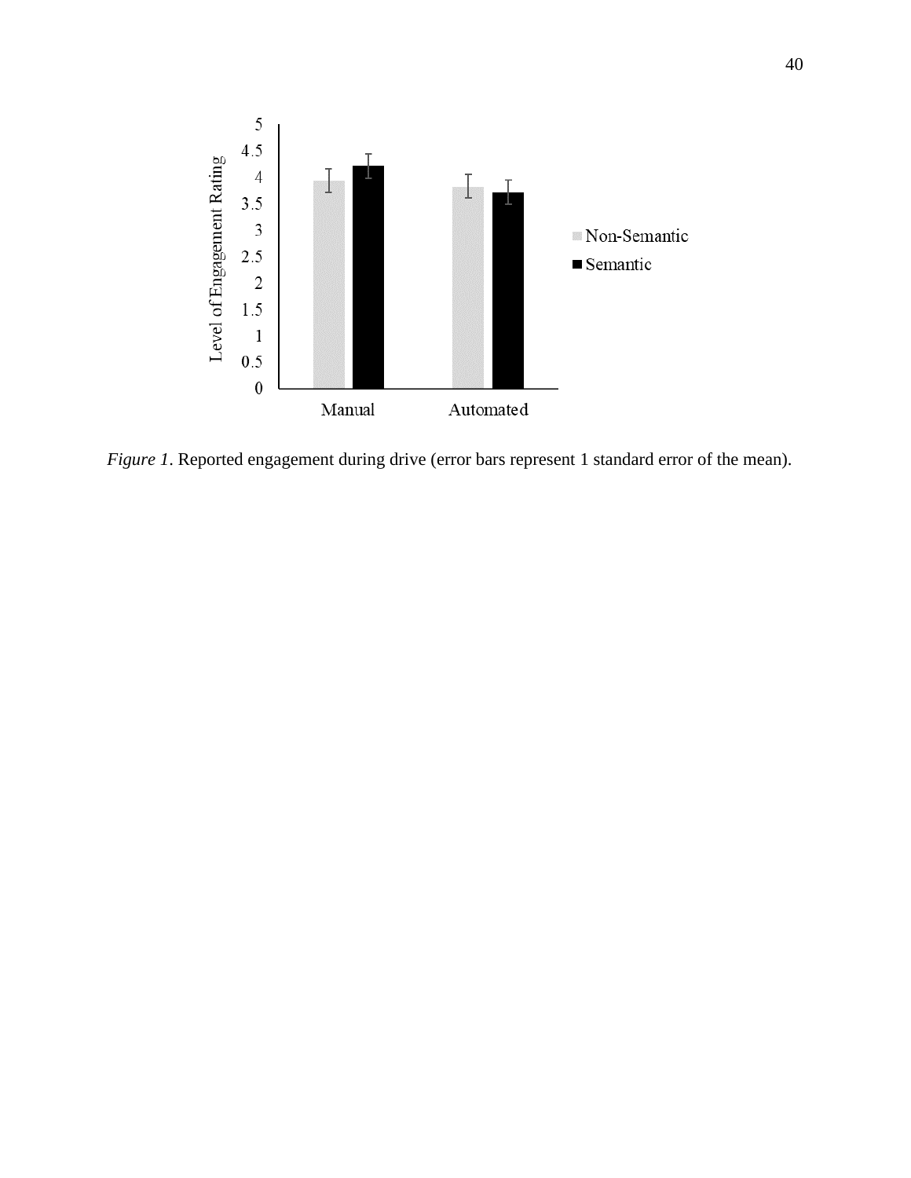*Figure 1*. Reported engagement during drive (error bars represent 1 standard error of the mean).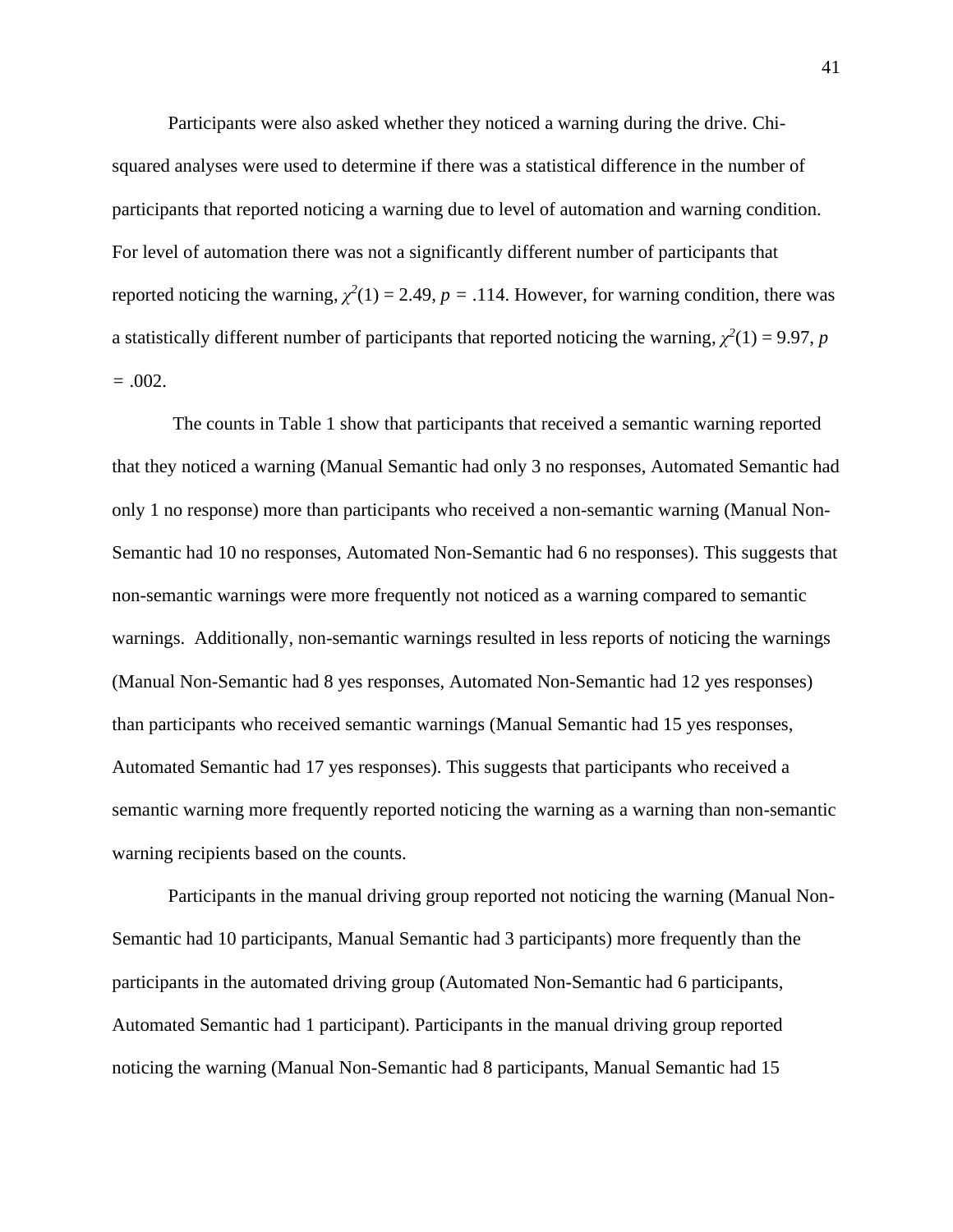Participants were also asked whether they noticed a warning during the drive. Chi-squared analyses were used to determine if there was a statistical difference in the number of participants that reported noticing a warning due to level of automation and warning condition. For level of automation there was not a significantly different number of participants that reported noticing the warning, $\chi^2(1) = 2.49$, $p = .114$. However, for warning condition, there was a statistically different number of participants that reported noticing the warning, $\chi^2(1) = 9.97$, $p = .002$.

The counts in Table 1 show that participants that received a semantic warning reported that they noticed a warning (Manual Semantic had only 3 no responses, Automated Semantic had only 1 no response) more than participants who received a non-semantic warning (Manual Non-Semantic had 10 no responses, Automated Non-Semantic had 6 no responses). This suggests that non-semantic warnings were more frequently not noticed as a warning compared to semantic warnings. Additionally, non-semantic warnings resulted in less reports of noticing the warnings (Manual Non-Semantic had 8 yes responses, Automated Non-Semantic had 12 yes responses) than participants who received semantic warnings (Manual Semantic had 15 yes responses, Automated Semantic had 17 yes responses). This suggests that participants who received a semantic warning more frequently reported noticing the warning as a warning than non-semantic warning recipients based on the counts.

Participants in the manual driving group reported not noticing the warning (Manual Non-Semantic had 10 participants, Manual Semantic had 3 participants) more frequently than the participants in the automated driving group (Automated Non-Semantic had 6 participants, Automated Semantic had 1 participant). Participants in the manual driving group reported noticing the warning (Manual Non-Semantic had 8 participants, Manual Semantic had 15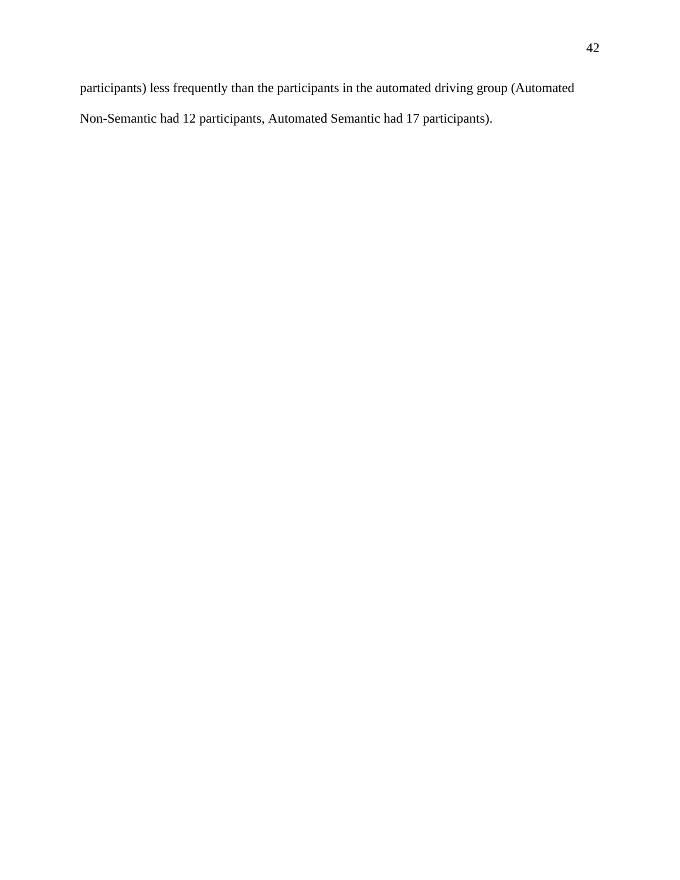participants) less frequently than the participants in the automated driving group (Automated Non-Semantic had 12 participants, Automated Semantic had 17 participants).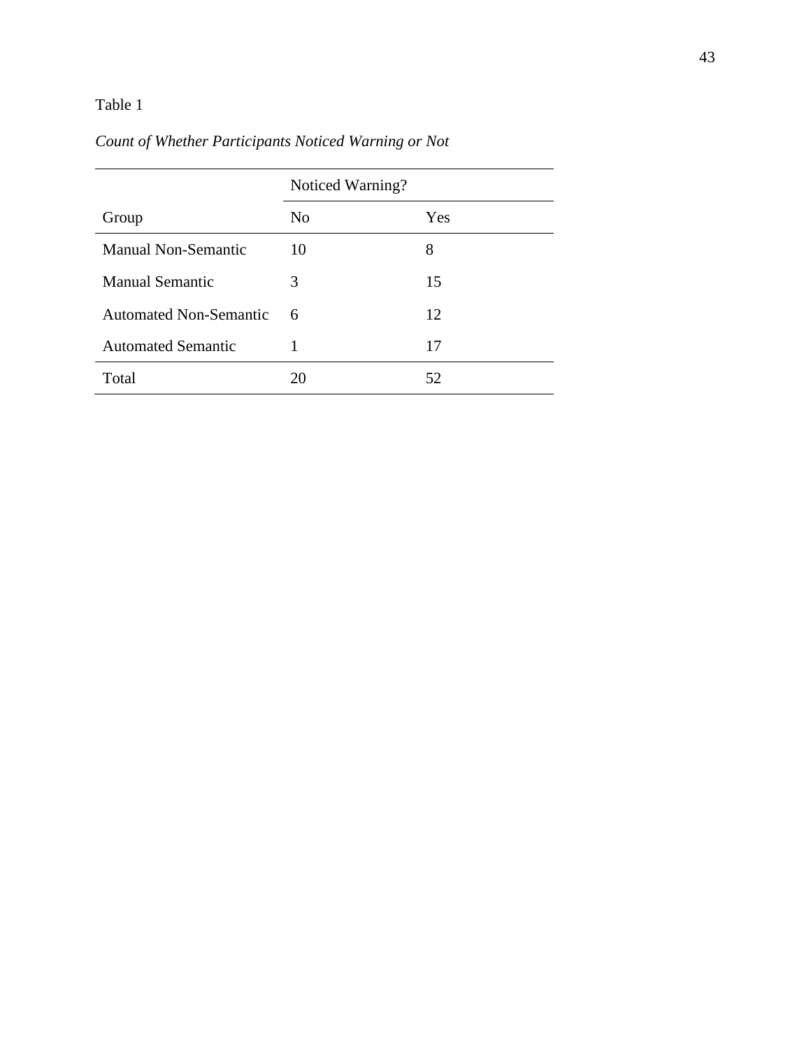Table 1

*Count of Whether Participants Noticed Warning or Not*

| | Noticed Warning? | |
|---|---|---|
| Group | No | Yes |
| Manual Non-Semantic | 10 | 8 |
| Manual Semantic | 3 | 15 |
| Automated Non-Semantic | 6 | 12 |
| Automated Semantic | 1 | 17 |
| Total | 20 | 52 |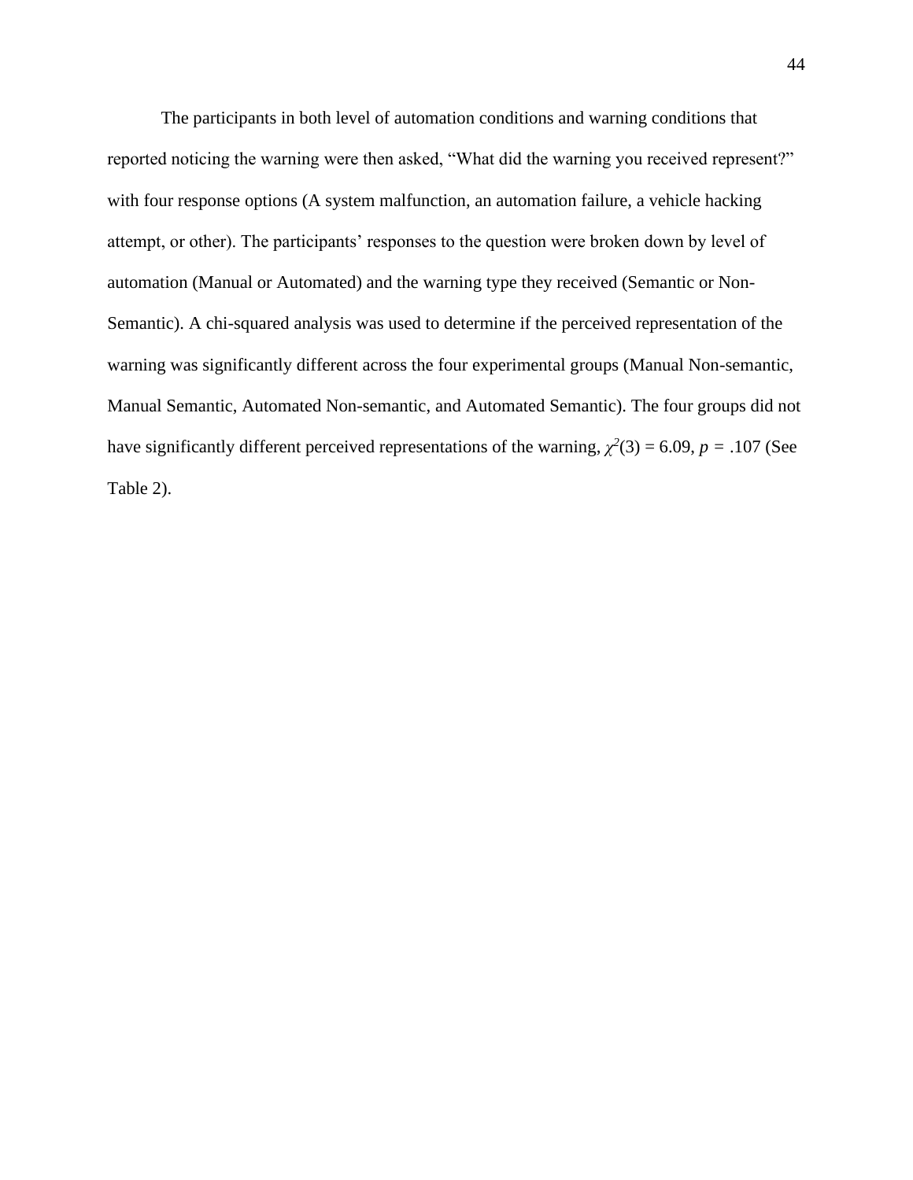The participants in both level of automation conditions and warning conditions that reported noticing the warning were then asked, "What did the warning you received represent?" with four response options (A system malfunction, an automation failure, a vehicle hacking attempt, or other). The participants' responses to the question were broken down by level of automation (Manual or Automated) and the warning type they received (Semantic or Non-Semantic). A chi-squared analysis was used to determine if the perceived representation of the warning was significantly different across the four experimental groups (Manual Non-semantic, Manual Semantic, Automated Non-semantic, and Automated Semantic). The four groups did not have significantly different perceived representations of the warning, $\chi^2(3) = 6.09$, $p = .107$ (See Table 2).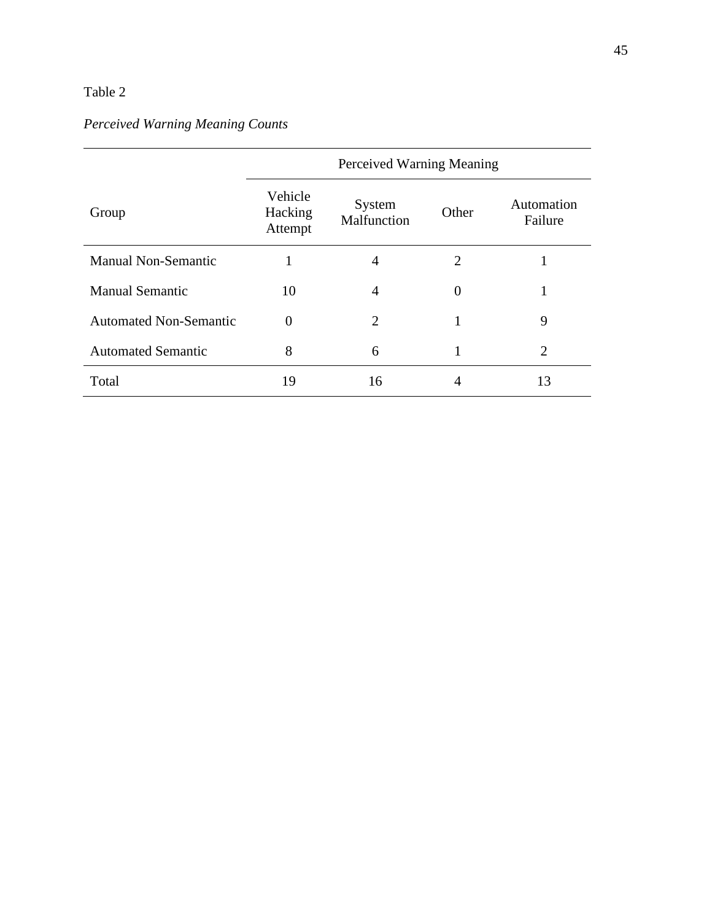Table 2

*Perceived Warning Meaning Counts*

| | Perceived Warning Meaning | | | |
|---|---|---|---|---|
| Group | Vehicle Hacking Attempt | System Malfunction | Other | Automation Failure |
| Manual Non-Semantic | 1 | 4 | 2 | 1 |
| Manual Semantic | 10 | 4 | 0 | 1 |
| Automated Non-Semantic | 0 | 2 | 1 | 9 |
| Automated Semantic | 8 | 6 | 1 | 2 |
| Total | 19 | 16 | 4 | 13 |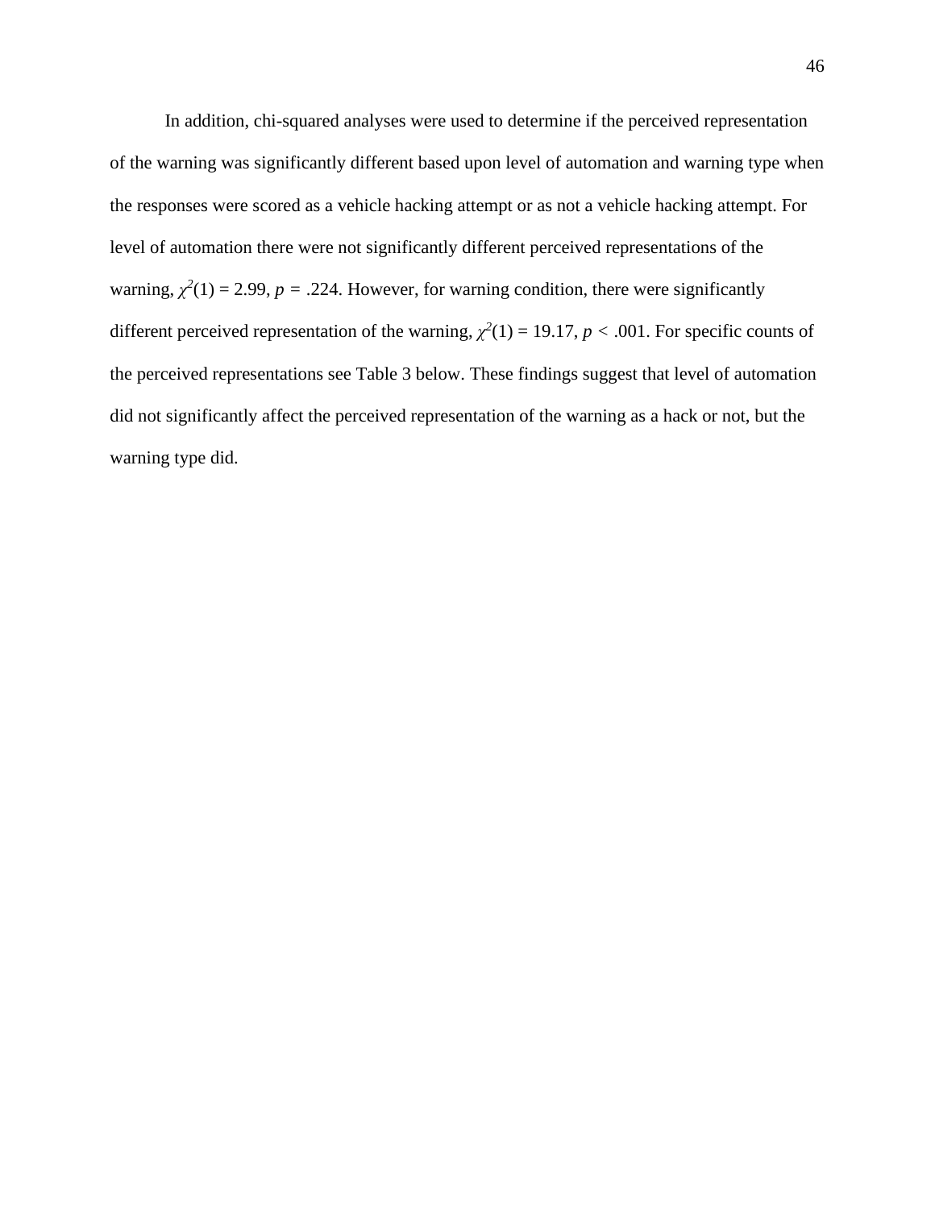In addition, chi-squared analyses were used to determine if the perceived representation of the warning was significantly different based upon level of automation and warning type when the responses were scored as a vehicle hacking attempt or as not a vehicle hacking attempt. For level of automation there were not significantly different perceived representations of the warning, $\chi^2(1) = 2.99$, $p = .224$. However, for warning condition, there were significantly different perceived representation of the warning, $\chi^2(1) = 19.17$, $p < .001$. For specific counts of the perceived representations see Table 3 below. These findings suggest that level of automation did not significantly affect the perceived representation of the warning as a hack or not, but the warning type did.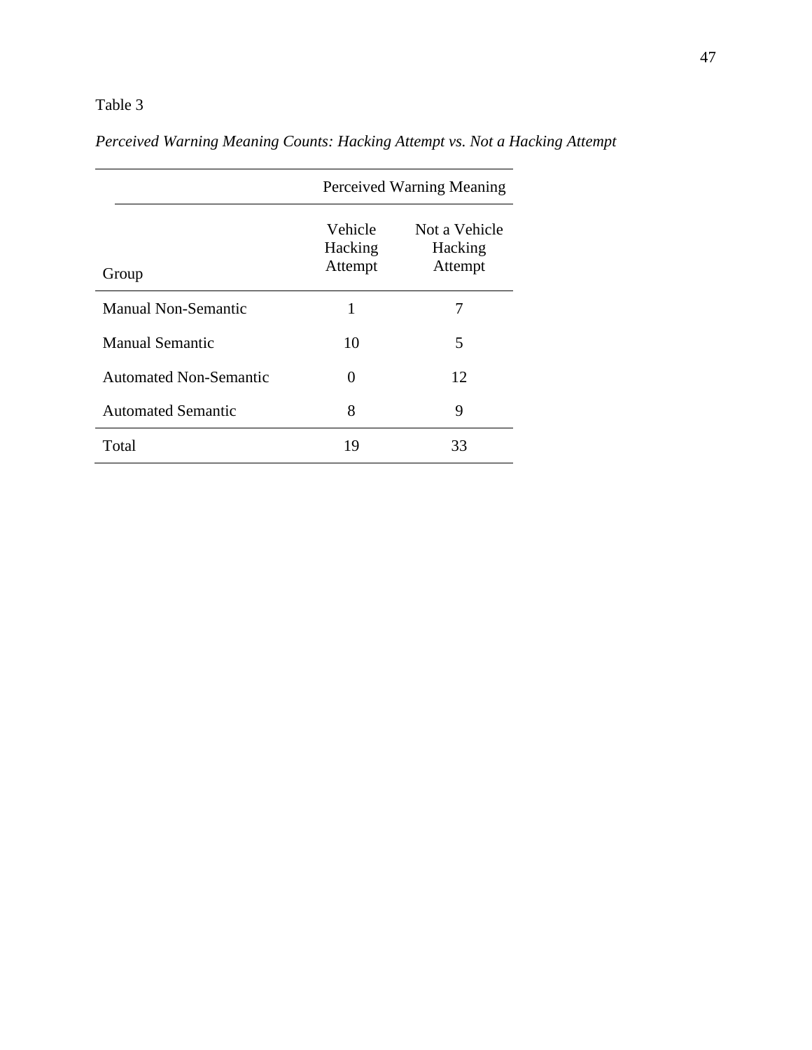Table 3

*Perceived Warning Meaning Counts: Hacking Attempt vs. Not a Hacking Attempt*

| | Perceived Warning Meaning | |
|---|---|---|
| Group | Vehicle Hacking Attempt | Not a Vehicle Hacking Attempt |
| Manual Non-Semantic | 1 | 7 |
| Manual Semantic | 10 | 5 |
| Automated Non-Semantic | 0 | 12 |
| Automated Semantic | 8 | 9 |
| Total | 19 | 33 |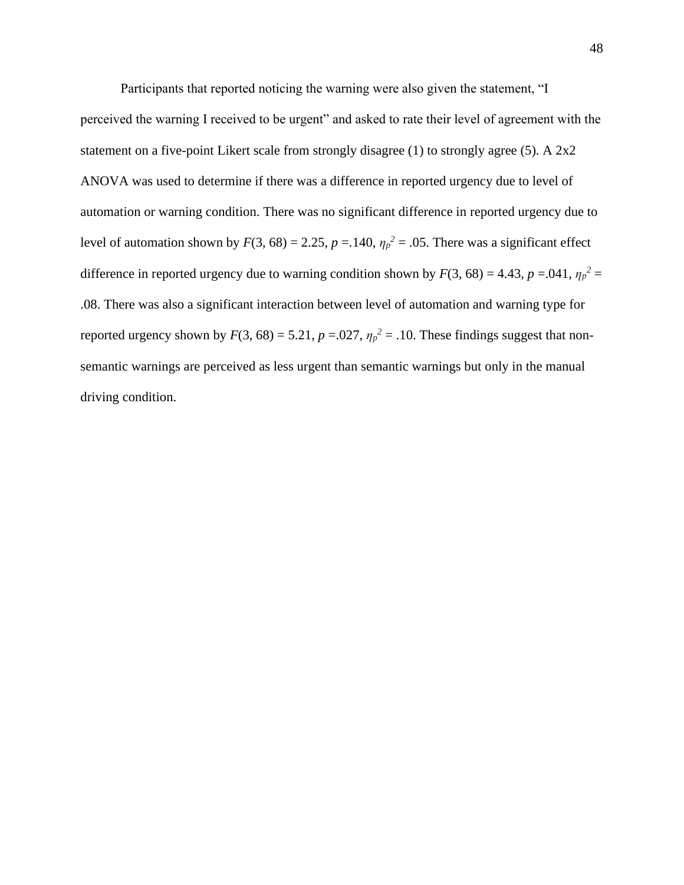Participants that reported noticing the warning were also given the statement, “I perceived the warning I received to be urgent” and asked to rate their level of agreement with the statement on a five-point Likert scale from strongly disagree (1) to strongly agree (5). A 2x2 ANOVA was used to determine if there was a difference in reported urgency due to level of automation or warning condition. There was no significant difference in reported urgency due to level of automation shown by $F(3, 68) = 2.25$, $p = .140$, $\eta_p^2 = .05$. There was a significant effect difference in reported urgency due to warning condition shown by $F(3, 68) = 4.43$, $p = .041$, $\eta_p^2 = .08$. There was also a significant interaction between level of automation and warning type for reported urgency shown by $F(3, 68) = 5.21$, $p = .027$, $\eta_p^2 = .10$. These findings suggest that non-semantic warnings are perceived as less urgent than semantic warnings but only in the manual driving condition.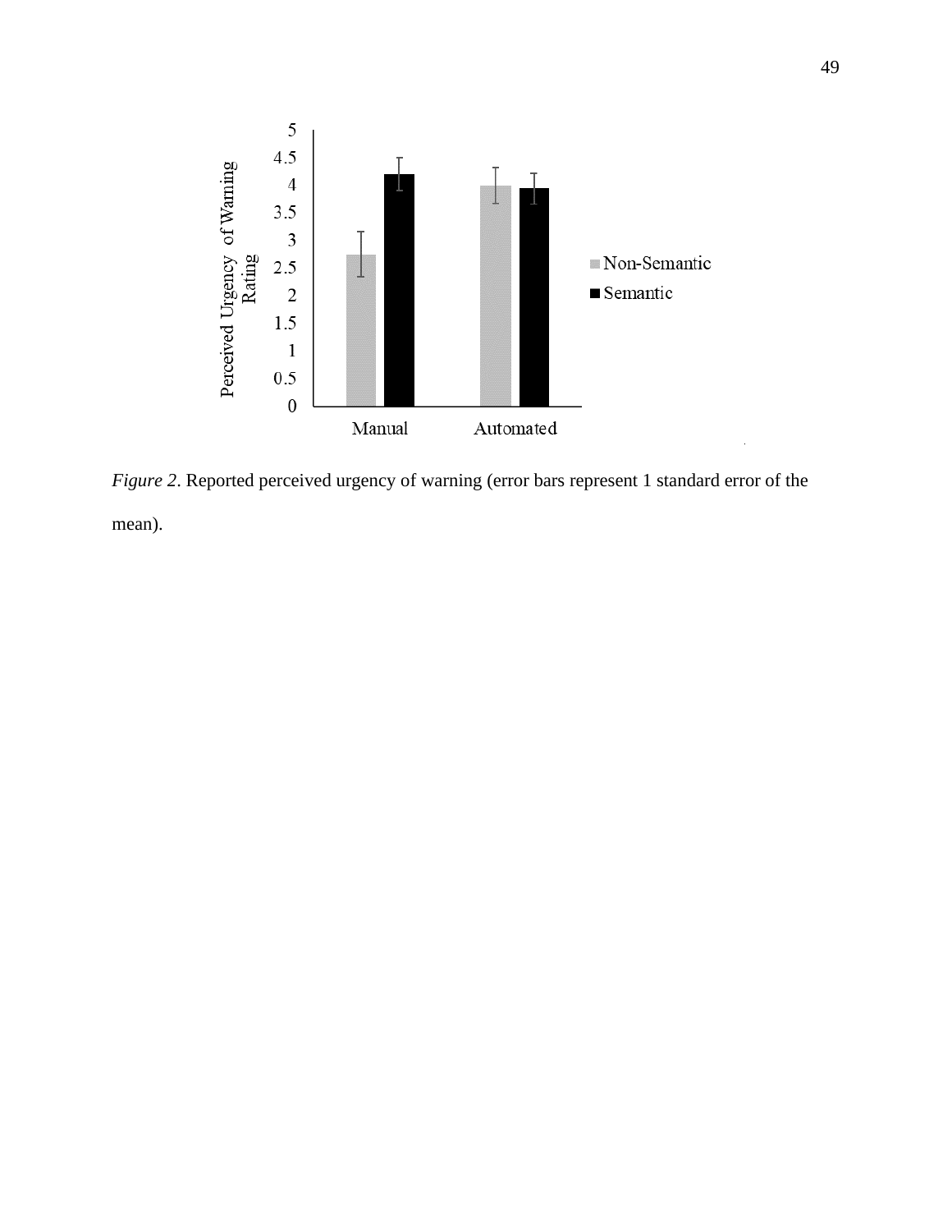*Figure 2*. Reported perceived urgency of warning (error bars represent 1 standard error of the mean).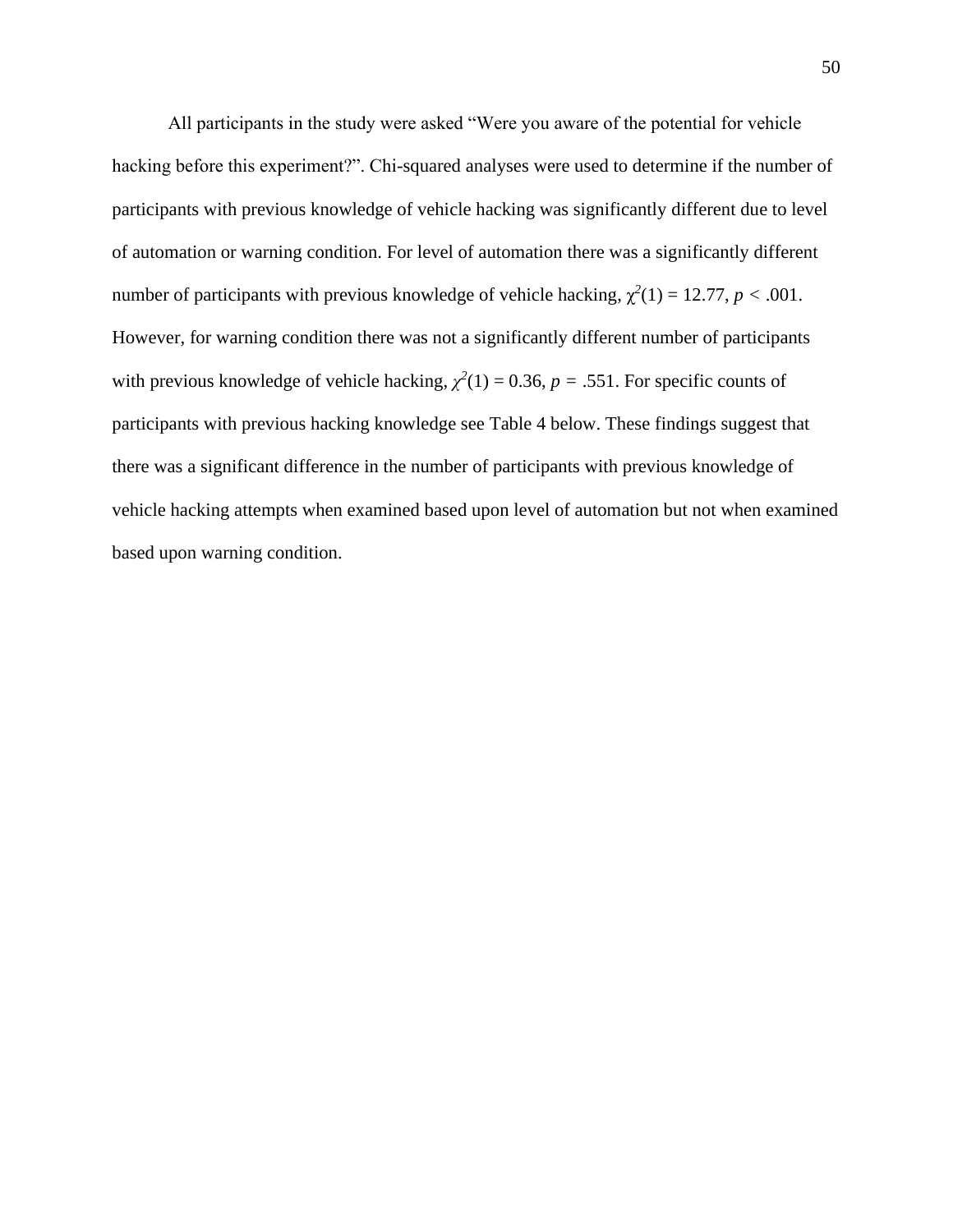All participants in the study were asked “Were you aware of the potential for vehicle hacking before this experiment?”. Chi-squared analyses were used to determine if the number of participants with previous knowledge of vehicle hacking was significantly different due to level of automation or warning condition. For level of automation there was a significantly different number of participants with previous knowledge of vehicle hacking, $\chi^2(1) = 12.77$, $p < .001$. However, for warning condition there was not a significantly different number of participants with previous knowledge of vehicle hacking, $\chi^2(1) = 0.36$, $p = .551$. For specific counts of participants with previous hacking knowledge see Table 4 below. These findings suggest that there was a significant difference in the number of participants with previous knowledge of vehicle hacking attempts when examined based upon level of automation but not when examined based upon warning condition.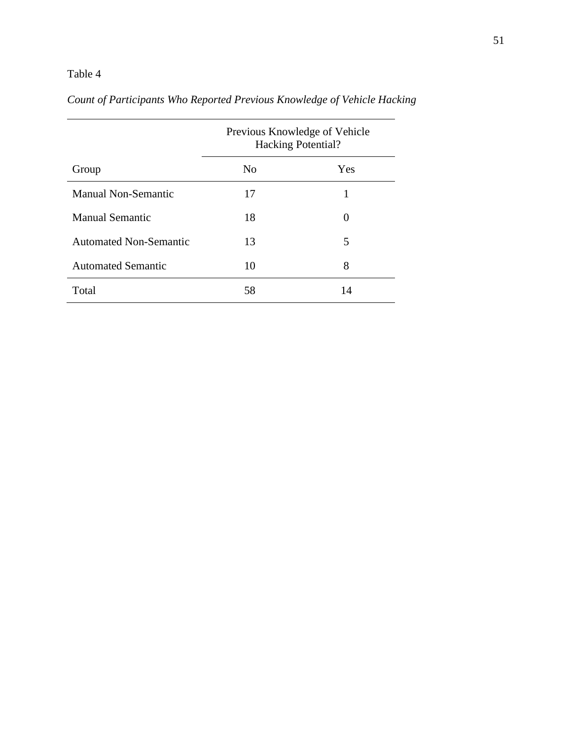Table 4

*Count of Participants Who Reported Previous Knowledge of Vehicle Hacking*

| | Previous Knowledge of Vehicle Hacking Potential? | |
|---|---|---|
| Group | No | Yes |
| Manual Non-Semantic | 17 | 1 |
| Manual Semantic | 18 | 0 |
| Automated Non-Semantic | 13 | 5 |
| Automated Semantic | 10 | 8 |
| Total | 58 | 14 |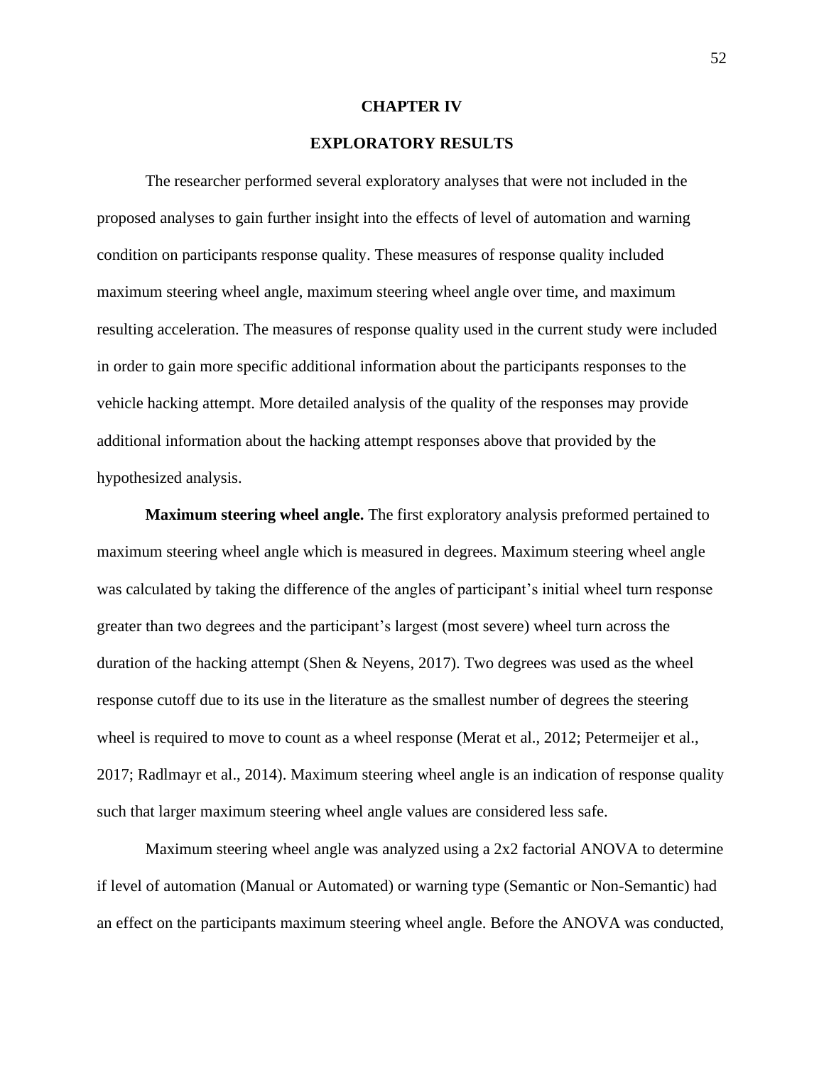# CHAPTER IV

## EXPLORATORY RESULTS

The researcher performed several exploratory analyses that were not included in the proposed analyses to gain further insight into the effects of level of automation and warning condition on participants response quality. These measures of response quality included maximum steering wheel angle, maximum steering wheel angle over time, and maximum resulting acceleration. The measures of response quality used in the current study were included in order to gain more specific additional information about the participants responses to the vehicle hacking attempt. More detailed analysis of the quality of the responses may provide additional information about the hacking attempt responses above that provided by the hypothesized analysis.

**Maximum steering wheel angle.** The first exploratory analysis preformed pertained to maximum steering wheel angle which is measured in degrees. Maximum steering wheel angle was calculated by taking the difference of the angles of participant's initial wheel turn response greater than two degrees and the participant's largest (most severe) wheel turn across the duration of the hacking attempt (Shen & Neyens, 2017). Two degrees was used as the wheel response cutoff due to its use in the literature as the smallest number of degrees the steering wheel is required to move to count as a wheel response (Merat et al., 2012; Petermeijer et al., 2017; Radlmayr et al., 2014). Maximum steering wheel angle is an indication of response quality such that larger maximum steering wheel angle values are considered less safe.

Maximum steering wheel angle was analyzed using a 2x2 factorial ANOVA to determine if level of automation (Manual or Automated) or warning type (Semantic or Non-Semantic) had an effect on the participants maximum steering wheel angle. Before the ANOVA was conducted,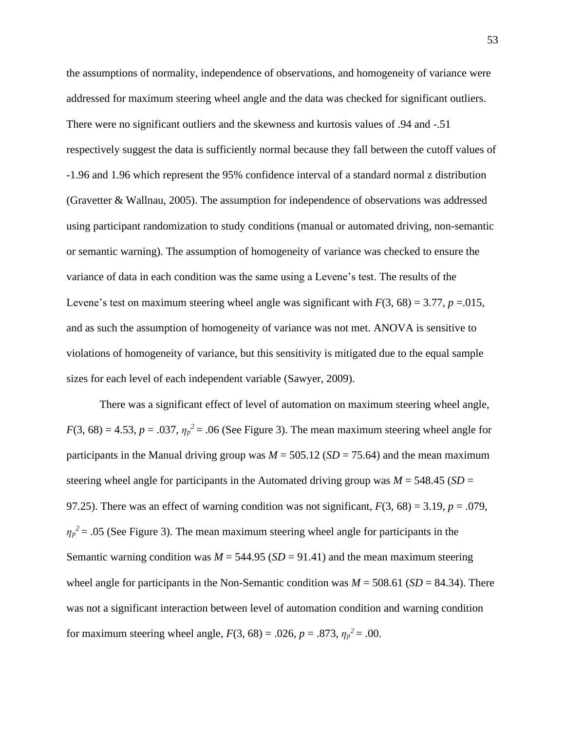the assumptions of normality, independence of observations, and homogeneity of variance were addressed for maximum steering wheel angle and the data was checked for significant outliers. There were no significant outliers and the skewness and kurtosis values of .94 and -.51 respectively suggest the data is sufficiently normal because they fall between the cutoff values of -1.96 and 1.96 which represent the 95% confidence interval of a standard normal z distribution (Gravetter & Wallnau, 2005). The assumption for independence of observations was addressed using participant randomization to study conditions (manual or automated driving, non-semantic or semantic warning). The assumption of homogeneity of variance was checked to ensure the variance of data in each condition was the same using a Levene's test. The results of the Levene's test on maximum steering wheel angle was significant with $F(3, 68) = 3.77$, $p = .015$, and as such the assumption of homogeneity of variance was not met. ANOVA is sensitive to violations of homogeneity of variance, but this sensitivity is mitigated due to the equal sample sizes for each level of each independent variable (Sawyer, 2009).

There was a significant effect of level of automation on maximum steering wheel angle, $F(3, 68) = 4.53$, $p = .037$, $\eta_p^2 = .06$ (See Figure 3). The mean maximum steering wheel angle for participants in the Manual driving group was $M = 505.12$ ($SD = 75.64$) and the mean maximum steering wheel angle for participants in the Automated driving group was $M = 548.45$ ($SD = 97.25$). There was an effect of warning condition was not significant, $F(3, 68) = 3.19$, $p = .079$, $\eta_p^2 = .05$ (See Figure 3). The mean maximum steering wheel angle for participants in the Semantic warning condition was $M = 544.95$ ($SD = 91.41$) and the mean maximum steering wheel angle for participants in the Non-Semantic condition was $M = 508.61$ ($SD = 84.34$). There was not a significant interaction between level of automation condition and warning condition for maximum steering wheel angle, $F(3, 68) = .026$, $p = .873$, $\eta_p^2 = .00$.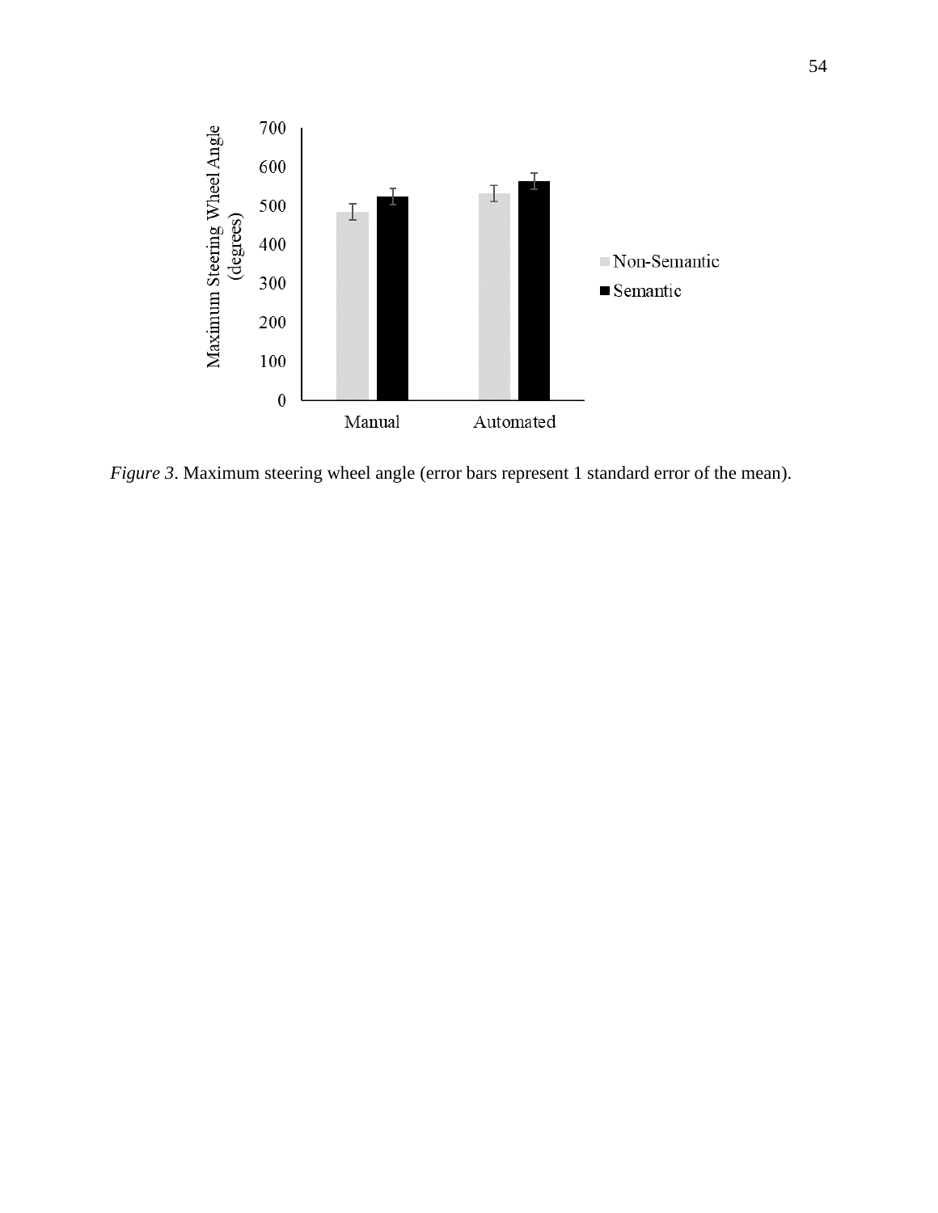*Figure 3*. Maximum steering wheel angle (error bars represent 1 standard error of the mean).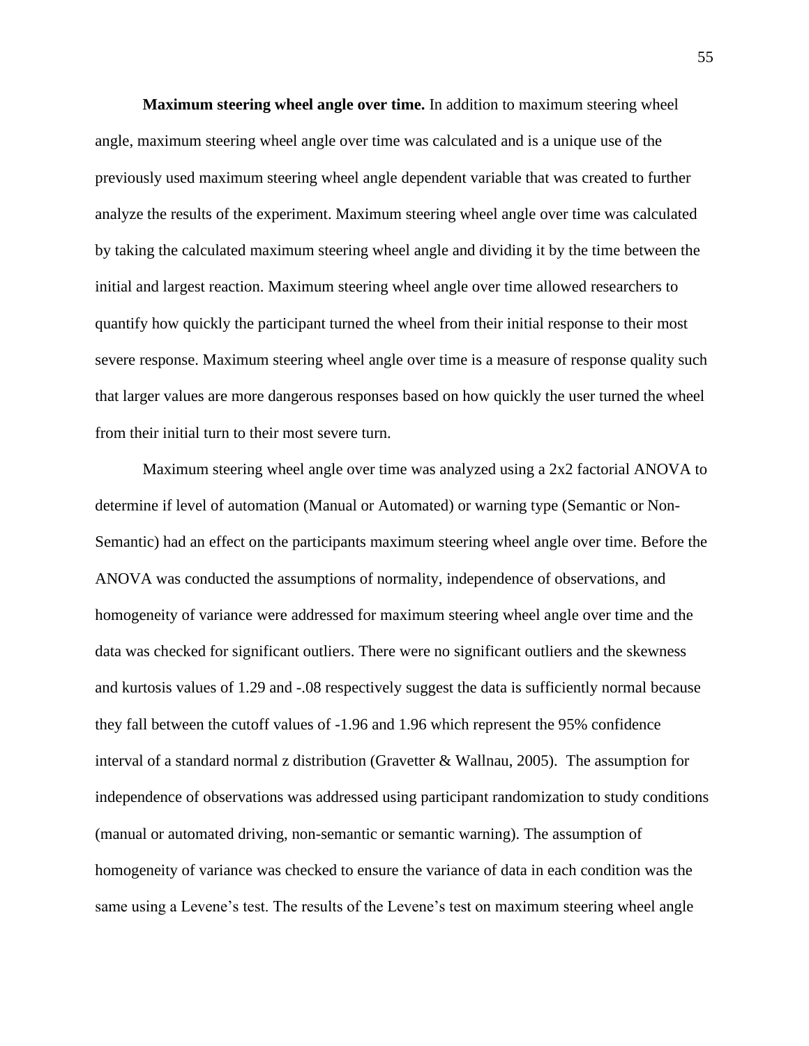**Maximum steering wheel angle over time.** In addition to maximum steering wheel angle, maximum steering wheel angle over time was calculated and is a unique use of the previously used maximum steering wheel angle dependent variable that was created to further analyze the results of the experiment. Maximum steering wheel angle over time was calculated by taking the calculated maximum steering wheel angle and dividing it by the time between the initial and largest reaction. Maximum steering wheel angle over time allowed researchers to quantify how quickly the participant turned the wheel from their initial response to their most severe response. Maximum steering wheel angle over time is a measure of response quality such that larger values are more dangerous responses based on how quickly the user turned the wheel from their initial turn to their most severe turn.

Maximum steering wheel angle over time was analyzed using a 2x2 factorial ANOVA to determine if level of automation (Manual or Automated) or warning type (Semantic or Non-Semantic) had an effect on the participants maximum steering wheel angle over time. Before the ANOVA was conducted the assumptions of normality, independence of observations, and homogeneity of variance were addressed for maximum steering wheel angle over time and the data was checked for significant outliers. There were no significant outliers and the skewness and kurtosis values of 1.29 and -.08 respectively suggest the data is sufficiently normal because they fall between the cutoff values of -1.96 and 1.96 which represent the 95% confidence interval of a standard normal z distribution (Gravetter & Wallnau, 2005). The assumption for independence of observations was addressed using participant randomization to study conditions (manual or automated driving, non-semantic or semantic warning). The assumption of homogeneity of variance was checked to ensure the variance of data in each condition was the same using a Levene's test. The results of the Levene's test on maximum steering wheel angle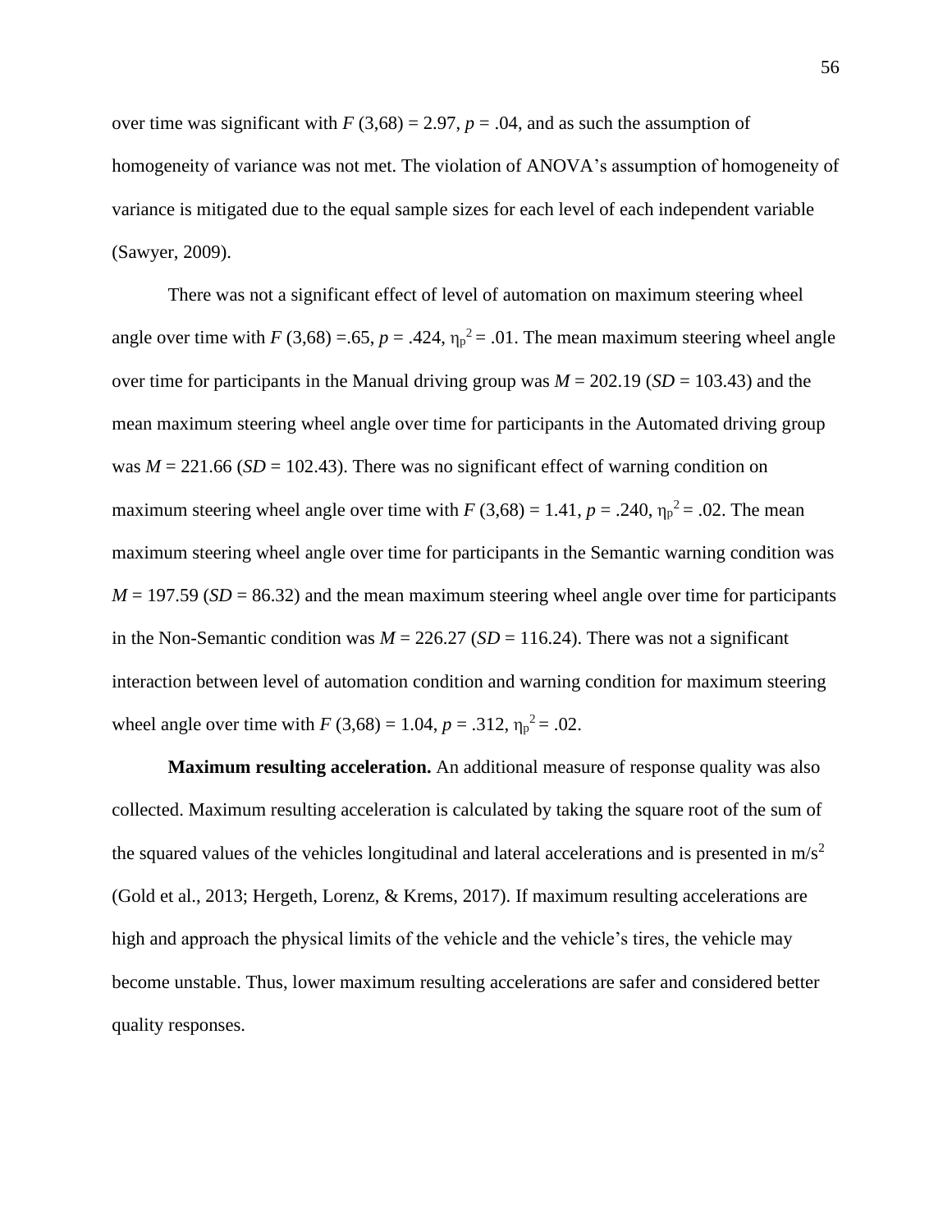over time was significant with $F$ (3,68) = 2.97, $p$ = .04, and as such the assumption of homogeneity of variance was not met. The violation of ANOVA's assumption of homogeneity of variance is mitigated due to the equal sample sizes for each level of each independent variable (Sawyer, 2009).

There was not a significant effect of level of automation on maximum steering wheel angle over time with $F$ (3,68) =.65, $p$ = .424, $\eta_p^2$ = .01. The mean maximum steering wheel angle over time for participants in the Manual driving group was $M$ = 202.19 ($SD$ = 103.43) and the mean maximum steering wheel angle over time for participants in the Automated driving group was $M$ = 221.66 ($SD$ = 102.43). There was no significant effect of warning condition on maximum steering wheel angle over time with $F$ (3,68) = 1.41, $p$ = .240, $\eta_p^2$ = .02. The mean maximum steering wheel angle over time for participants in the Semantic warning condition was $M$ = 197.59 ($SD$ = 86.32) and the mean maximum steering wheel angle over time for participants in the Non-Semantic condition was $M$ = 226.27 ($SD$ = 116.24). There was not a significant interaction between level of automation condition and warning condition for maximum steering wheel angle over time with $F$ (3,68) = 1.04, $p$ = .312, $\eta_p^2$ = .02.

**Maximum resulting acceleration.** An additional measure of response quality was also collected. Maximum resulting acceleration is calculated by taking the square root of the sum of the squared values of the vehicles longitudinal and lateral accelerations and is presented in $m/s^2$ (Gold et al., 2013; Hergeth, Lorenz, & Krems, 2017). If maximum resulting accelerations are high and approach the physical limits of the vehicle and the vehicle's tires, the vehicle may become unstable. Thus, lower maximum resulting accelerations are safer and considered better quality responses.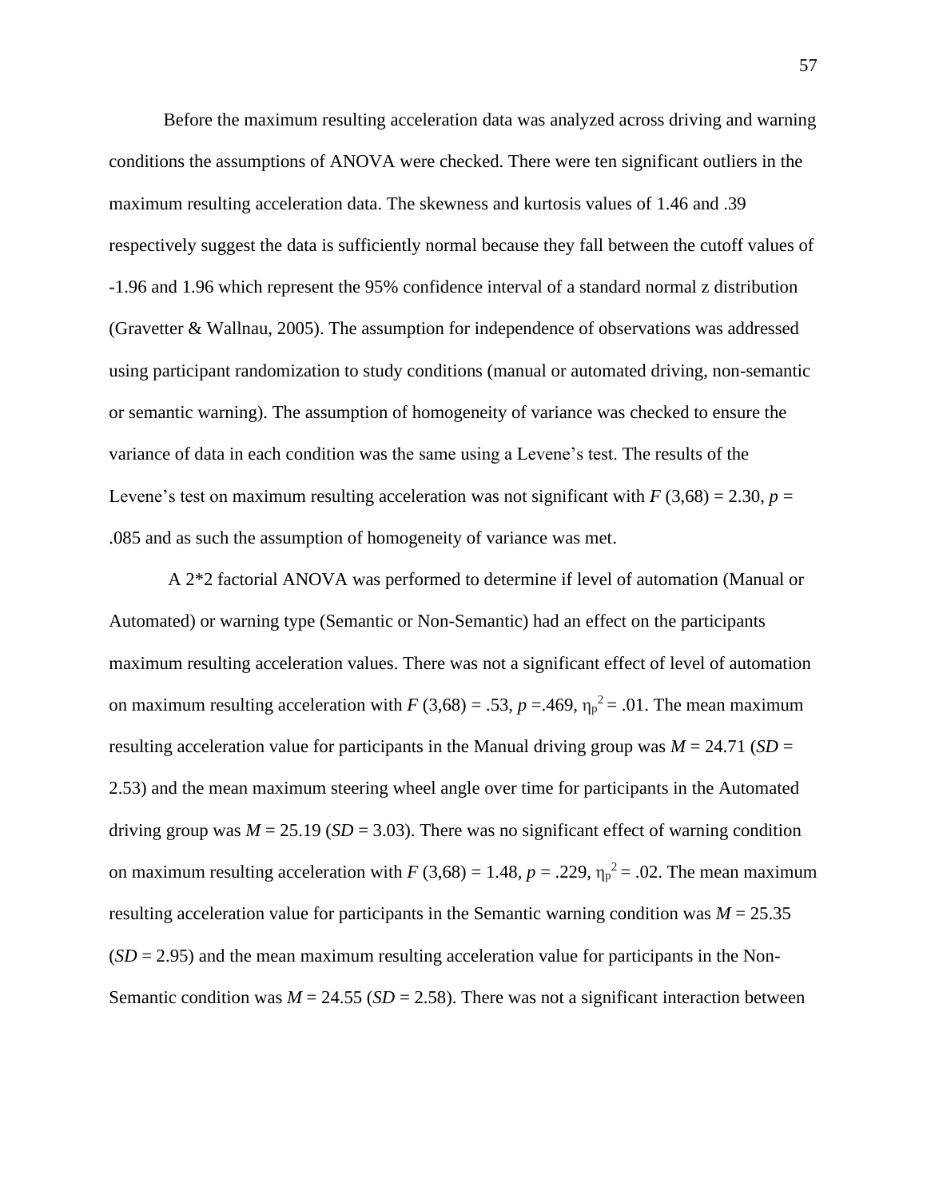Before the maximum resulting acceleration data was analyzed across driving and warning conditions the assumptions of ANOVA were checked. There were ten significant outliers in the maximum resulting acceleration data. The skewness and kurtosis values of 1.46 and .39 respectively suggest the data is sufficiently normal because they fall between the cutoff values of -1.96 and 1.96 which represent the 95% confidence interval of a standard normal z distribution (Gravetter & Wallnau, 2005). The assumption for independence of observations was addressed using participant randomization to study conditions (manual or automated driving, non-semantic or semantic warning). The assumption of homogeneity of variance was checked to ensure the variance of data in each condition was the same using a Levene's test. The results of the Levene's test on maximum resulting acceleration was not significant with $F$ (3,68) = 2.30, $p$ = .085 and as such the assumption of homogeneity of variance was met.

A 2*2 factorial ANOVA was performed to determine if level of automation (Manual or Automated) or warning type (Semantic or Non-Semantic) had an effect on the participants maximum resulting acceleration values. There was not a significant effect of level of automation on maximum resulting acceleration with $F$ (3,68) = .53, $p$ =.469, $\eta_p^2$ = .01. The mean maximum resulting acceleration value for participants in the Manual driving group was $M$ = 24.71 ($SD$ = 2.53) and the mean maximum steering wheel angle over time for participants in the Automated driving group was $M$ = 25.19 ($SD$ = 3.03). There was no significant effect of warning condition on maximum resulting acceleration with $F$ (3,68) = 1.48, $p$ = .229, $\eta_p^2$ = .02. The mean maximum resulting acceleration value for participants in the Semantic warning condition was $M$ = 25.35 ($SD$ = 2.95) and the mean maximum resulting acceleration value for participants in the Non-Semantic condition was $M$ = 24.55 ($SD$ = 2.58). There was not a significant interaction between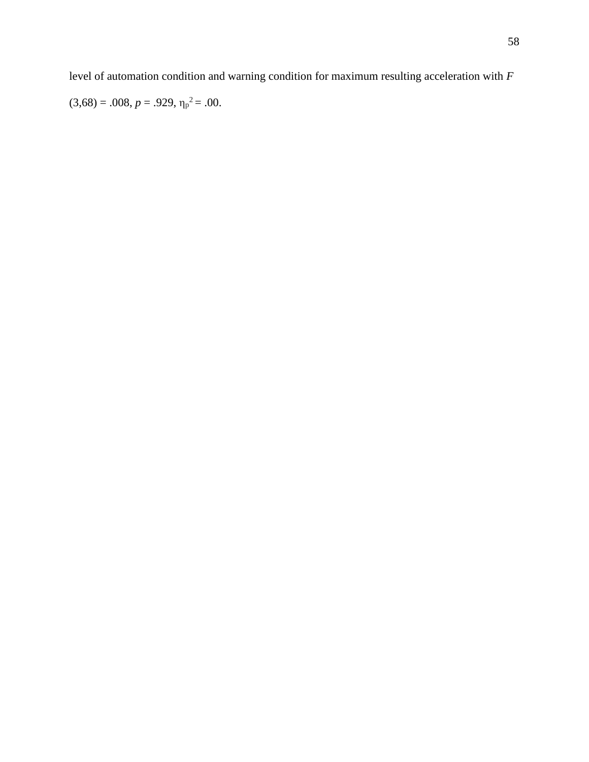level of automation condition and warning condition for maximum resulting acceleration with $F$ $(3,68) = .008$, $p = .929$, $\eta_p^2 = .00$.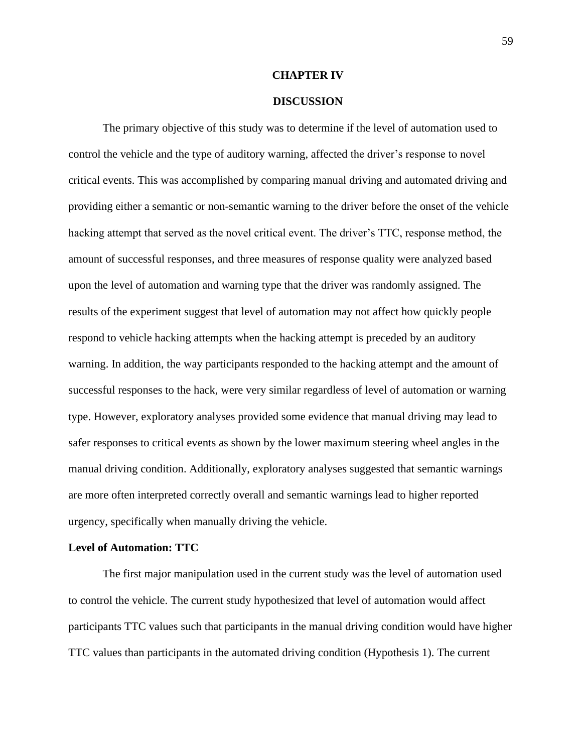# CHAPTER IV

# DISCUSSION

The primary objective of this study was to determine if the level of automation used to control the vehicle and the type of auditory warning, affected the driver's response to novel critical events. This was accomplished by comparing manual driving and automated driving and providing either a semantic or non-semantic warning to the driver before the onset of the vehicle hacking attempt that served as the novel critical event. The driver's TTC, response method, the amount of successful responses, and three measures of response quality were analyzed based upon the level of automation and warning type that the driver was randomly assigned. The results of the experiment suggest that level of automation may not affect how quickly people respond to vehicle hacking attempts when the hacking attempt is preceded by an auditory warning. In addition, the way participants responded to the hacking attempt and the amount of successful responses to the hack, were very similar regardless of level of automation or warning type. However, exploratory analyses provided some evidence that manual driving may lead to safer responses to critical events as shown by the lower maximum steering wheel angles in the manual driving condition. Additionally, exploratory analyses suggested that semantic warnings are more often interpreted correctly overall and semantic warnings lead to higher reported urgency, specifically when manually driving the vehicle.

## Level of Automation: TTC

The first major manipulation used in the current study was the level of automation used to control the vehicle. The current study hypothesized that level of automation would affect participants TTC values such that participants in the manual driving condition would have higher TTC values than participants in the automated driving condition (Hypothesis 1). The current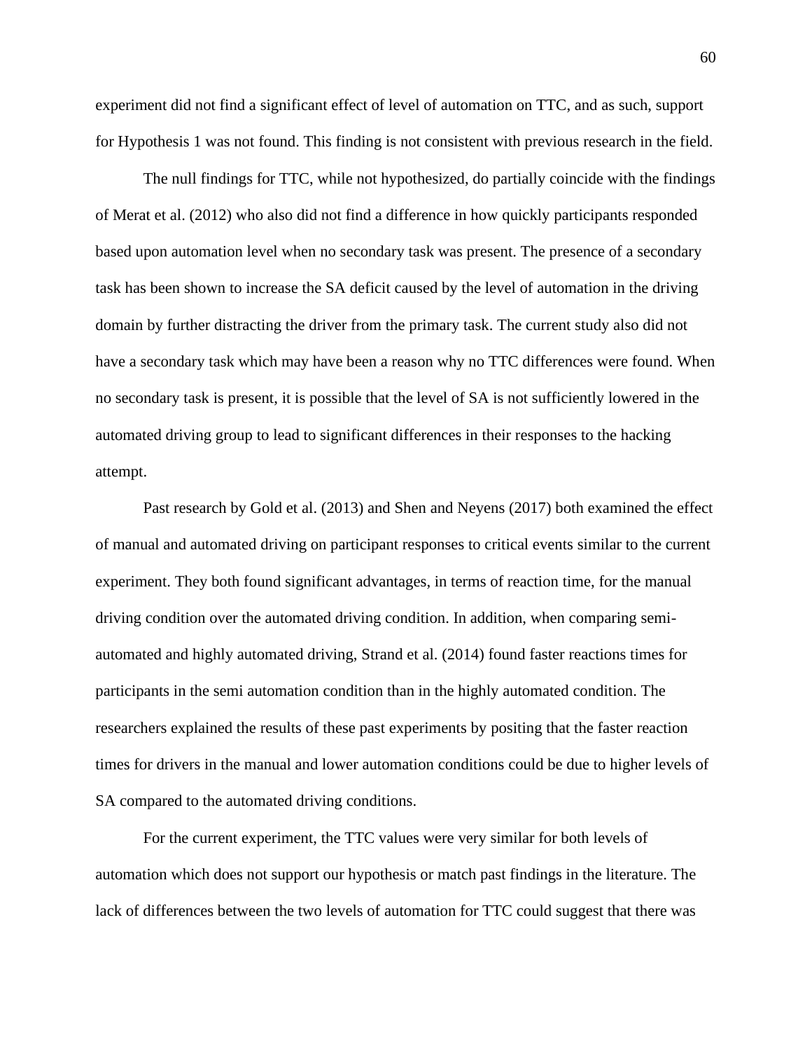experiment did not find a significant effect of level of automation on TTC, and as such, support for Hypothesis 1 was not found. This finding is not consistent with previous research in the field.

The null findings for TTC, while not hypothesized, do partially coincide with the findings of Merat et al. (2012) who also did not find a difference in how quickly participants responded based upon automation level when no secondary task was present. The presence of a secondary task has been shown to increase the SA deficit caused by the level of automation in the driving domain by further distracting the driver from the primary task. The current study also did not have a secondary task which may have been a reason why no TTC differences were found. When no secondary task is present, it is possible that the level of SA is not sufficiently lowered in the automated driving group to lead to significant differences in their responses to the hacking attempt.

Past research by Gold et al. (2013) and Shen and Neyens (2017) both examined the effect of manual and automated driving on participant responses to critical events similar to the current experiment. They both found significant advantages, in terms of reaction time, for the manual driving condition over the automated driving condition. In addition, when comparing semi-automated and highly automated driving, Strand et al. (2014) found faster reactions times for participants in the semi automation condition than in the highly automated condition. The researchers explained the results of these past experiments by positing that the faster reaction times for drivers in the manual and lower automation conditions could be due to higher levels of SA compared to the automated driving conditions.

For the current experiment, the TTC values were very similar for both levels of automation which does not support our hypothesis or match past findings in the literature. The lack of differences between the two levels of automation for TTC could suggest that there was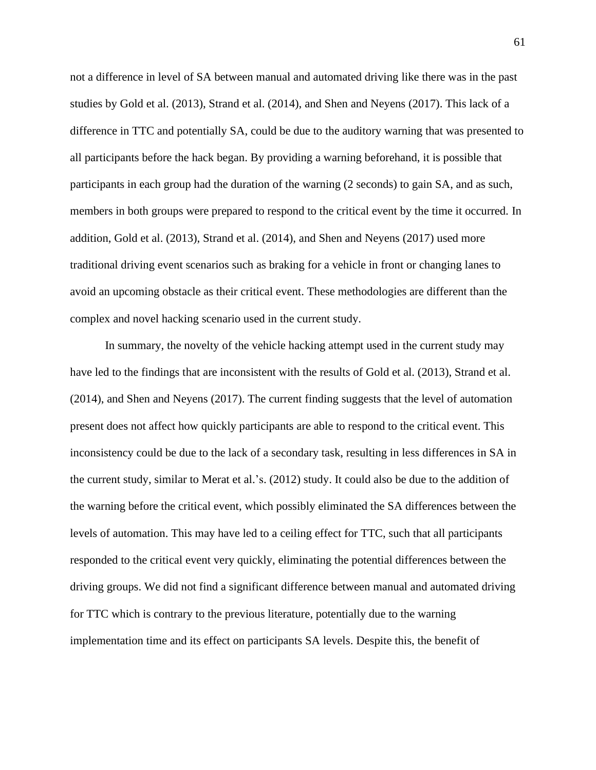not a difference in level of SA between manual and automated driving like there was in the past studies by Gold et al. (2013), Strand et al. (2014), and Shen and Neyens (2017). This lack of a difference in TTC and potentially SA, could be due to the auditory warning that was presented to all participants before the hack began. By providing a warning beforehand, it is possible that participants in each group had the duration of the warning (2 seconds) to gain SA, and as such, members in both groups were prepared to respond to the critical event by the time it occurred. In addition, Gold et al. (2013), Strand et al. (2014), and Shen and Neyens (2017) used more traditional driving event scenarios such as braking for a vehicle in front or changing lanes to avoid an upcoming obstacle as their critical event. These methodologies are different than the complex and novel hacking scenario used in the current study.

In summary, the novelty of the vehicle hacking attempt used in the current study may have led to the findings that are inconsistent with the results of Gold et al. (2013), Strand et al. (2014), and Shen and Neyens (2017). The current finding suggests that the level of automation present does not affect how quickly participants are able to respond to the critical event. This inconsistency could be due to the lack of a secondary task, resulting in less differences in SA in the current study, similar to Merat et al.'s. (2012) study. It could also be due to the addition of the warning before the critical event, which possibly eliminated the SA differences between the levels of automation. This may have led to a ceiling effect for TTC, such that all participants responded to the critical event very quickly, eliminating the potential differences between the driving groups. We did not find a significant difference between manual and automated driving for TTC which is contrary to the previous literature, potentially due to the warning implementation time and its effect on participants SA levels. Despite this, the benefit of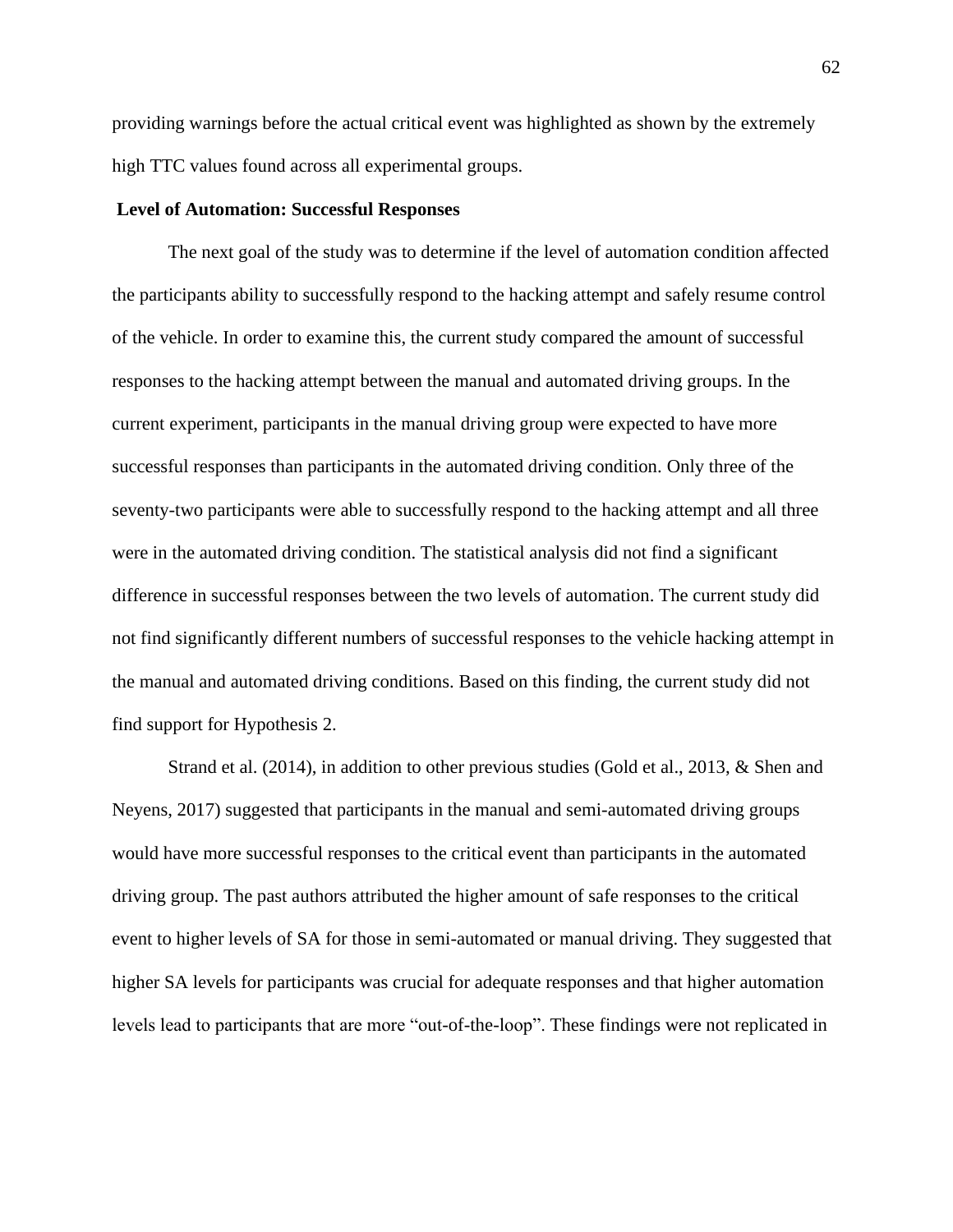providing warnings before the actual critical event was highlighted as shown by the extremely high TTC values found across all experimental groups.

### Level of Automation: Successful Responses

The next goal of the study was to determine if the level of automation condition affected the participants ability to successfully respond to the hacking attempt and safely resume control of the vehicle. In order to examine this, the current study compared the amount of successful responses to the hacking attempt between the manual and automated driving groups. In the current experiment, participants in the manual driving group were expected to have more successful responses than participants in the automated driving condition. Only three of the seventy-two participants were able to successfully respond to the hacking attempt and all three were in the automated driving condition. The statistical analysis did not find a significant difference in successful responses between the two levels of automation. The current study did not find significantly different numbers of successful responses to the vehicle hacking attempt in the manual and automated driving conditions. Based on this finding, the current study did not find support for Hypothesis 2.

Strand et al. (2014), in addition to other previous studies (Gold et al., 2013, & Shen and Neyens, 2017) suggested that participants in the manual and semi-automated driving groups would have more successful responses to the critical event than participants in the automated driving group. The past authors attributed the higher amount of safe responses to the critical event to higher levels of SA for those in semi-automated or manual driving. They suggested that higher SA levels for participants was crucial for adequate responses and that higher automation levels lead to participants that are more “out-of-the-loop”. These findings were not replicated in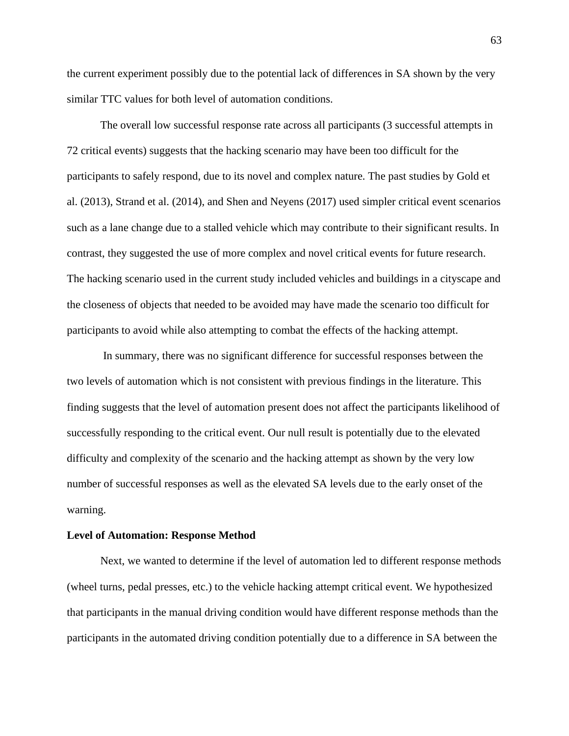the current experiment possibly due to the potential lack of differences in SA shown by the very similar TTC values for both level of automation conditions.

The overall low successful response rate across all participants (3 successful attempts in 72 critical events) suggests that the hacking scenario may have been too difficult for the participants to safely respond, due to its novel and complex nature. The past studies by Gold et al. (2013), Strand et al. (2014), and Shen and Neyens (2017) used simpler critical event scenarios such as a lane change due to a stalled vehicle which may contribute to their significant results. In contrast, they suggested the use of more complex and novel critical events for future research. The hacking scenario used in the current study included vehicles and buildings in a cityscape and the closeness of objects that needed to be avoided may have made the scenario too difficult for participants to avoid while also attempting to combat the effects of the hacking attempt.

In summary, there was no significant difference for successful responses between the two levels of automation which is not consistent with previous findings in the literature. This finding suggests that the level of automation present does not affect the participants likelihood of successfully responding to the critical event. Our null result is potentially due to the elevated difficulty and complexity of the scenario and the hacking attempt as shown by the very low number of successful responses as well as the elevated SA levels due to the early onset of the warning.

**Level of Automation: Response Method**

Next, we wanted to determine if the level of automation led to different response methods (wheel turns, pedal presses, etc.) to the vehicle hacking attempt critical event. We hypothesized that participants in the manual driving condition would have different response methods than the participants in the automated driving condition potentially due to a difference in SA between the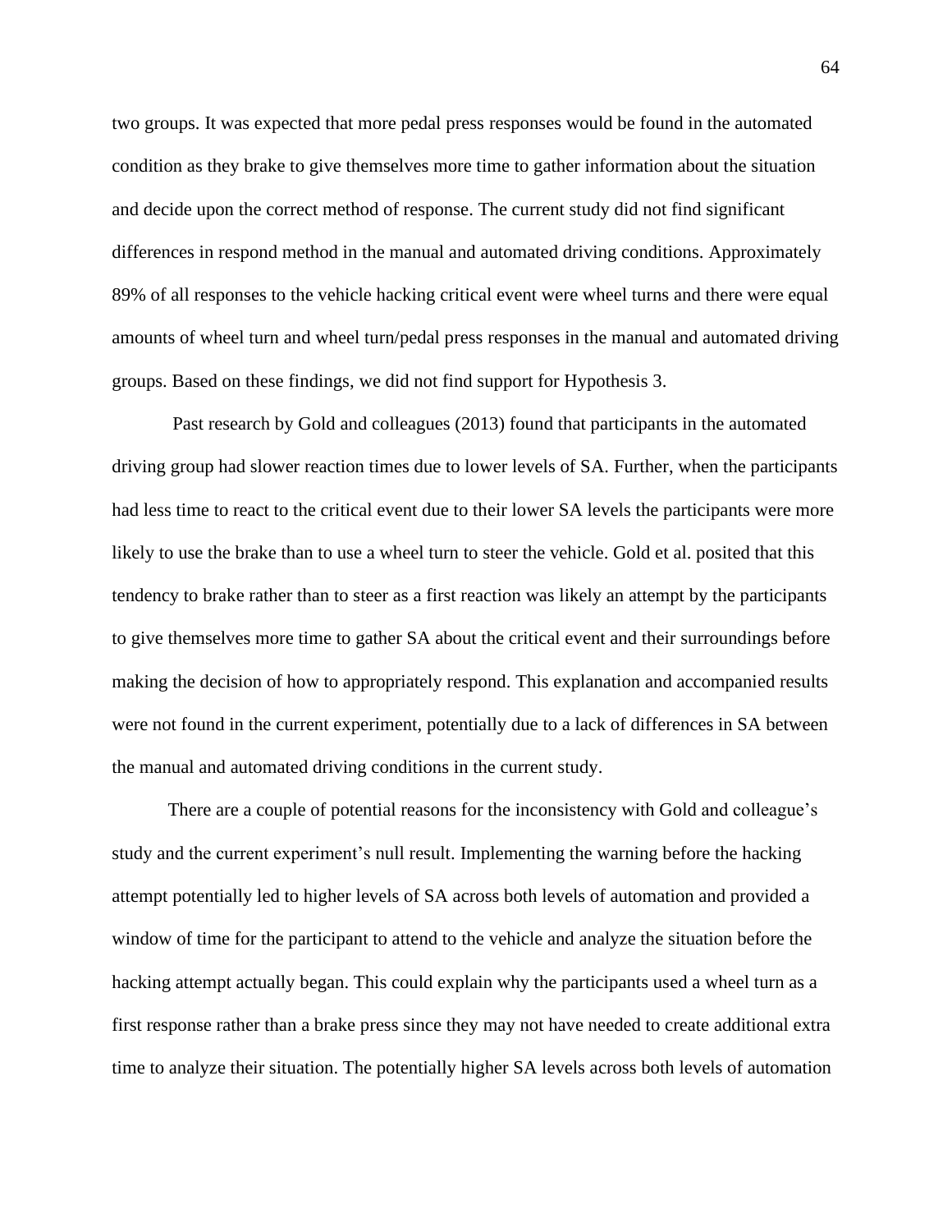two groups. It was expected that more pedal press responses would be found in the automated condition as they brake to give themselves more time to gather information about the situation and decide upon the correct method of response. The current study did not find significant differences in respond method in the manual and automated driving conditions. Approximately 89% of all responses to the vehicle hacking critical event were wheel turns and there were equal amounts of wheel turn and wheel turn/pedal press responses in the manual and automated driving groups. Based on these findings, we did not find support for Hypothesis 3.

Past research by Gold and colleagues (2013) found that participants in the automated driving group had slower reaction times due to lower levels of SA. Further, when the participants had less time to react to the critical event due to their lower SA levels the participants were more likely to use the brake than to use a wheel turn to steer the vehicle. Gold et al. posited that this tendency to brake rather than to steer as a first reaction was likely an attempt by the participants to give themselves more time to gather SA about the critical event and their surroundings before making the decision of how to appropriately respond. This explanation and accompanied results were not found in the current experiment, potentially due to a lack of differences in SA between the manual and automated driving conditions in the current study.

There are a couple of potential reasons for the inconsistency with Gold and colleague's study and the current experiment's null result. Implementing the warning before the hacking attempt potentially led to higher levels of SA across both levels of automation and provided a window of time for the participant to attend to the vehicle and analyze the situation before the hacking attempt actually began. This could explain why the participants used a wheel turn as a first response rather than a brake press since they may not have needed to create additional extra time to analyze their situation. The potentially higher SA levels across both levels of automation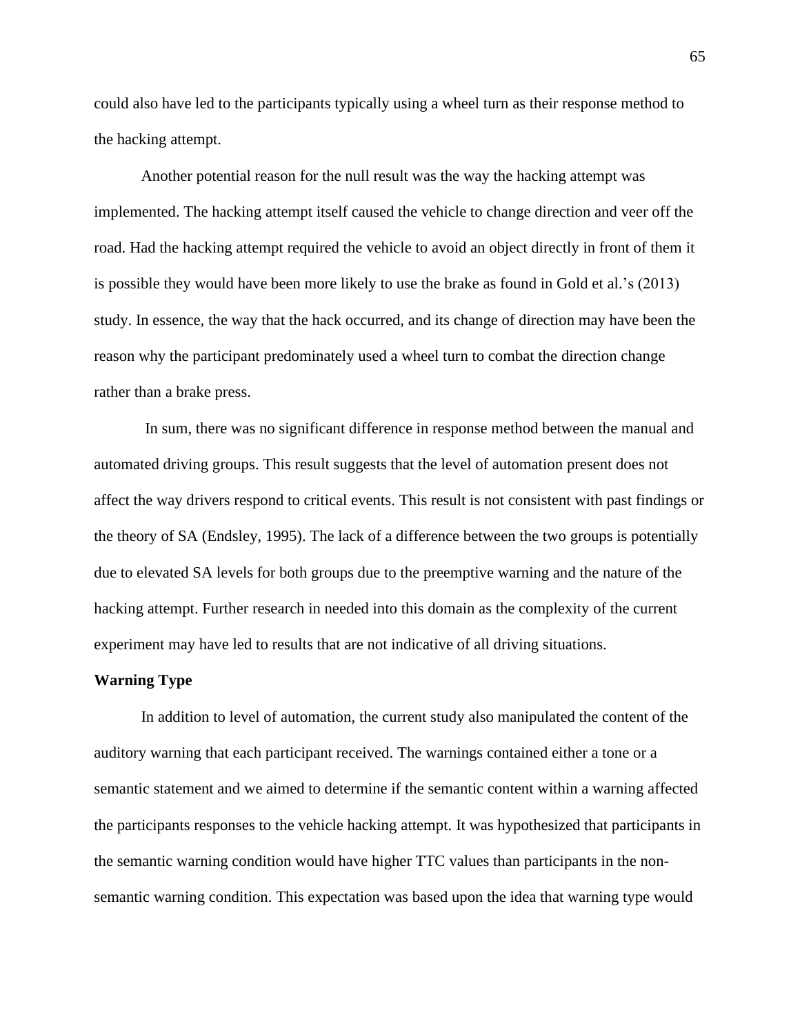could also have led to the participants typically using a wheel turn as their response method to the hacking attempt.

Another potential reason for the null result was the way the hacking attempt was implemented. The hacking attempt itself caused the vehicle to change direction and veer off the road. Had the hacking attempt required the vehicle to avoid an object directly in front of them it is possible they would have been more likely to use the brake as found in Gold et al.'s (2013) study. In essence, the way that the hack occurred, and its change of direction may have been the reason why the participant predominately used a wheel turn to combat the direction change rather than a brake press.

In sum, there was no significant difference in response method between the manual and automated driving groups. This result suggests that the level of automation present does not affect the way drivers respond to critical events. This result is not consistent with past findings or the theory of SA (Endsley, 1995). The lack of a difference between the two groups is potentially due to elevated SA levels for both groups due to the preemptive warning and the nature of the hacking attempt. Further research in needed into this domain as the complexity of the current experiment may have led to results that are not indicative of all driving situations.

**Warning Type**

In addition to level of automation, the current study also manipulated the content of the auditory warning that each participant received. The warnings contained either a tone or a semantic statement and we aimed to determine if the semantic content within a warning affected the participants responses to the vehicle hacking attempt. It was hypothesized that participants in the semantic warning condition would have higher TTC values than participants in the non-semantic warning condition. This expectation was based upon the idea that warning type would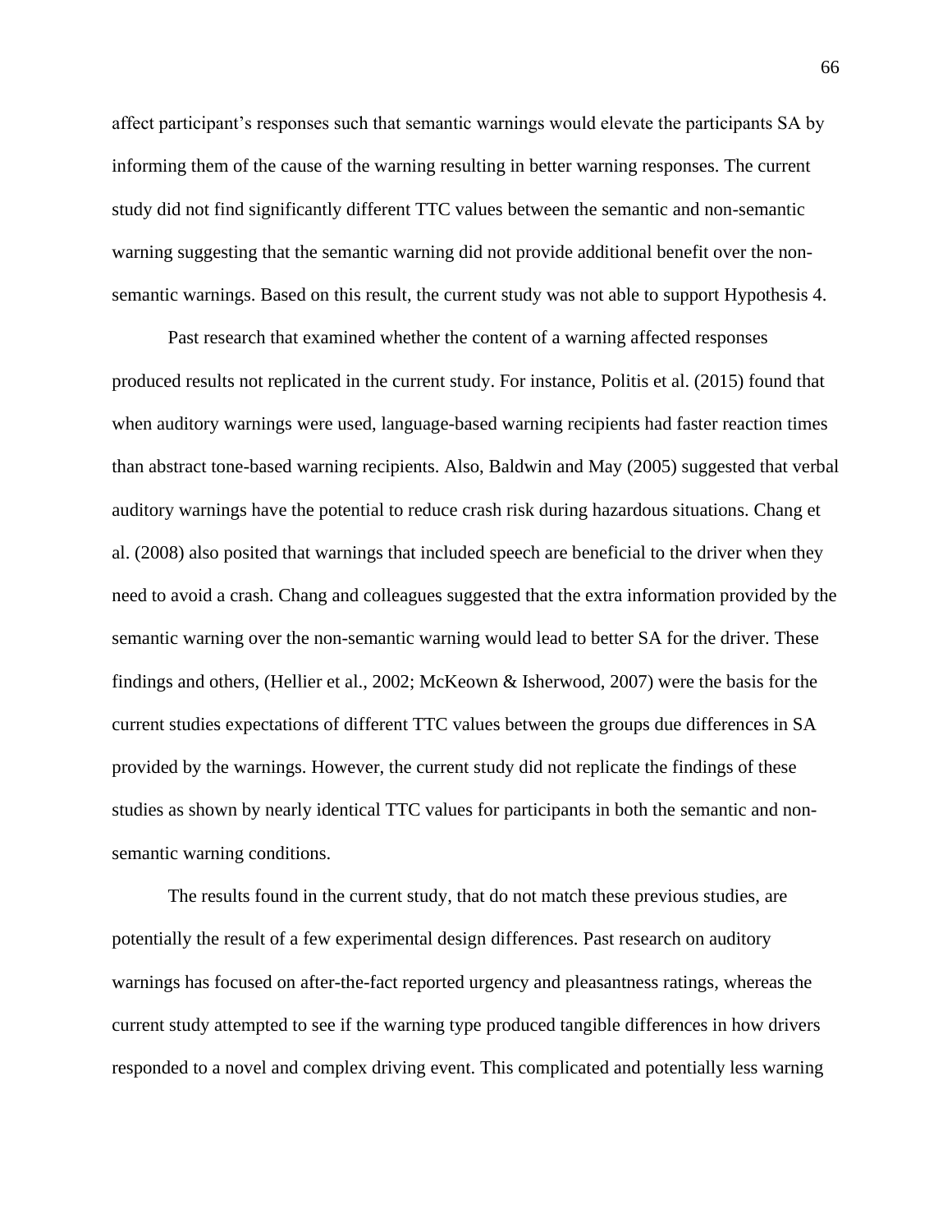affect participant's responses such that semantic warnings would elevate the participants SA by informing them of the cause of the warning resulting in better warning responses. The current study did not find significantly different TTC values between the semantic and non-semantic warning suggesting that the semantic warning did not provide additional benefit over the non-semantic warnings. Based on this result, the current study was not able to support Hypothesis 4.

Past research that examined whether the content of a warning affected responses produced results not replicated in the current study. For instance, Politis et al. (2015) found that when auditory warnings were used, language-based warning recipients had faster reaction times than abstract tone-based warning recipients. Also, Baldwin and May (2005) suggested that verbal auditory warnings have the potential to reduce crash risk during hazardous situations. Chang et al. (2008) also posited that warnings that included speech are beneficial to the driver when they need to avoid a crash. Chang and colleagues suggested that the extra information provided by the semantic warning over the non-semantic warning would lead to better SA for the driver. These findings and others, (Hellier et al., 2002; McKeown & Isherwood, 2007) were the basis for the current studies expectations of different TTC values between the groups due differences in SA provided by the warnings. However, the current study did not replicate the findings of these studies as shown by nearly identical TTC values for participants in both the semantic and non-semantic warning conditions.

The results found in the current study, that do not match these previous studies, are potentially the result of a few experimental design differences. Past research on auditory warnings has focused on after-the-fact reported urgency and pleasantness ratings, whereas the current study attempted to see if the warning type produced tangible differences in how drivers responded to a novel and complex driving event. This complicated and potentially less warning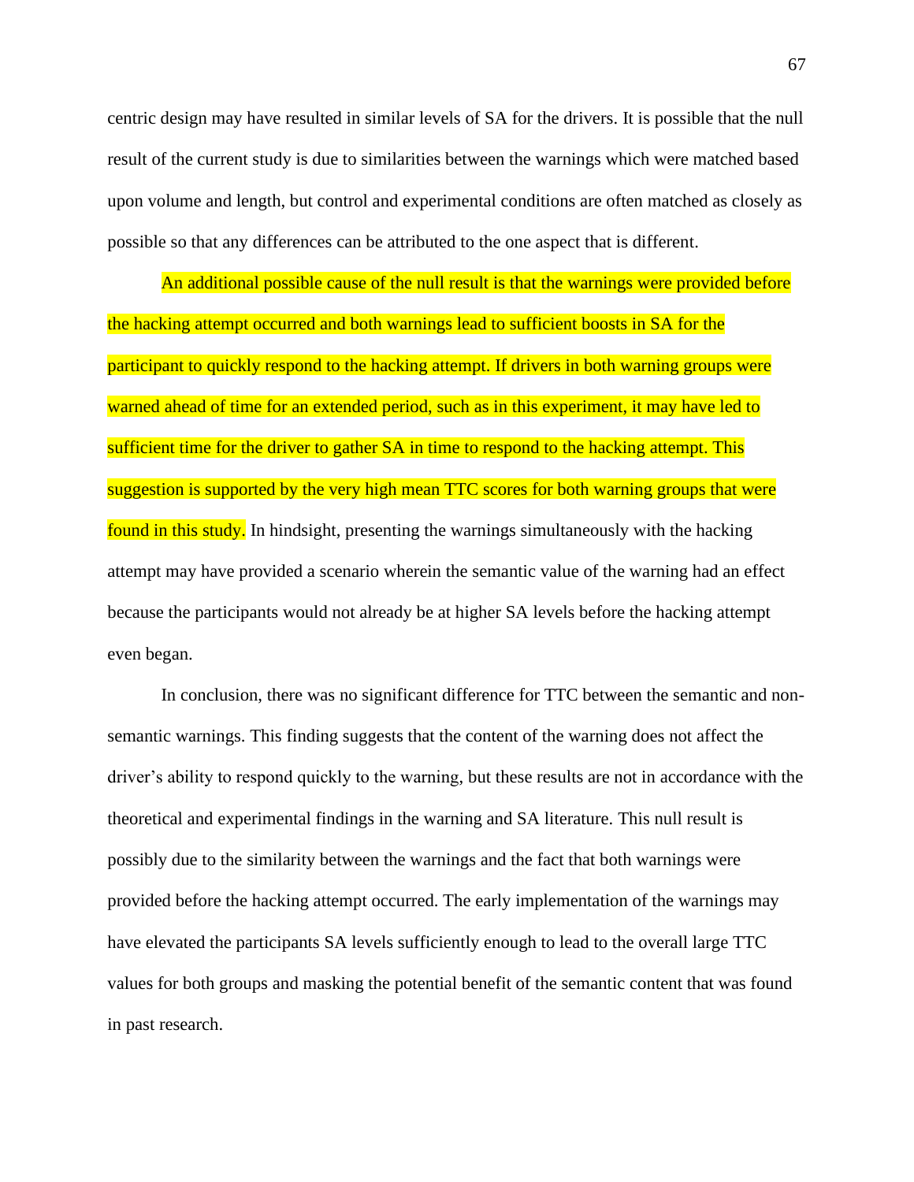centric design may have resulted in similar levels of SA for the drivers. It is possible that the null result of the current study is due to similarities between the warnings which were matched based upon volume and length, but control and experimental conditions are often matched as closely as possible so that any differences can be attributed to the one aspect that is different.

An additional possible cause of the null result is that the warnings were provided before the hacking attempt occurred and both warnings lead to sufficient boosts in SA for the participant to quickly respond to the hacking attempt. If drivers in both warning groups were warned ahead of time for an extended period, such as in this experiment, it may have led to sufficient time for the driver to gather SA in time to respond to the hacking attempt. This suggestion is supported by the very high mean TTC scores for both warning groups that were found in this study. In hindsight, presenting the warnings simultaneously with the hacking attempt may have provided a scenario wherein the semantic value of the warning had an effect because the participants would not already be at higher SA levels before the hacking attempt even began.

In conclusion, there was no significant difference for TTC between the semantic and non-semantic warnings. This finding suggests that the content of the warning does not affect the driver's ability to respond quickly to the warning, but these results are not in accordance with the theoretical and experimental findings in the warning and SA literature. This null result is possibly due to the similarity between the warnings and the fact that both warnings were provided before the hacking attempt occurred. The early implementation of the warnings may have elevated the participants SA levels sufficiently enough to lead to the overall large TTC values for both groups and masking the potential benefit of the semantic content that was found in past research.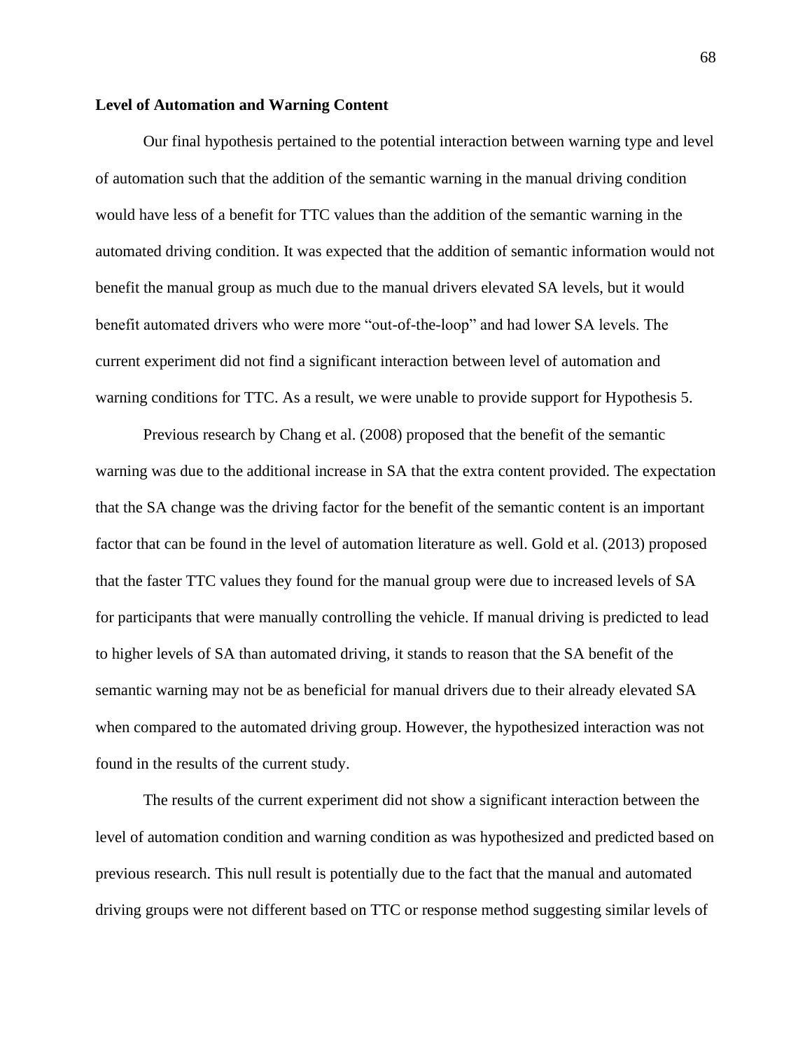**Level of Automation and Warning Content**

Our final hypothesis pertained to the potential interaction between warning type and level of automation such that the addition of the semantic warning in the manual driving condition would have less of a benefit for TTC values than the addition of the semantic warning in the automated driving condition. It was expected that the addition of semantic information would not benefit the manual group as much due to the manual drivers elevated SA levels, but it would benefit automated drivers who were more "out-of-the-loop" and had lower SA levels. The current experiment did not find a significant interaction between level of automation and warning conditions for TTC. As a result, we were unable to provide support for Hypothesis 5.

Previous research by Chang et al. (2008) proposed that the benefit of the semantic warning was due to the additional increase in SA that the extra content provided. The expectation that the SA change was the driving factor for the benefit of the semantic content is an important factor that can be found in the level of automation literature as well. Gold et al. (2013) proposed that the faster TTC values they found for the manual group were due to increased levels of SA for participants that were manually controlling the vehicle. If manual driving is predicted to lead to higher levels of SA than automated driving, it stands to reason that the SA benefit of the semantic warning may not be as beneficial for manual drivers due to their already elevated SA when compared to the automated driving group. However, the hypothesized interaction was not found in the results of the current study.

The results of the current experiment did not show a significant interaction between the level of automation condition and warning condition as was hypothesized and predicted based on previous research. This null result is potentially due to the fact that the manual and automated driving groups were not different based on TTC or response method suggesting similar levels of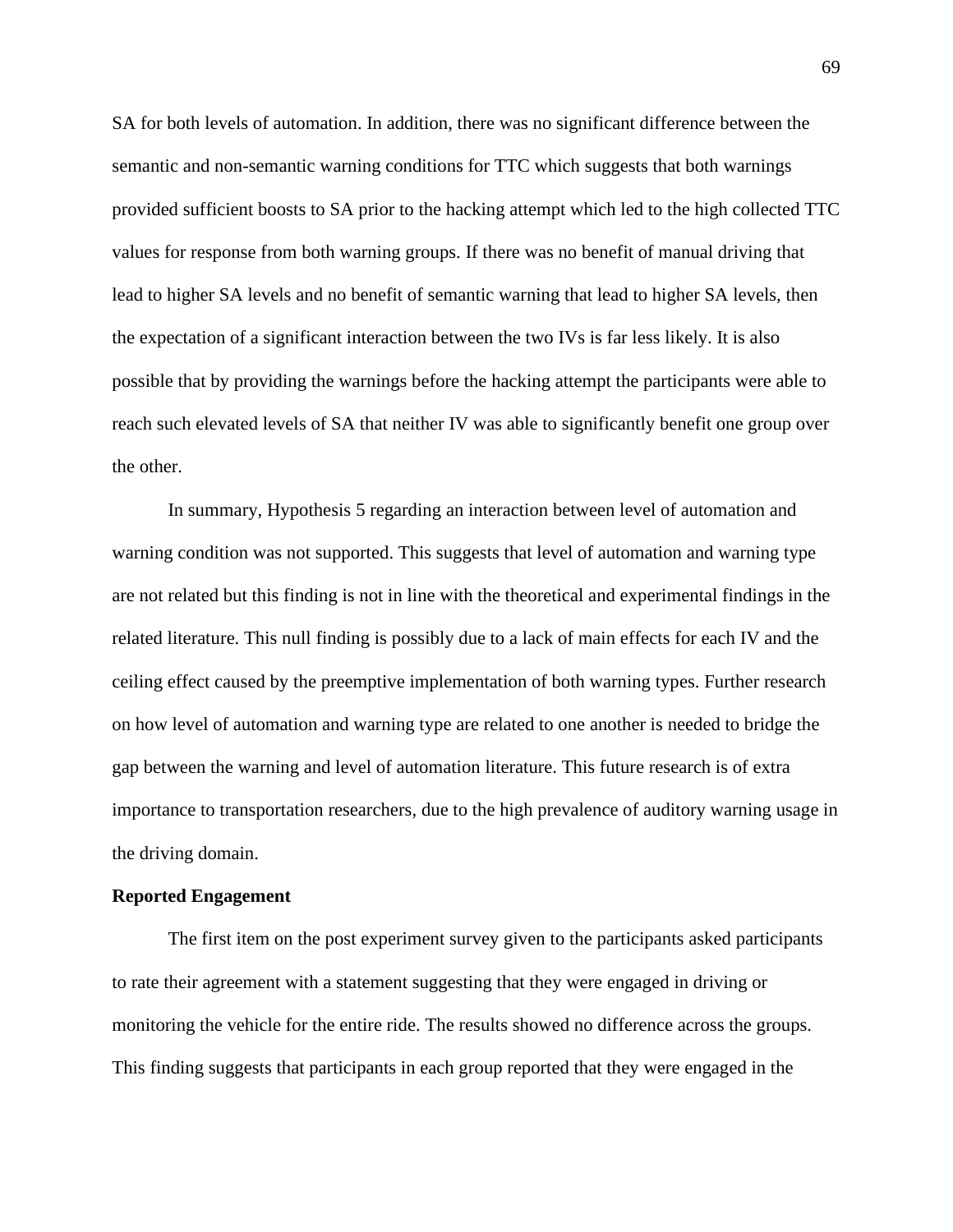SA for both levels of automation. In addition, there was no significant difference between the semantic and non-semantic warning conditions for TTC which suggests that both warnings provided sufficient boosts to SA prior to the hacking attempt which led to the high collected TTC values for response from both warning groups. If there was no benefit of manual driving that lead to higher SA levels and no benefit of semantic warning that lead to higher SA levels, then the expectation of a significant interaction between the two IVs is far less likely. It is also possible that by providing the warnings before the hacking attempt the participants were able to reach such elevated levels of SA that neither IV was able to significantly benefit one group over the other.

In summary, Hypothesis 5 regarding an interaction between level of automation and warning condition was not supported. This suggests that level of automation and warning type are not related but this finding is not in line with the theoretical and experimental findings in the related literature. This null finding is possibly due to a lack of main effects for each IV and the ceiling effect caused by the preemptive implementation of both warning types. Further research on how level of automation and warning type are related to one another is needed to bridge the gap between the warning and level of automation literature. This future research is of extra importance to transportation researchers, due to the high prevalence of auditory warning usage in the driving domain.

**Reported Engagement**

The first item on the post experiment survey given to the participants asked participants to rate their agreement with a statement suggesting that they were engaged in driving or monitoring the vehicle for the entire ride. The results showed no difference across the groups. This finding suggests that participants in each group reported that they were engaged in the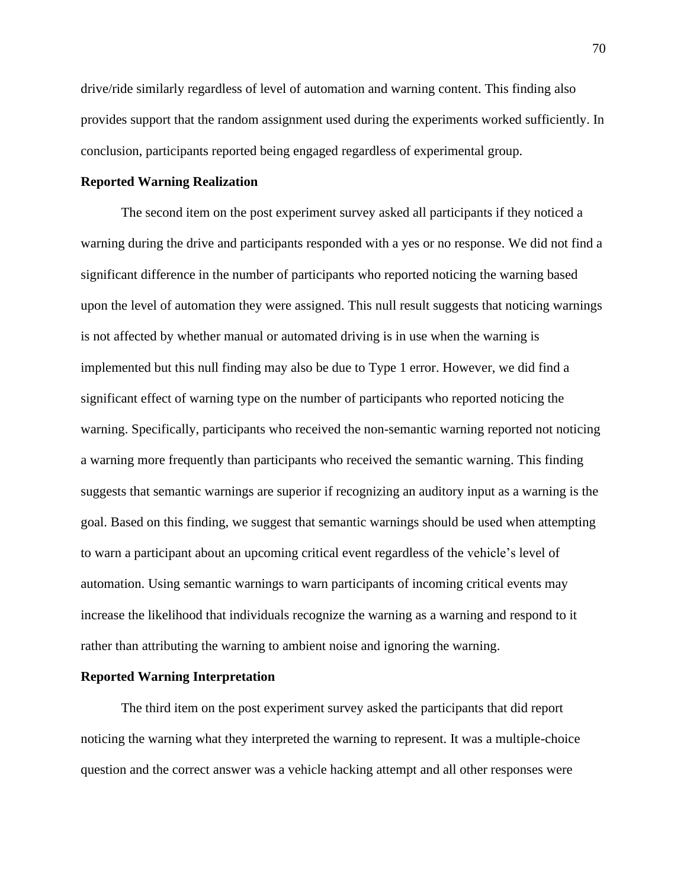drive/ride similarly regardless of level of automation and warning content. This finding also provides support that the random assignment used during the experiments worked sufficiently. In conclusion, participants reported being engaged regardless of experimental group.

**Reported Warning Realization**

The second item on the post experiment survey asked all participants if they noticed a warning during the drive and participants responded with a yes or no response. We did not find a significant difference in the number of participants who reported noticing the warning based upon the level of automation they were assigned. This null result suggests that noticing warnings is not affected by whether manual or automated driving is in use when the warning is implemented but this null finding may also be due to Type 1 error. However, we did find a significant effect of warning type on the number of participants who reported noticing the warning. Specifically, participants who received the non-semantic warning reported not noticing a warning more frequently than participants who received the semantic warning. This finding suggests that semantic warnings are superior if recognizing an auditory input as a warning is the goal. Based on this finding, we suggest that semantic warnings should be used when attempting to warn a participant about an upcoming critical event regardless of the vehicle's level of automation. Using semantic warnings to warn participants of incoming critical events may increase the likelihood that individuals recognize the warning as a warning and respond to it rather than attributing the warning to ambient noise and ignoring the warning.

**Reported Warning Interpretation**

The third item on the post experiment survey asked the participants that did report noticing the warning what they interpreted the warning to represent. It was a multiple-choice question and the correct answer was a vehicle hacking attempt and all other responses were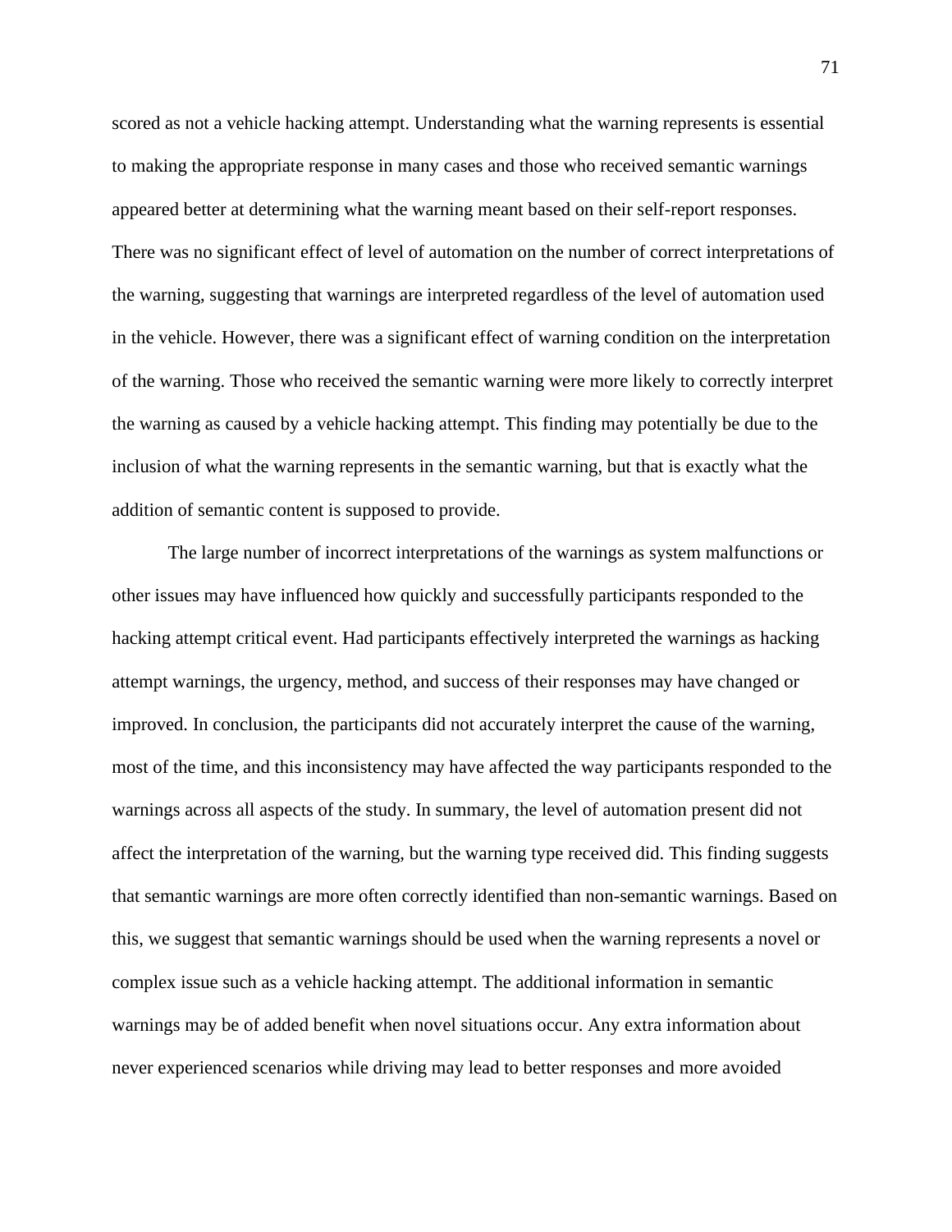scored as not a vehicle hacking attempt. Understanding what the warning represents is essential to making the appropriate response in many cases and those who received semantic warnings appeared better at determining what the warning meant based on their self-report responses. There was no significant effect of level of automation on the number of correct interpretations of the warning, suggesting that warnings are interpreted regardless of the level of automation used in the vehicle. However, there was a significant effect of warning condition on the interpretation of the warning. Those who received the semantic warning were more likely to correctly interpret the warning as caused by a vehicle hacking attempt. This finding may potentially be due to the inclusion of what the warning represents in the semantic warning, but that is exactly what the addition of semantic content is supposed to provide.

The large number of incorrect interpretations of the warnings as system malfunctions or other issues may have influenced how quickly and successfully participants responded to the hacking attempt critical event. Had participants effectively interpreted the warnings as hacking attempt warnings, the urgency, method, and success of their responses may have changed or improved. In conclusion, the participants did not accurately interpret the cause of the warning, most of the time, and this inconsistency may have affected the way participants responded to the warnings across all aspects of the study. In summary, the level of automation present did not affect the interpretation of the warning, but the warning type received did. This finding suggests that semantic warnings are more often correctly identified than non-semantic warnings. Based on this, we suggest that semantic warnings should be used when the warning represents a novel or complex issue such as a vehicle hacking attempt. The additional information in semantic warnings may be of added benefit when novel situations occur. Any extra information about never experienced scenarios while driving may lead to better responses and more avoided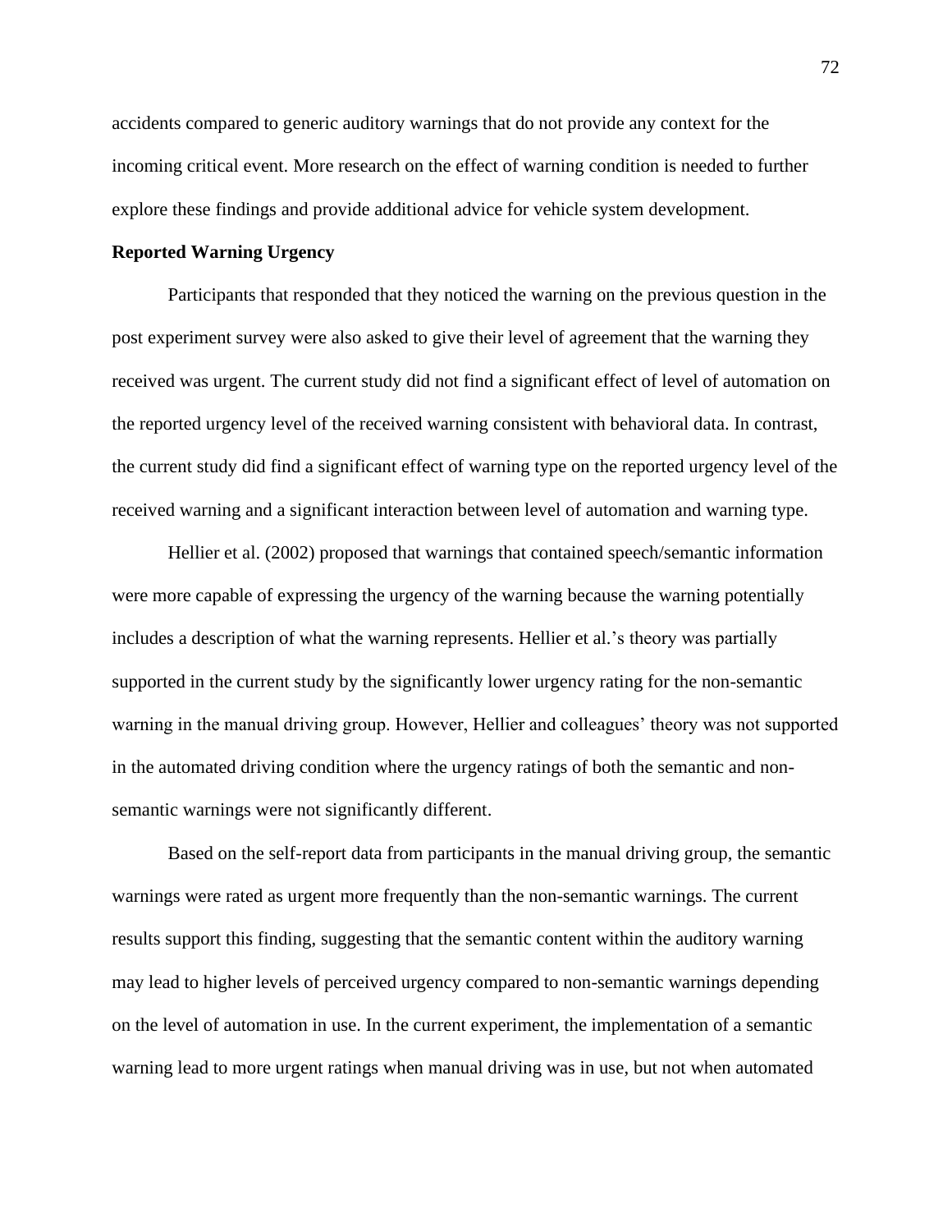accidents compared to generic auditory warnings that do not provide any context for the incoming critical event. More research on the effect of warning condition is needed to further explore these findings and provide additional advice for vehicle system development.

**Reported Warning Urgency**

Participants that responded that they noticed the warning on the previous question in the post experiment survey were also asked to give their level of agreement that the warning they received was urgent. The current study did not find a significant effect of level of automation on the reported urgency level of the received warning consistent with behavioral data. In contrast, the current study did find a significant effect of warning type on the reported urgency level of the received warning and a significant interaction between level of automation and warning type.

Hellier et al. (2002) proposed that warnings that contained speech/semantic information were more capable of expressing the urgency of the warning because the warning potentially includes a description of what the warning represents. Hellier et al.'s theory was partially supported in the current study by the significantly lower urgency rating for the non-semantic warning in the manual driving group. However, Hellier and colleagues' theory was not supported in the automated driving condition where the urgency ratings of both the semantic and non-semantic warnings were not significantly different.

Based on the self-report data from participants in the manual driving group, the semantic warnings were rated as urgent more frequently than the non-semantic warnings. The current results support this finding, suggesting that the semantic content within the auditory warning may lead to higher levels of perceived urgency compared to non-semantic warnings depending on the level of automation in use. In the current experiment, the implementation of a semantic warning lead to more urgent ratings when manual driving was in use, but not when automated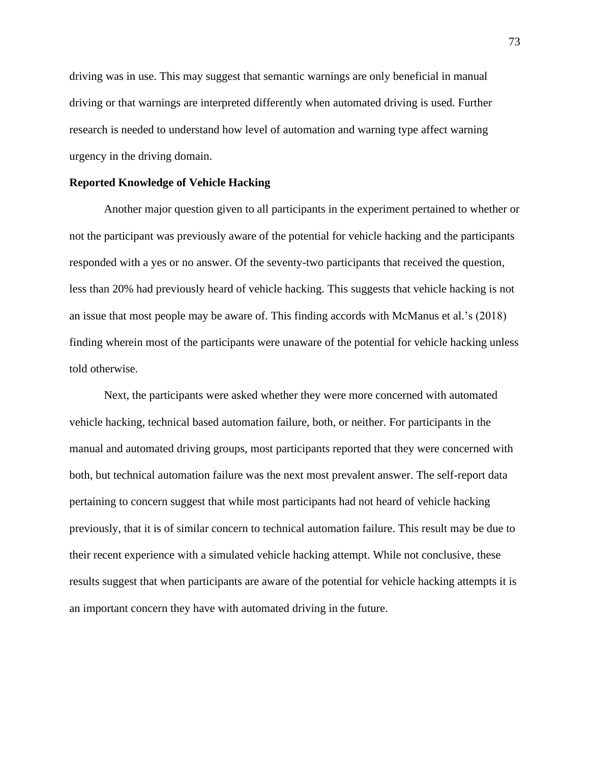driving was in use. This may suggest that semantic warnings are only beneficial in manual driving or that warnings are interpreted differently when automated driving is used. Further research is needed to understand how level of automation and warning type affect warning urgency in the driving domain.

**Reported Knowledge of Vehicle Hacking**

Another major question given to all participants in the experiment pertained to whether or not the participant was previously aware of the potential for vehicle hacking and the participants responded with a yes or no answer. Of the seventy-two participants that received the question, less than 20% had previously heard of vehicle hacking. This suggests that vehicle hacking is not an issue that most people may be aware of. This finding accords with McManus et al.'s (2018) finding wherein most of the participants were unaware of the potential for vehicle hacking unless told otherwise.

Next, the participants were asked whether they were more concerned with automated vehicle hacking, technical based automation failure, both, or neither. For participants in the manual and automated driving groups, most participants reported that they were concerned with both, but technical automation failure was the next most prevalent answer. The self-report data pertaining to concern suggest that while most participants had not heard of vehicle hacking previously, that it is of similar concern to technical automation failure. This result may be due to their recent experience with a simulated vehicle hacking attempt. While not conclusive, these results suggest that when participants are aware of the potential for vehicle hacking attempts it is an important concern they have with automated driving in the future.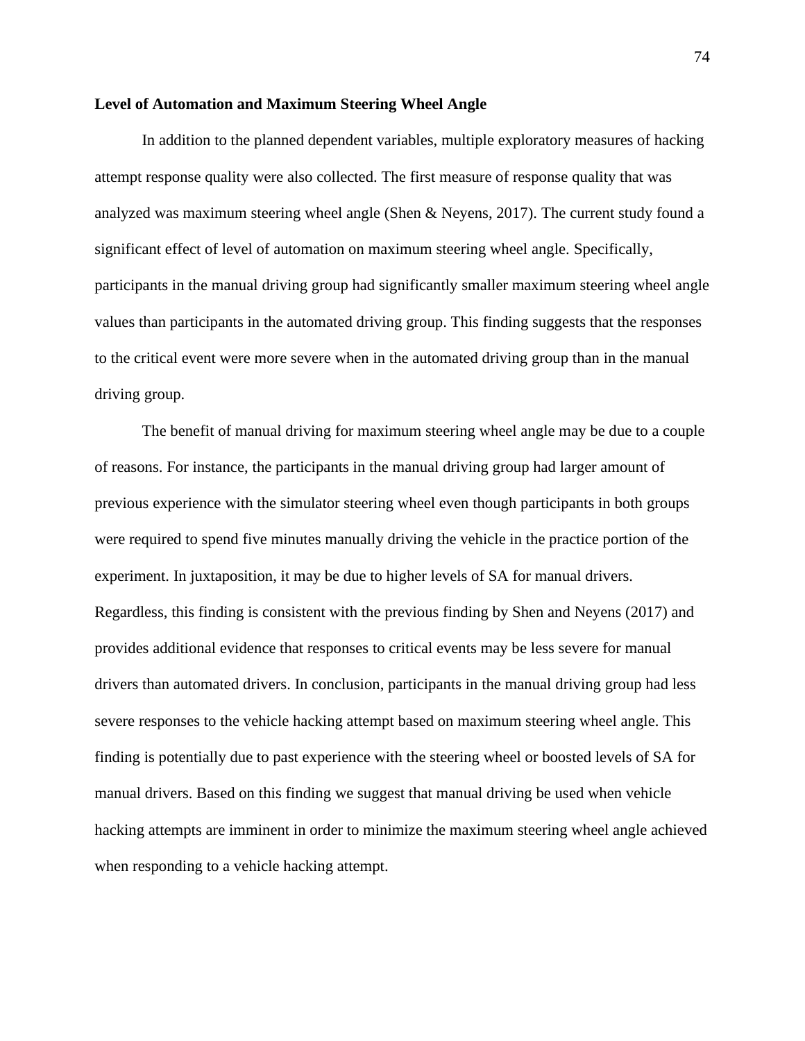**Level of Automation and Maximum Steering Wheel Angle**

In addition to the planned dependent variables, multiple exploratory measures of hacking attempt response quality were also collected. The first measure of response quality that was analyzed was maximum steering wheel angle (Shen & Neyens, 2017). The current study found a significant effect of level of automation on maximum steering wheel angle. Specifically, participants in the manual driving group had significantly smaller maximum steering wheel angle values than participants in the automated driving group. This finding suggests that the responses to the critical event were more severe when in the automated driving group than in the manual driving group.

The benefit of manual driving for maximum steering wheel angle may be due to a couple of reasons. For instance, the participants in the manual driving group had larger amount of previous experience with the simulator steering wheel even though participants in both groups were required to spend five minutes manually driving the vehicle in the practice portion of the experiment. In juxtaposition, it may be due to higher levels of SA for manual drivers. Regardless, this finding is consistent with the previous finding by Shen and Neyens (2017) and provides additional evidence that responses to critical events may be less severe for manual drivers than automated drivers. In conclusion, participants in the manual driving group had less severe responses to the vehicle hacking attempt based on maximum steering wheel angle. This finding is potentially due to past experience with the steering wheel or boosted levels of SA for manual drivers. Based on this finding we suggest that manual driving be used when vehicle hacking attempts are imminent in order to minimize the maximum steering wheel angle achieved when responding to a vehicle hacking attempt.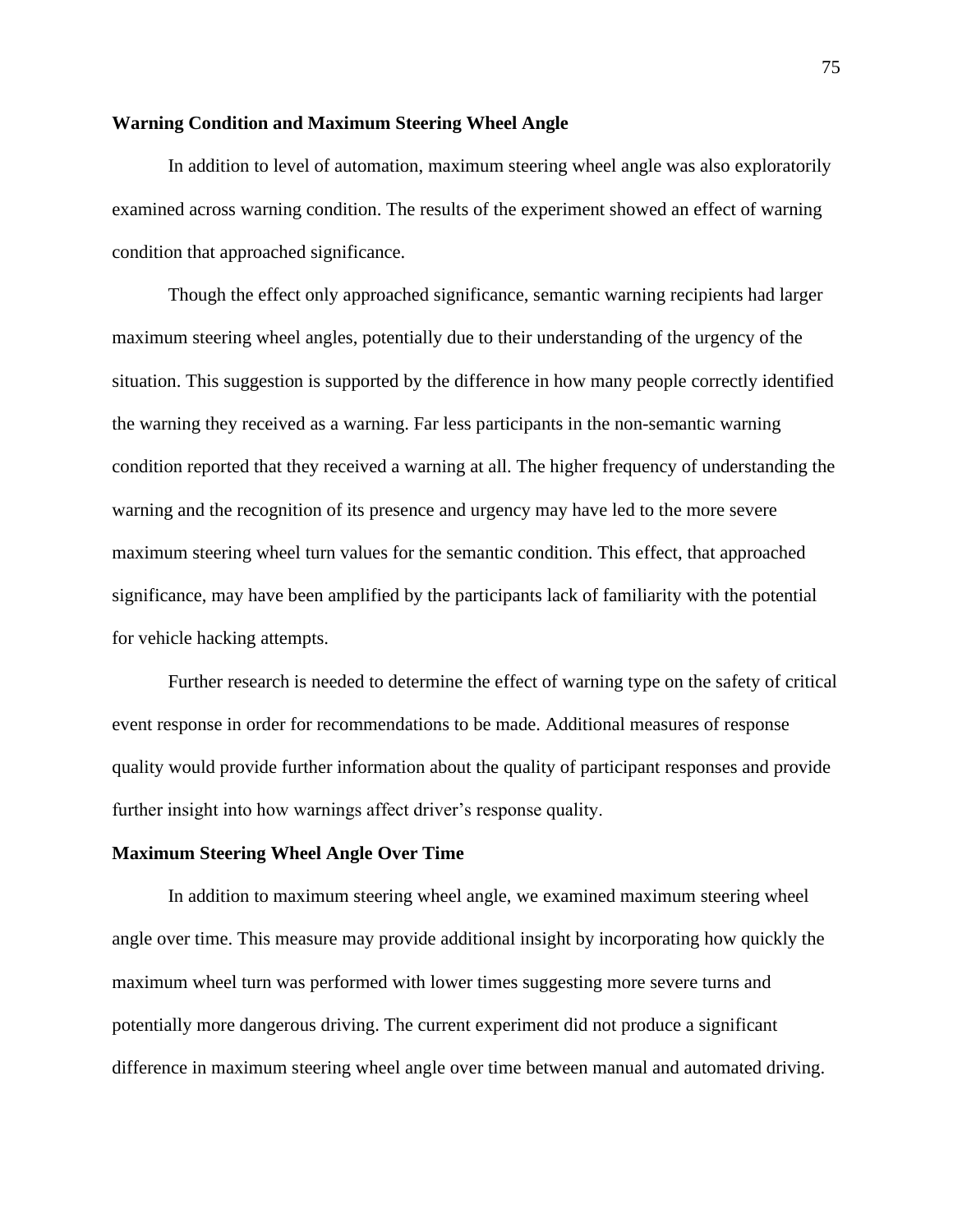**Warning Condition and Maximum Steering Wheel Angle**

In addition to level of automation, maximum steering wheel angle was also exploratorily examined across warning condition. The results of the experiment showed an effect of warning condition that approached significance.

Though the effect only approached significance, semantic warning recipients had larger maximum steering wheel angles, potentially due to their understanding of the urgency of the situation. This suggestion is supported by the difference in how many people correctly identified the warning they received as a warning. Far less participants in the non-semantic warning condition reported that they received a warning at all. The higher frequency of understanding the warning and the recognition of its presence and urgency may have led to the more severe maximum steering wheel turn values for the semantic condition. This effect, that approached significance, may have been amplified by the participants lack of familiarity with the potential for vehicle hacking attempts.

Further research is needed to determine the effect of warning type on the safety of critical event response in order for recommendations to be made. Additional measures of response quality would provide further information about the quality of participant responses and provide further insight into how warnings affect driver's response quality.

**Maximum Steering Wheel Angle Over Time**

In addition to maximum steering wheel angle, we examined maximum steering wheel angle over time. This measure may provide additional insight by incorporating how quickly the maximum wheel turn was performed with lower times suggesting more severe turns and potentially more dangerous driving. The current experiment did not produce a significant difference in maximum steering wheel angle over time between manual and automated driving.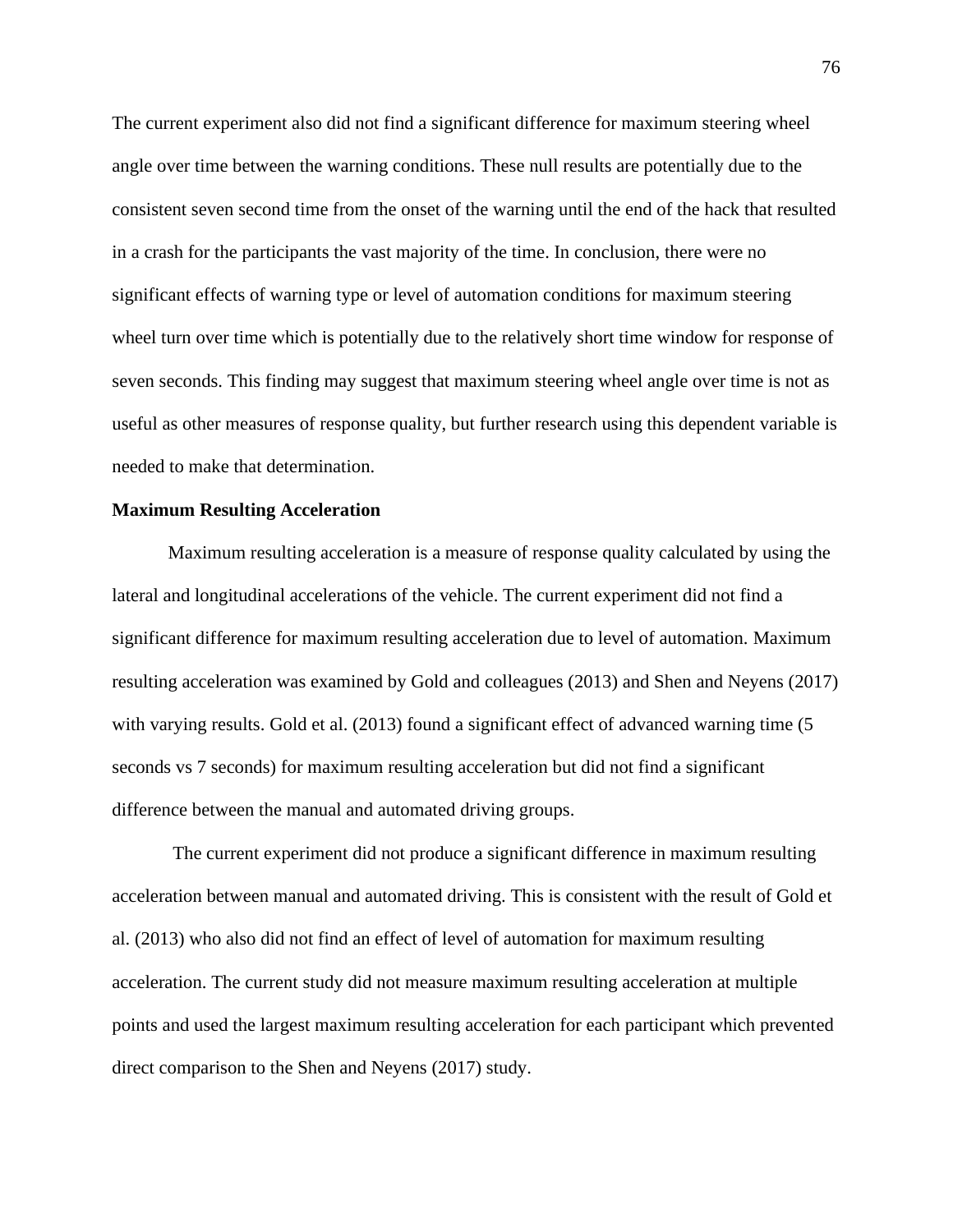The current experiment also did not find a significant difference for maximum steering wheel angle over time between the warning conditions. These null results are potentially due to the consistent seven second time from the onset of the warning until the end of the hack that resulted in a crash for the participants the vast majority of the time. In conclusion, there were no significant effects of warning type or level of automation conditions for maximum steering wheel turn over time which is potentially due to the relatively short time window for response of seven seconds. This finding may suggest that maximum steering wheel angle over time is not as useful as other measures of response quality, but further research using this dependent variable is needed to make that determination.

**Maximum Resulting Acceleration**

Maximum resulting acceleration is a measure of response quality calculated by using the lateral and longitudinal accelerations of the vehicle. The current experiment did not find a significant difference for maximum resulting acceleration due to level of automation. Maximum resulting acceleration was examined by Gold and colleagues (2013) and Shen and Neyens (2017) with varying results. Gold et al. (2013) found a significant effect of advanced warning time (5 seconds vs 7 seconds) for maximum resulting acceleration but did not find a significant difference between the manual and automated driving groups.

The current experiment did not produce a significant difference in maximum resulting acceleration between manual and automated driving. This is consistent with the result of Gold et al. (2013) who also did not find an effect of level of automation for maximum resulting acceleration. The current study did not measure maximum resulting acceleration at multiple points and used the largest maximum resulting acceleration for each participant which prevented direct comparison to the Shen and Neyens (2017) study.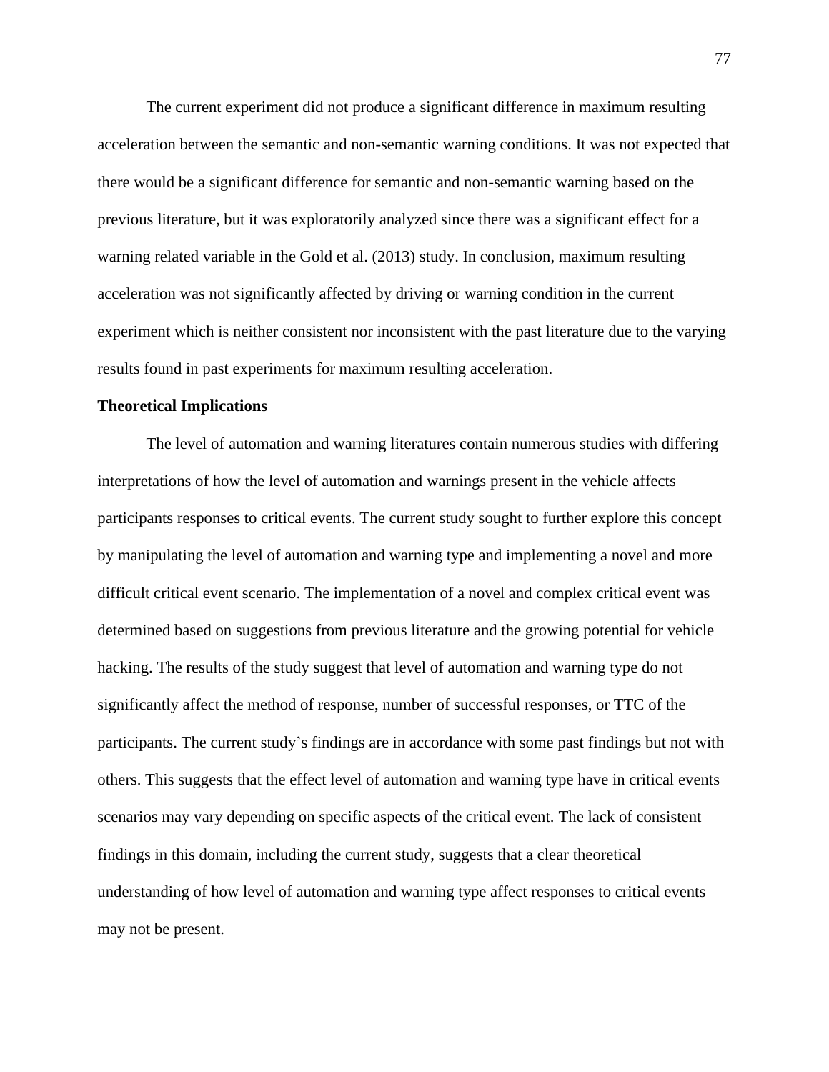The current experiment did not produce a significant difference in maximum resulting acceleration between the semantic and non-semantic warning conditions. It was not expected that there would be a significant difference for semantic and non-semantic warning based on the previous literature, but it was exploratorily analyzed since there was a significant effect for a warning related variable in the Gold et al. (2013) study. In conclusion, maximum resulting acceleration was not significantly affected by driving or warning condition in the current experiment which is neither consistent nor inconsistent with the past literature due to the varying results found in past experiments for maximum resulting acceleration.

**Theoretical Implications**

The level of automation and warning literatures contain numerous studies with differing interpretations of how the level of automation and warnings present in the vehicle affects participants responses to critical events. The current study sought to further explore this concept by manipulating the level of automation and warning type and implementing a novel and more difficult critical event scenario. The implementation of a novel and complex critical event was determined based on suggestions from previous literature and the growing potential for vehicle hacking. The results of the study suggest that level of automation and warning type do not significantly affect the method of response, number of successful responses, or TTC of the participants. The current study's findings are in accordance with some past findings but not with others. This suggests that the effect level of automation and warning type have in critical events scenarios may vary depending on specific aspects of the critical event. The lack of consistent findings in this domain, including the current study, suggests that a clear theoretical understanding of how level of automation and warning type affect responses to critical events may not be present.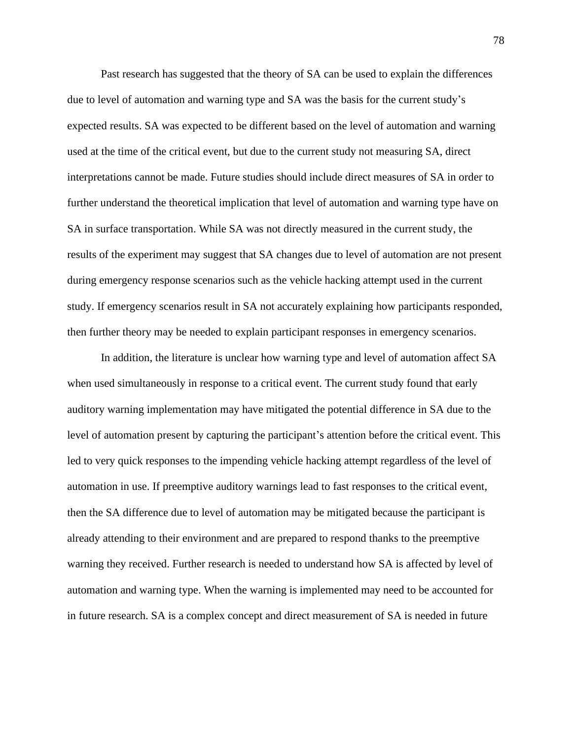Past research has suggested that the theory of SA can be used to explain the differences due to level of automation and warning type and SA was the basis for the current study's expected results. SA was expected to be different based on the level of automation and warning used at the time of the critical event, but due to the current study not measuring SA, direct interpretations cannot be made. Future studies should include direct measures of SA in order to further understand the theoretical implication that level of automation and warning type have on SA in surface transportation. While SA was not directly measured in the current study, the results of the experiment may suggest that SA changes due to level of automation are not present during emergency response scenarios such as the vehicle hacking attempt used in the current study. If emergency scenarios result in SA not accurately explaining how participants responded, then further theory may be needed to explain participant responses in emergency scenarios.

In addition, the literature is unclear how warning type and level of automation affect SA when used simultaneously in response to a critical event. The current study found that early auditory warning implementation may have mitigated the potential difference in SA due to the level of automation present by capturing the participant's attention before the critical event. This led to very quick responses to the impending vehicle hacking attempt regardless of the level of automation in use. If preemptive auditory warnings lead to fast responses to the critical event, then the SA difference due to level of automation may be mitigated because the participant is already attending to their environment and are prepared to respond thanks to the preemptive warning they received. Further research is needed to understand how SA is affected by level of automation and warning type. When the warning is implemented may need to be accounted for in future research. SA is a complex concept and direct measurement of SA is needed in future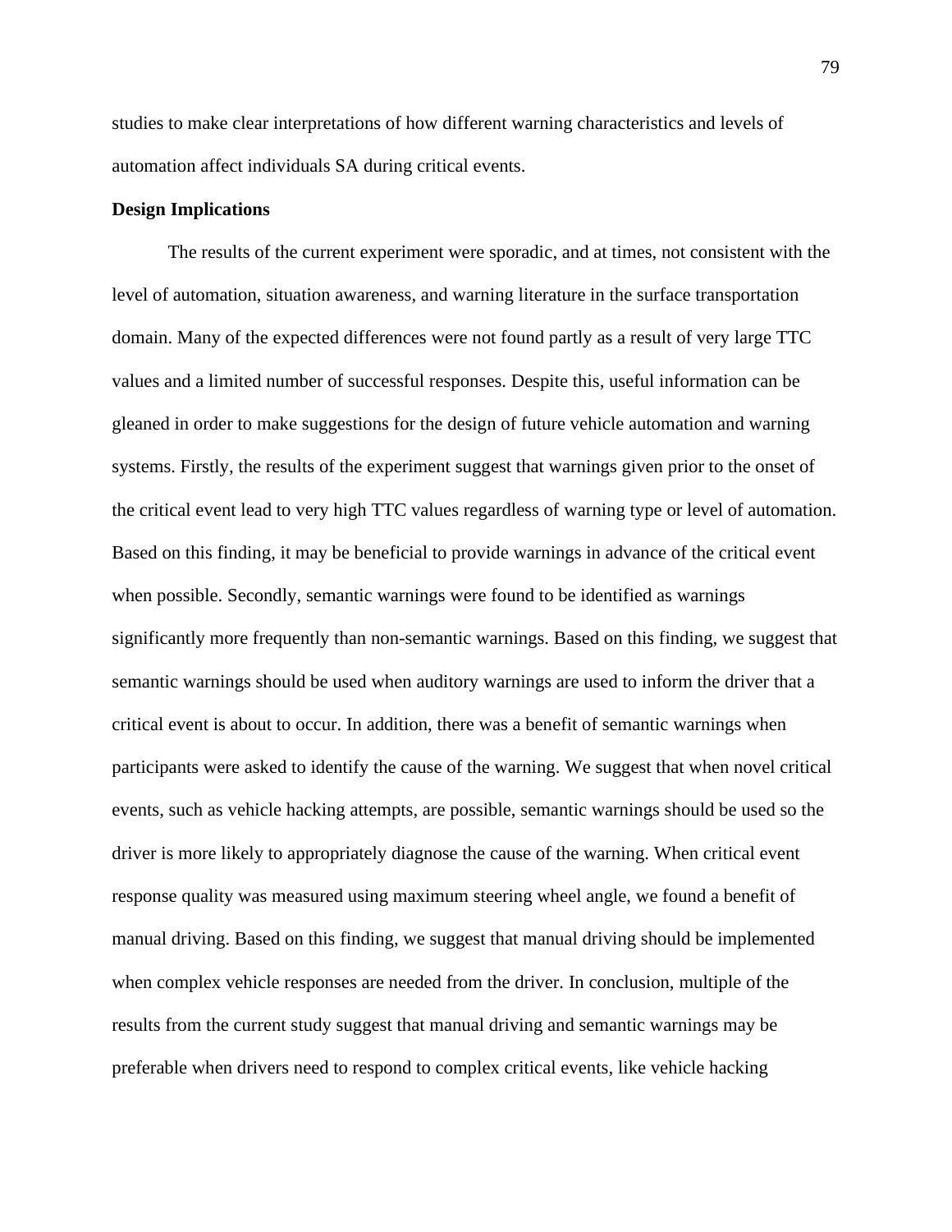studies to make clear interpretations of how different warning characteristics and levels of automation affect individuals SA during critical events.

**Design Implications**

The results of the current experiment were sporadic, and at times, not consistent with the level of automation, situation awareness, and warning literature in the surface transportation domain. Many of the expected differences were not found partly as a result of very large TTC values and a limited number of successful responses. Despite this, useful information can be gleaned in order to make suggestions for the design of future vehicle automation and warning systems. Firstly, the results of the experiment suggest that warnings given prior to the onset of the critical event lead to very high TTC values regardless of warning type or level of automation. Based on this finding, it may be beneficial to provide warnings in advance of the critical event when possible. Secondly, semantic warnings were found to be identified as warnings significantly more frequently than non-semantic warnings. Based on this finding, we suggest that semantic warnings should be used when auditory warnings are used to inform the driver that a critical event is about to occur. In addition, there was a benefit of semantic warnings when participants were asked to identify the cause of the warning. We suggest that when novel critical events, such as vehicle hacking attempts, are possible, semantic warnings should be used so the driver is more likely to appropriately diagnose the cause of the warning. When critical event response quality was measured using maximum steering wheel angle, we found a benefit of manual driving. Based on this finding, we suggest that manual driving should be implemented when complex vehicle responses are needed from the driver. In conclusion, multiple of the results from the current study suggest that manual driving and semantic warnings may be preferable when drivers need to respond to complex critical events, like vehicle hacking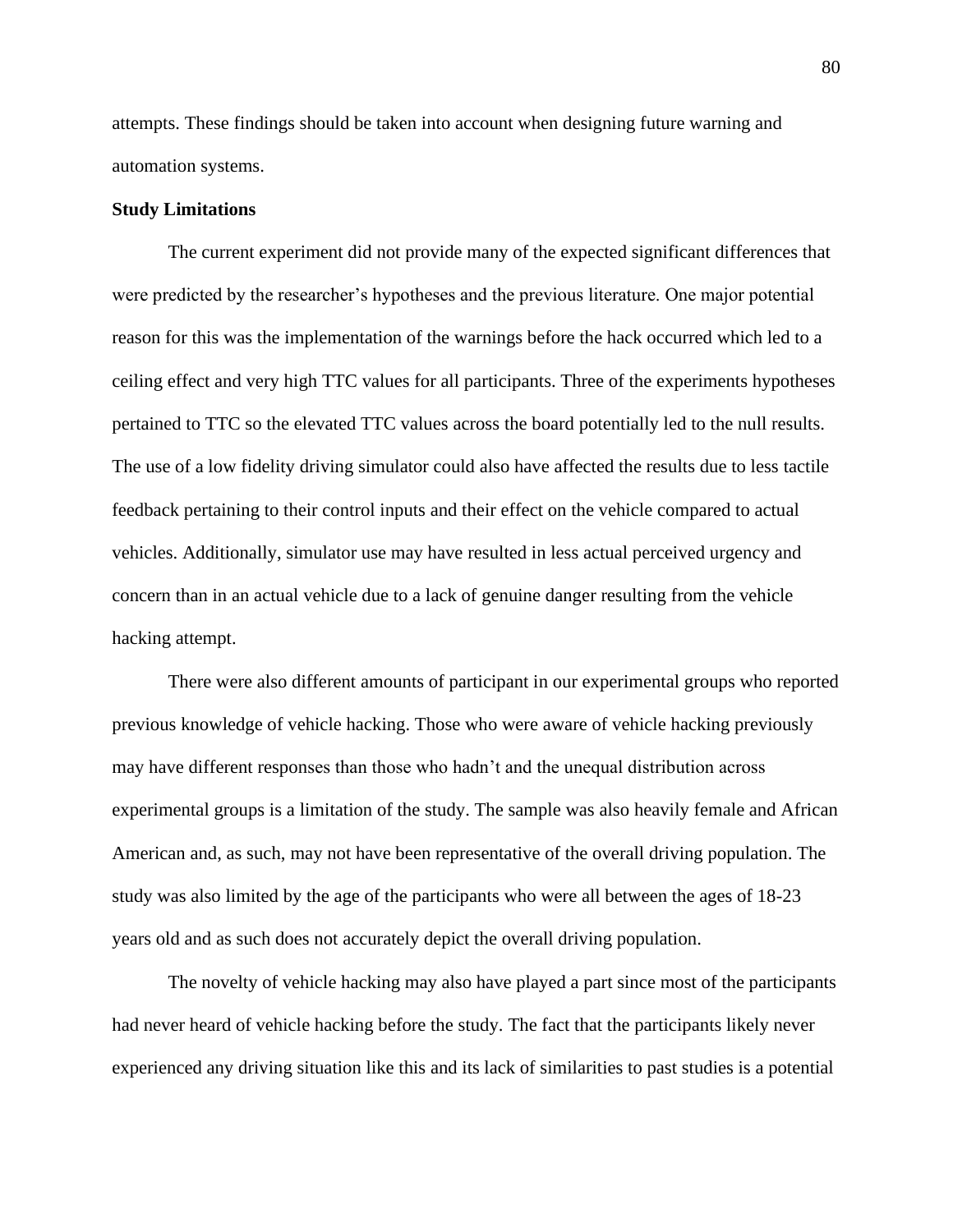attempts. These findings should be taken into account when designing future warning and automation systems.

**Study Limitations**

The current experiment did not provide many of the expected significant differences that were predicted by the researcher's hypotheses and the previous literature. One major potential reason for this was the implementation of the warnings before the hack occurred which led to a ceiling effect and very high TTC values for all participants. Three of the experiments hypotheses pertained to TTC so the elevated TTC values across the board potentially led to the null results. The use of a low fidelity driving simulator could also have affected the results due to less tactile feedback pertaining to their control inputs and their effect on the vehicle compared to actual vehicles. Additionally, simulator use may have resulted in less actual perceived urgency and concern than in an actual vehicle due to a lack of genuine danger resulting from the vehicle hacking attempt.

There were also different amounts of participant in our experimental groups who reported previous knowledge of vehicle hacking. Those who were aware of vehicle hacking previously may have different responses than those who hadn't and the unequal distribution across experimental groups is a limitation of the study. The sample was also heavily female and African American and, as such, may not have been representative of the overall driving population. The study was also limited by the age of the participants who were all between the ages of 18-23 years old and as such does not accurately depict the overall driving population.

The novelty of vehicle hacking may also have played a part since most of the participants had never heard of vehicle hacking before the study. The fact that the participants likely never experienced any driving situation like this and its lack of similarities to past studies is a potential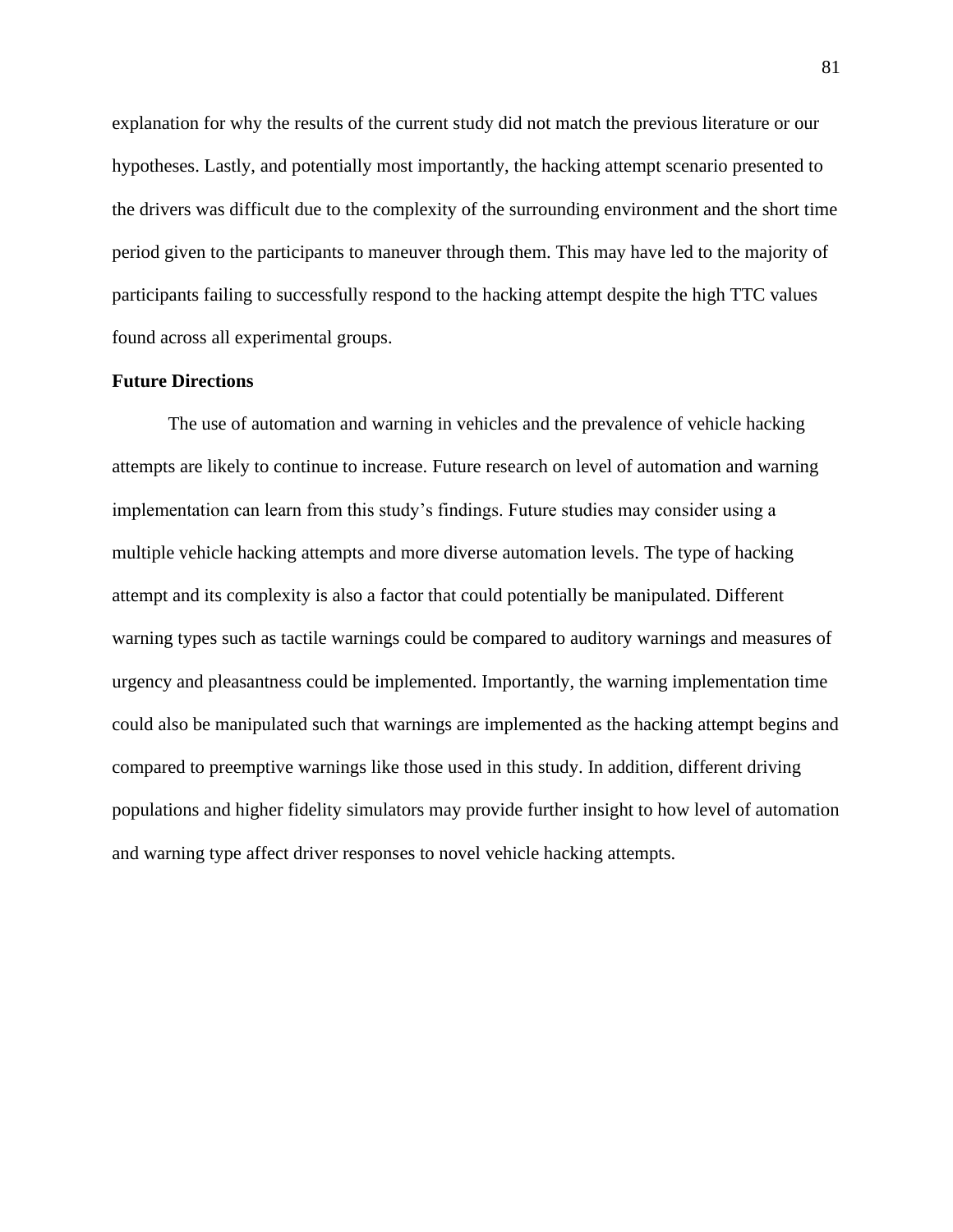explanation for why the results of the current study did not match the previous literature or our hypotheses. Lastly, and potentially most importantly, the hacking attempt scenario presented to the drivers was difficult due to the complexity of the surrounding environment and the short time period given to the participants to maneuver through them. This may have led to the majority of participants failing to successfully respond to the hacking attempt despite the high TTC values found across all experimental groups.

## Future Directions

The use of automation and warning in vehicles and the prevalence of vehicle hacking attempts are likely to continue to increase. Future research on level of automation and warning implementation can learn from this study's findings. Future studies may consider using a multiple vehicle hacking attempts and more diverse automation levels. The type of hacking attempt and its complexity is also a factor that could potentially be manipulated. Different warning types such as tactile warnings could be compared to auditory warnings and measures of urgency and pleasantness could be implemented. Importantly, the warning implementation time could also be manipulated such that warnings are implemented as the hacking attempt begins and compared to preemptive warnings like those used in this study. In addition, different driving populations and higher fidelity simulators may provide further insight to how level of automation and warning type affect driver responses to novel vehicle hacking attempts.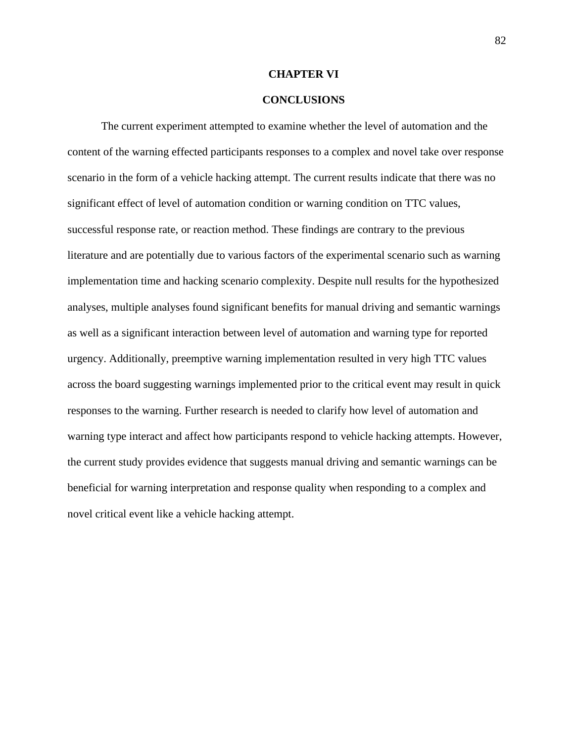# CHAPTER VI

# CONCLUSIONS

The current experiment attempted to examine whether the level of automation and the content of the warning effected participants responses to a complex and novel take over response scenario in the form of a vehicle hacking attempt. The current results indicate that there was no significant effect of level of automation condition or warning condition on TTC values, successful response rate, or reaction method. These findings are contrary to the previous literature and are potentially due to various factors of the experimental scenario such as warning implementation time and hacking scenario complexity. Despite null results for the hypothesized analyses, multiple analyses found significant benefits for manual driving and semantic warnings as well as a significant interaction between level of automation and warning type for reported urgency. Additionally, preemptive warning implementation resulted in very high TTC values across the board suggesting warnings implemented prior to the critical event may result in quick responses to the warning. Further research is needed to clarify how level of automation and warning type interact and affect how participants respond to vehicle hacking attempts. However, the current study provides evidence that suggests manual driving and semantic warnings can be beneficial for warning interpretation and response quality when responding to a complex and novel critical event like a vehicle hacking attempt.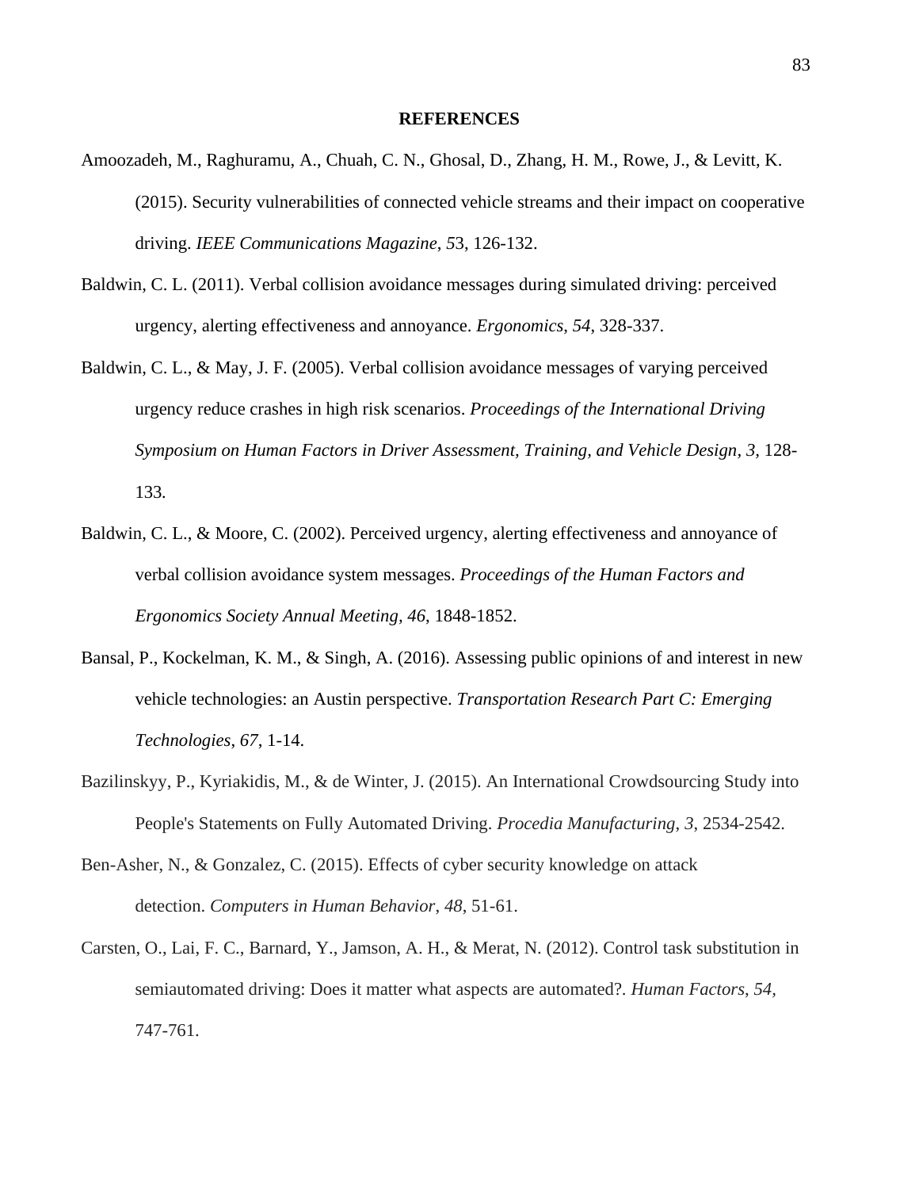## REFERENCES

Amoozadeh, M., Raghuramu, A., Chuah, C. N., Ghosal, D., Zhang, H. M., Rowe, J., & Levitt, K. (2015). Security vulnerabilities of connected vehicle streams and their impact on cooperative driving. *IEEE Communications Magazine*, *5*3, 126-132.

Baldwin, C. L. (2011). Verbal collision avoidance messages during simulated driving: perceived urgency, alerting effectiveness and annoyance. *Ergonomics*, *54*, 328-337.

Baldwin, C. L., & May, J. F. (2005). Verbal collision avoidance messages of varying perceived urgency reduce crashes in high risk scenarios. *Proceedings of the International Driving Symposium on Human Factors in Driver Assessment, Training, and Vehicle Design, 3,* 128-133.

Baldwin, C. L., & Moore, C. (2002). Perceived urgency, alerting effectiveness and annoyance of verbal collision avoidance system messages. *Proceedings of the Human Factors and Ergonomics Society Annual Meeting, 46*, 1848-1852.

Bansal, P., Kockelman, K. M., & Singh, A. (2016). Assessing public opinions of and interest in new vehicle technologies: an Austin perspective. *Transportation Research Part C: Emerging Technologies*, *67*, 1-14.

Bazilinskyy, P., Kyriakidis, M., & de Winter, J. (2015). An International Crowdsourcing Study into People's Statements on Fully Automated Driving. *Procedia Manufacturing*, *3*, 2534-2542.

Ben-Asher, N., & Gonzalez, C. (2015). Effects of cyber security knowledge on attack detection. *Computers in Human Behavior*, *48*, 51-61.

Carsten, O., Lai, F. C., Barnard, Y., Jamson, A. H., & Merat, N. (2012). Control task substitution in semiautomated driving: Does it matter what aspects are automated?. *Human Factors*, *54*, 747-761.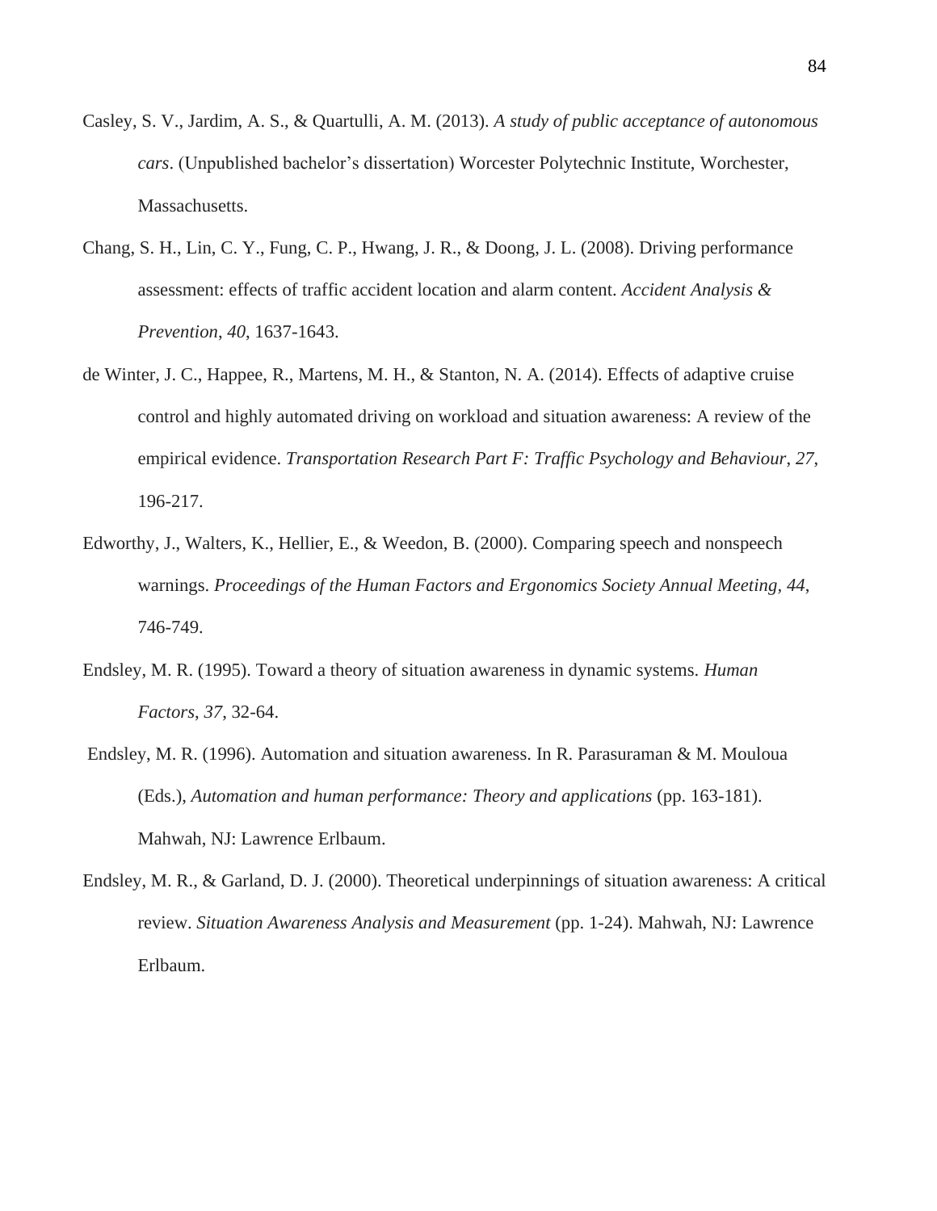Casley, S. V., Jardim, A. S., & Quartulli, A. M. (2013). *A study of public acceptance of autonomous cars*. (Unpublished bachelor's dissertation) Worcester Polytechnic Institute, Worchester, Massachusetts.

Chang, S. H., Lin, C. Y., Fung, C. P., Hwang, J. R., & Doong, J. L. (2008). Driving performance assessment: effects of traffic accident location and alarm content. *Accident Analysis & Prevention*, *40*, 1637-1643.

de Winter, J. C., Happee, R., Martens, M. H., & Stanton, N. A. (2014). Effects of adaptive cruise control and highly automated driving on workload and situation awareness: A review of the empirical evidence. *Transportation Research Part F: Traffic Psychology and Behaviour*, *27*, 196-217.

Edworthy, J., Walters, K., Hellier, E., & Weedon, B. (2000). Comparing speech and nonspeech warnings. *Proceedings of the Human Factors and Ergonomics Society Annual Meeting*, *44*, 746-749.

Endsley, M. R. (1995). Toward a theory of situation awareness in dynamic systems. *Human Factors*, *37*, 32-64.

Endsley, M. R. (1996). Automation and situation awareness. In R. Parasuraman & M. Mouloua (Eds.), *Automation and human performance: Theory and applications* (pp. 163-181). Mahwah, NJ: Lawrence Erlbaum.

Endsley, M. R., & Garland, D. J. (2000). Theoretical underpinnings of situation awareness: A critical review. *Situation Awareness Analysis and Measurement* (pp. 1-24). Mahwah, NJ: Lawrence Erlbaum.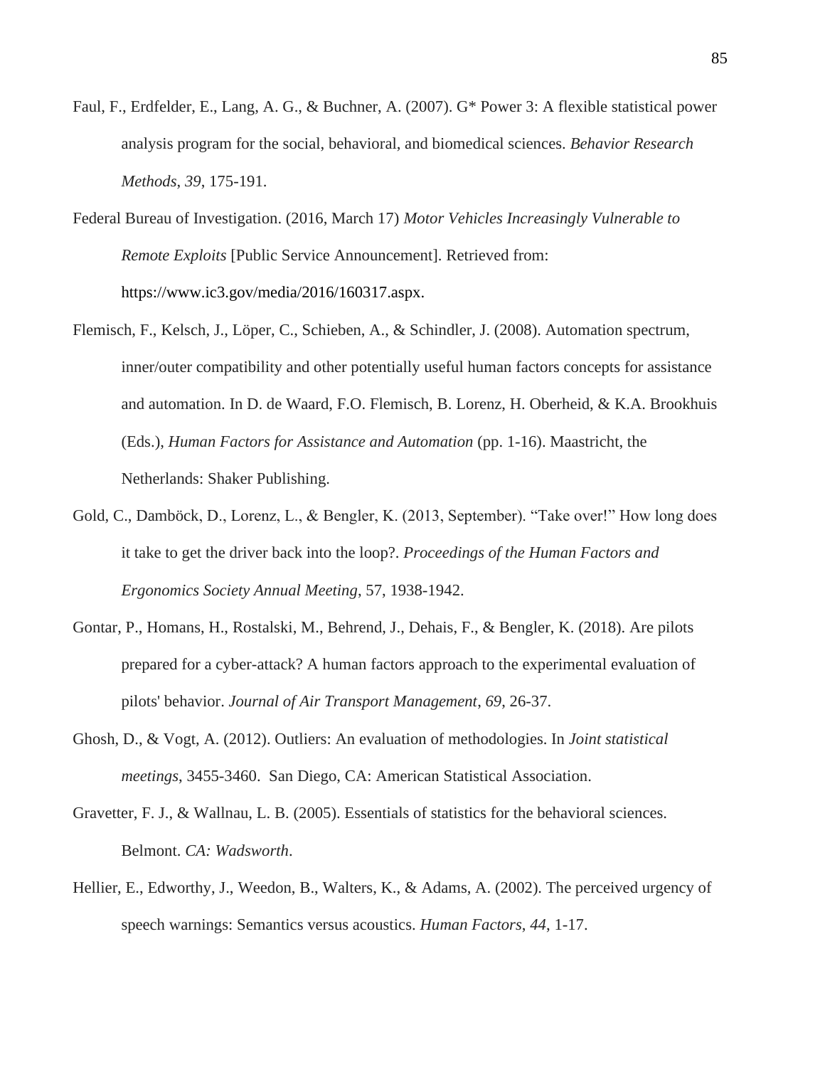Faul, F., Erdfelder, E., Lang, A. G., & Buchner, A. (2007). G* Power 3: A flexible statistical power analysis program for the social, behavioral, and biomedical sciences. *Behavior Research Methods*, *39*, 175-191.

Federal Bureau of Investigation. (2016, March 17) *Motor Vehicles Increasingly Vulnerable to Remote Exploits* [Public Service Announcement]. Retrieved from: https://www.ic3.gov/media/2016/160317.aspx.

Flemisch, F., Kelsch, J., Löper, C., Schieben, A., & Schindler, J. (2008). Automation spectrum, inner/outer compatibility and other potentially useful human factors concepts for assistance and automation. In D. de Waard, F.O. Flemisch, B. Lorenz, H. Oberheid, & K.A. Brookhuis (Eds.), *Human Factors for Assistance and Automation* (pp. 1-16). Maastricht, the Netherlands: Shaker Publishing.

Gold, C., Damböck, D., Lorenz, L., & Bengler, K. (2013, September). "Take over!" How long does it take to get the driver back into the loop?. *Proceedings of the Human Factors and Ergonomics Society Annual Meeting*, 57, 1938-1942.

Gontar, P., Homans, H., Rostalski, M., Behrend, J., Dehais, F., & Bengler, K. (2018). Are pilots prepared for a cyber-attack? A human factors approach to the experimental evaluation of pilots' behavior. *Journal of Air Transport Management*, *69*, 26-37.

Ghosh, D., & Vogt, A. (2012). Outliers: An evaluation of methodologies. In *Joint statistical meetings*, 3455-3460. San Diego, CA: American Statistical Association.

Gravetter, F. J., & Wallnau, L. B. (2005). Essentials of statistics for the behavioral sciences. Belmont. *CA: Wadsworth*.

Hellier, E., Edworthy, J., Weedon, B., Walters, K., & Adams, A. (2002). The perceived urgency of speech warnings: Semantics versus acoustics. *Human Factors*, *44*, 1-17.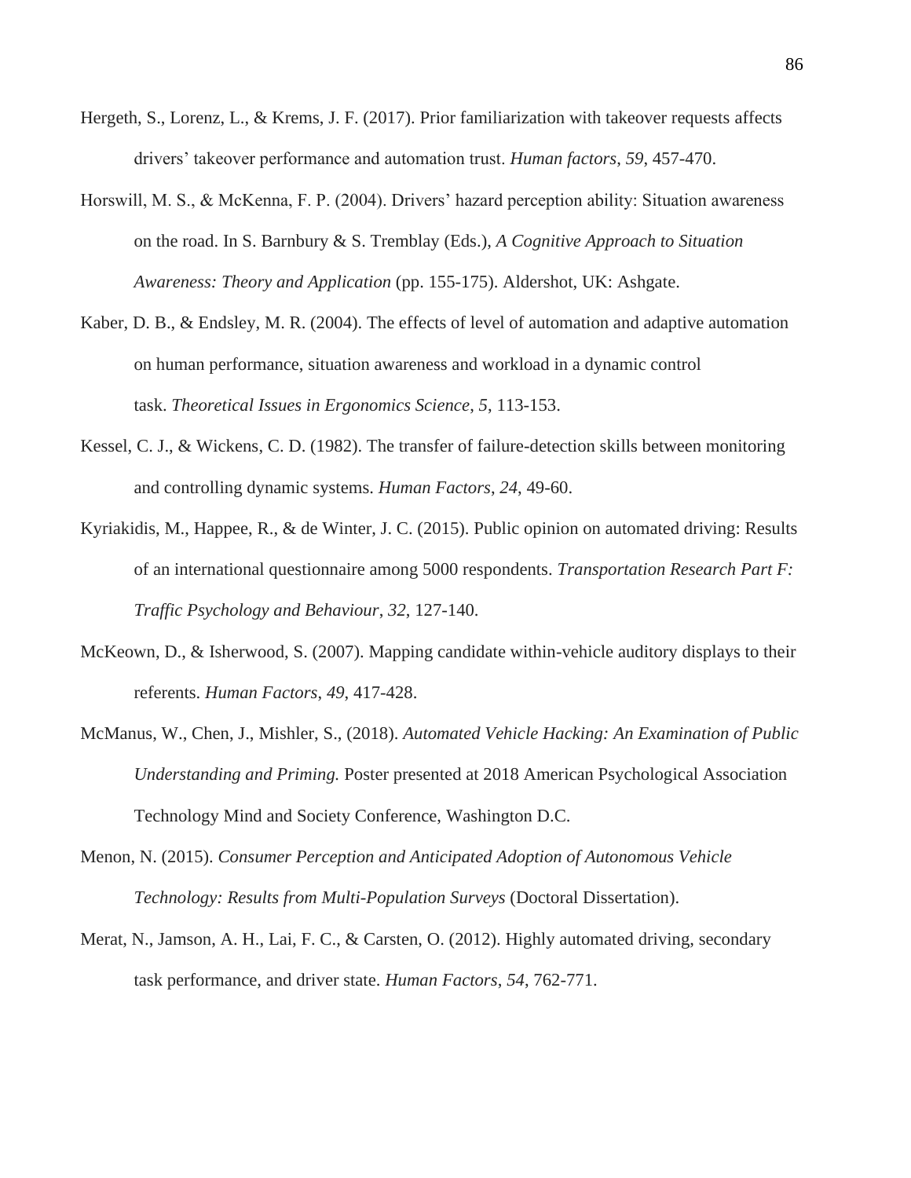Hergeth, S., Lorenz, L., & Krems, J. F. (2017). Prior familiarization with takeover requests affects drivers' takeover performance and automation trust. *Human factors*, *59*, 457-470.

Horswill, M. S., & McKenna, F. P. (2004). Drivers' hazard perception ability: Situation awareness on the road. In S. Barnbury & S. Tremblay (Eds.), *A Cognitive Approach to Situation Awareness: Theory and Application* (pp. 155-175). Aldershot, UK: Ashgate.

Kaber, D. B., & Endsley, M. R. (2004). The effects of level of automation and adaptive automation on human performance, situation awareness and workload in a dynamic control task. *Theoretical Issues in Ergonomics Science*, *5*, 113-153.

Kessel, C. J., & Wickens, C. D. (1982). The transfer of failure-detection skills between monitoring and controlling dynamic systems. *Human Factors*, *24*, 49-60.

Kyriakidis, M., Happee, R., & de Winter, J. C. (2015). Public opinion on automated driving: Results of an international questionnaire among 5000 respondents. *Transportation Research Part F: Traffic Psychology and Behaviour*, *32*, 127-140.

McKeown, D., & Isherwood, S. (2007). Mapping candidate within-vehicle auditory displays to their referents. *Human Factors*, *49*, 417-428.

McManus, W., Chen, J., Mishler, S., (2018). *Automated Vehicle Hacking: An Examination of Public Understanding and Priming.* Poster presented at 2018 American Psychological Association Technology Mind and Society Conference, Washington D.C.

Menon, N. (2015). *Consumer Perception and Anticipated Adoption of Autonomous Vehicle Technology: Results from Multi-Population Surveys* (Doctoral Dissertation).

Merat, N., Jamson, A. H., Lai, F. C., & Carsten, O. (2012). Highly automated driving, secondary task performance, and driver state. *Human Factors*, *54*, 762-771.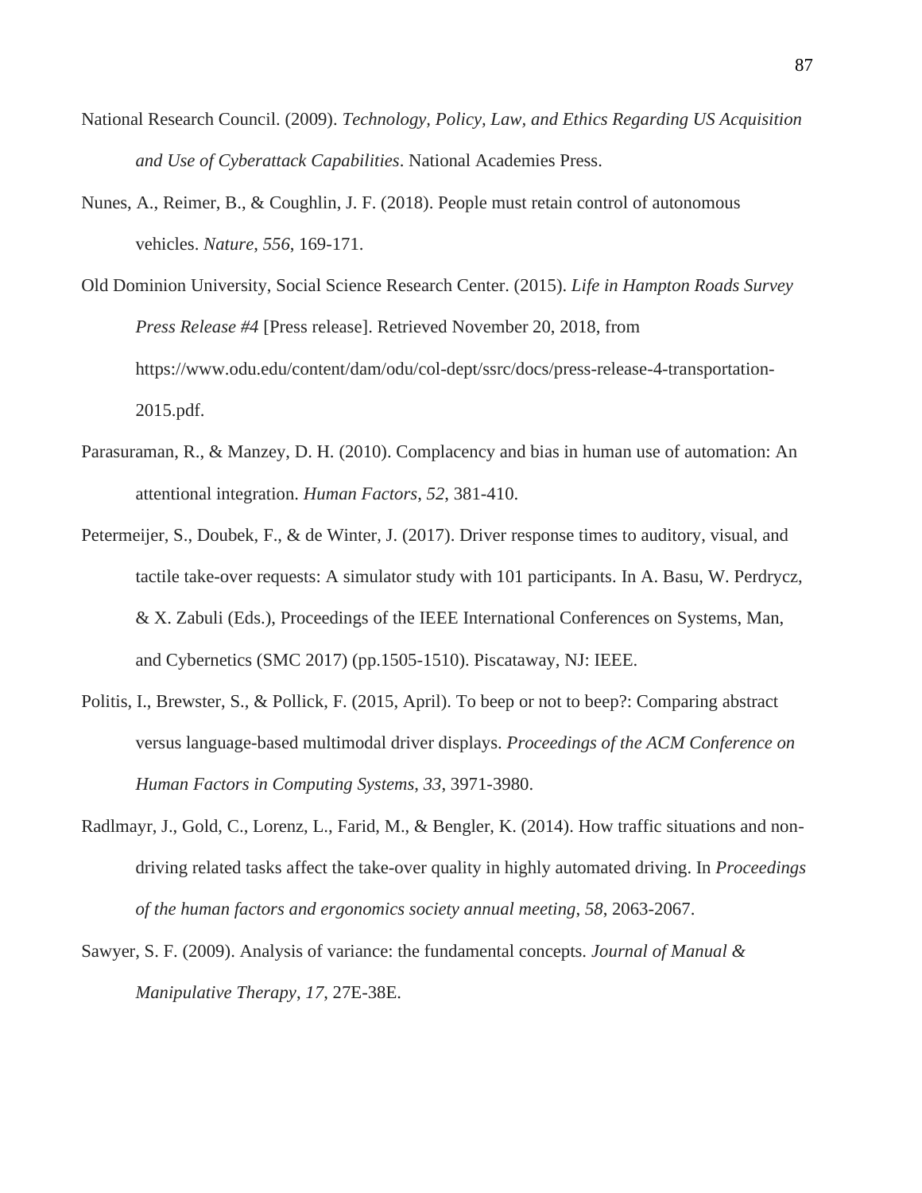National Research Council. (2009). *Technology, Policy, Law, and Ethics Regarding US Acquisition and Use of Cyberattack Capabilities*. National Academies Press.

Nunes, A., Reimer, B., & Coughlin, J. F. (2018). People must retain control of autonomous vehicles. *Nature*, *556*, 169-171.

Old Dominion University, Social Science Research Center. (2015). *Life in Hampton Roads Survey Press Release #4* [Press release]. Retrieved November 20, 2018, from https://www.odu.edu/content/dam/odu/col-dept/ssrc/docs/press-release-4-transportation-2015.pdf.

Parasuraman, R., & Manzey, D. H. (2010). Complacency and bias in human use of automation: An attentional integration. *Human Factors*, *52*, 381-410.

Petermeijer, S., Doubek, F., & de Winter, J. (2017). Driver response times to auditory, visual, and tactile take-over requests: A simulator study with 101 participants. In A. Basu, W. Perdrycz, & X. Zabuli (Eds.), Proceedings of the IEEE International Conferences on Systems, Man, and Cybernetics (SMC 2017) (pp.1505-1510). Piscataway, NJ: IEEE.

Politis, I., Brewster, S., & Pollick, F. (2015, April). To beep or not to beep?: Comparing abstract versus language-based multimodal driver displays. *Proceedings of the ACM Conference on Human Factors in Computing Systems*, *33*, 3971-3980.

Radlmayr, J., Gold, C., Lorenz, L., Farid, M., & Bengler, K. (2014). How traffic situations and non-driving related tasks affect the take-over quality in highly automated driving. In *Proceedings of the human factors and ergonomics society annual meeting*, *58*, 2063-2067.

Sawyer, S. F. (2009). Analysis of variance: the fundamental concepts. *Journal of Manual & Manipulative Therapy*, *17*, 27E-38E.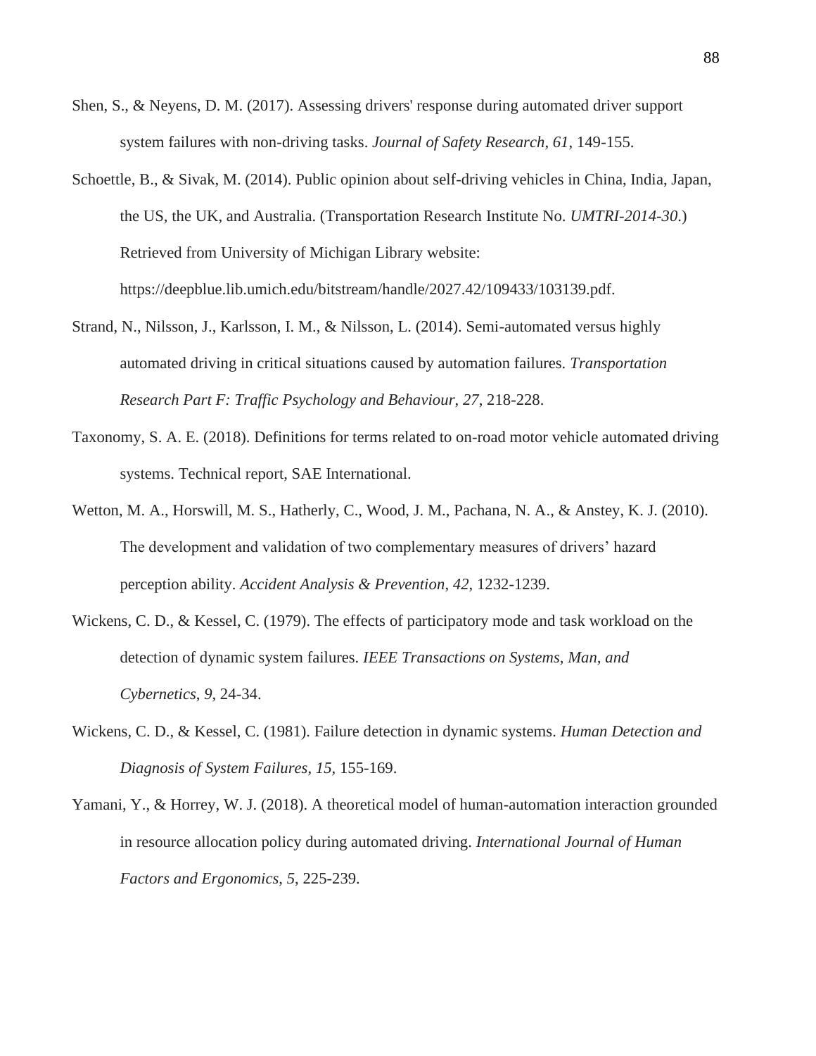Shen, S., & Neyens, D. M. (2017). Assessing drivers' response during automated driver support system failures with non-driving tasks. *Journal of Safety Research*, *61*, 149-155.

Schoettle, B., & Sivak, M. (2014). Public opinion about self-driving vehicles in China, India, Japan, the US, the UK, and Australia. (Transportation Research Institute No. *UMTRI-2014-30*.) Retrieved from University of Michigan Library website: https://deepblue.lib.umich.edu/bitstream/handle/2027.42/109433/103139.pdf.

Strand, N., Nilsson, J., Karlsson, I. M., & Nilsson, L. (2014). Semi-automated versus highly automated driving in critical situations caused by automation failures. *Transportation Research Part F: Traffic Psychology and Behaviour*, *27*, 218-228.

Taxonomy, S. A. E. (2018). Definitions for terms related to on-road motor vehicle automated driving systems. Technical report, SAE International.

Wetton, M. A., Horswill, M. S., Hatherly, C., Wood, J. M., Pachana, N. A., & Anstey, K. J. (2010). The development and validation of two complementary measures of drivers' hazard perception ability. *Accident Analysis & Prevention*, *42*, 1232-1239.

Wickens, C. D., & Kessel, C. (1979). The effects of participatory mode and task workload on the detection of dynamic system failures. *IEEE Transactions on Systems, Man, and Cybernetics*, *9*, 24-34.

Wickens, C. D., & Kessel, C. (1981). Failure detection in dynamic systems. *Human Detection and Diagnosis of System Failures*, *15*, 155-169.

Yamani, Y., & Horrey, W. J. (2018). A theoretical model of human-automation interaction grounded in resource allocation policy during automated driving. *International Journal of Human Factors and Ergonomics*, *5*, 225-239.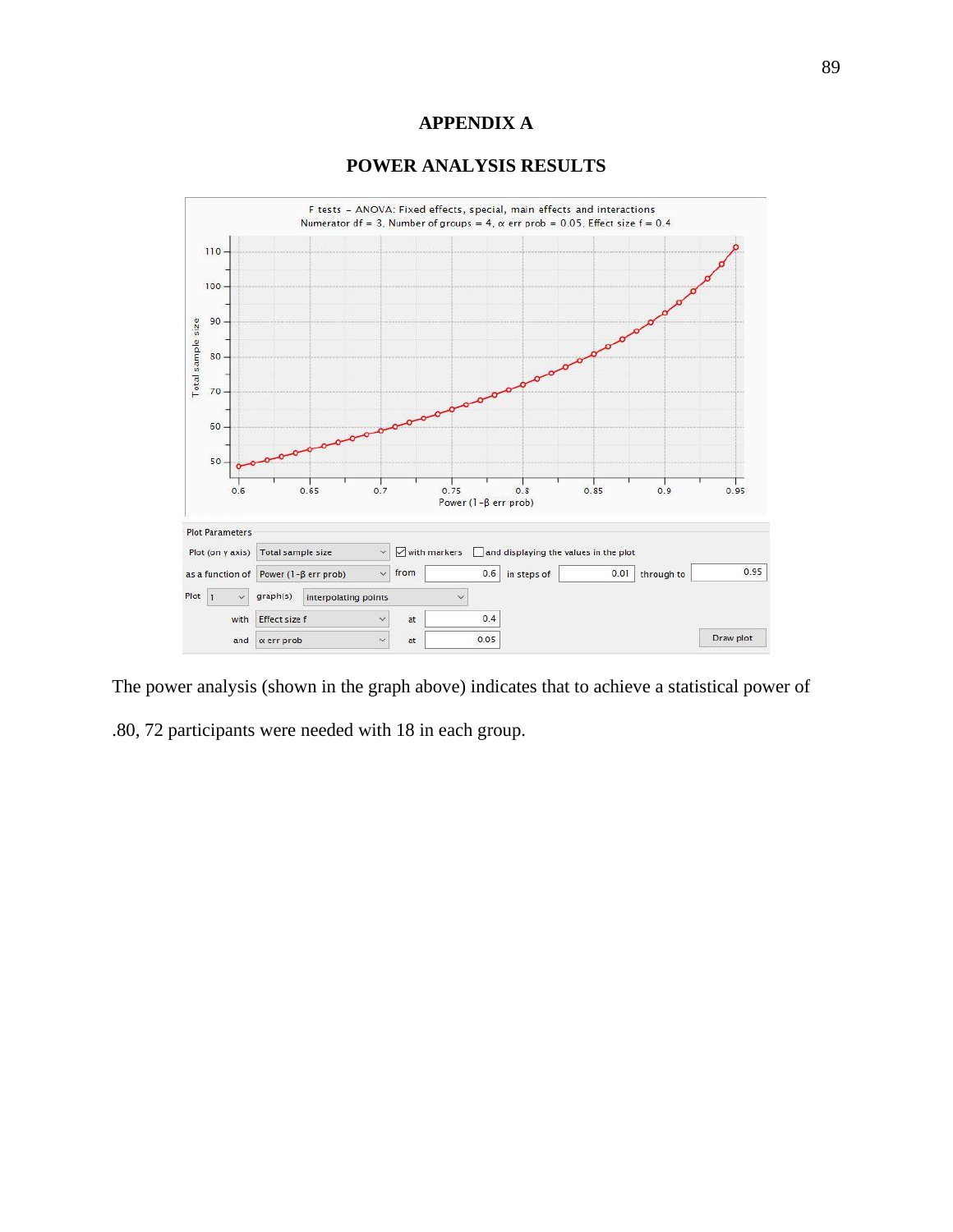# APPENDIX A

## POWER ANALYSIS RESULTS

The power analysis (shown in the graph above) indicates that to achieve a statistical power of .80, 72 participants were needed with 18 in each group.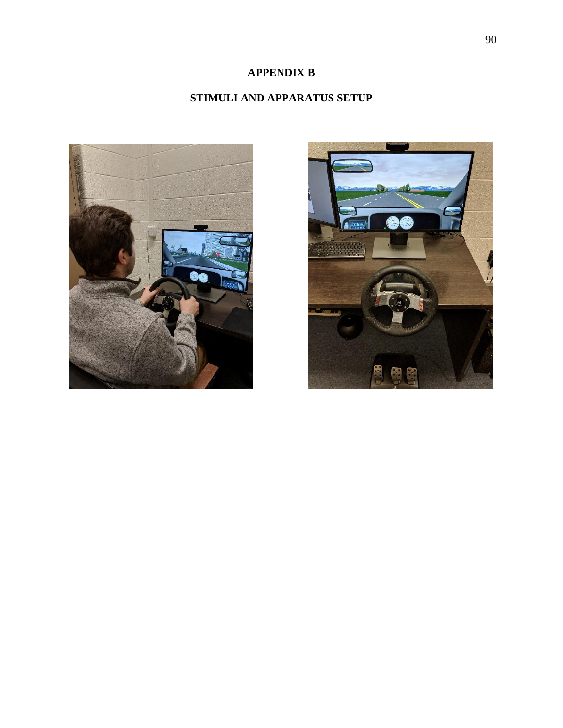# APPENDIX B

## STIMULI AND APPARATUS SETUP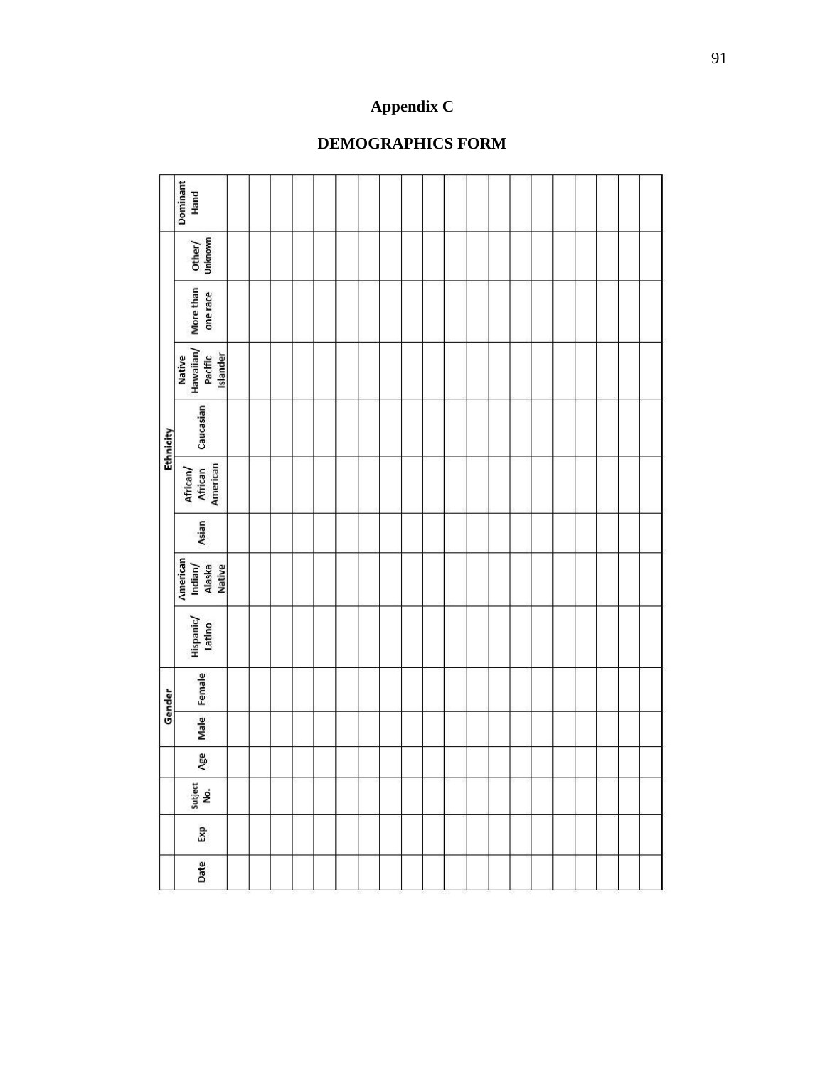## Appendix C

## DEMOGRAPHICS FORM

| Date | Exp | Subject No. | Age | Gender | | Ethnicity | | | | | | | | Dominant Hand |
|---|---|---|---|---|---|---|---|---|---|---|---|---|---|---|
| | | | | Male | Female | Hispanic/ Latino | American Indian/ Alaska Native | Asian | African/ African American | Caucasian | Native Hawaiian/ Pacific Islander | More than one race | Other/ Unknown | |
| | | | | | | | | | | | | | | |
| | | | | | | | | | | | | | | |
| | | | | | | | | | | | | | | |
| | | | | | | | | | | | | | | |
| | | | | | | | | | | | | | | |
| | | | | | | | | | | | | | | |
| | | | | | | | | | | | | | | |
| | | | | | | | | | | | | | | |
| | | | | | | | | | | | | | | |
| | | | | | | | | | | | | | | |
| | | | | | | | | | | | | | | |
| | | | | | | | | | | | | | | |
| | | | | | | | | | | | | | | |
| | | | | | | | | | | | | | | |
| | | | | | | | | | | | | | | |
| | | | | | | | | | | | | | | |
| | | | | | | | | | | | | | | |
| | | | | | | | | | | | | | | |
| | | | | | | | | | | | | | | |
| | | | | | | | | | | | | | | |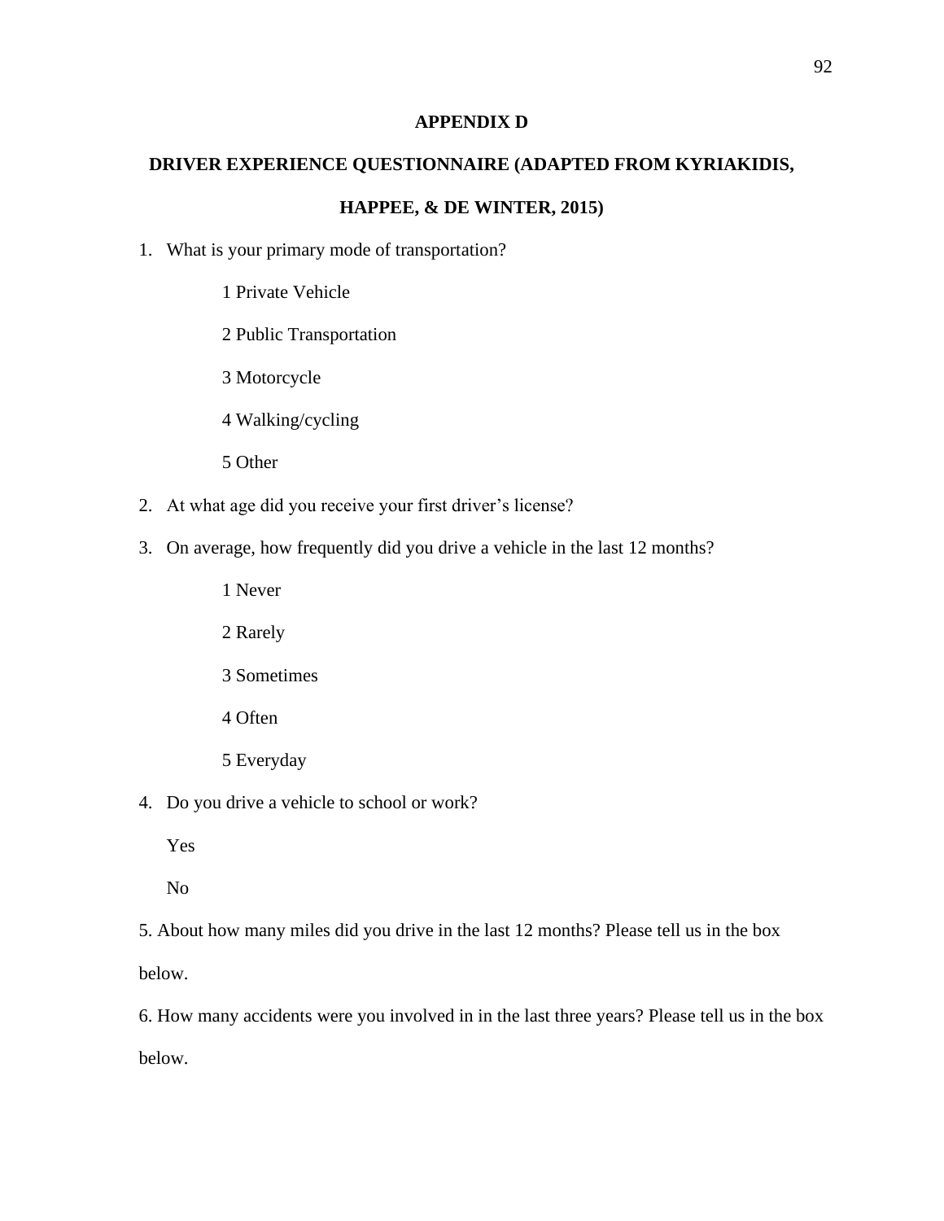# APPENDIX D

## DRIVER EXPERIENCE QUESTIONNAIRE (ADAPTED FROM KYRIAKIDIS, HAPPEE, & DE WINTER, 2015)

1. What is your primary mode of transportation?

    1 Private Vehicle

    2 Public Transportation

    3 Motorcycle

    4 Walking/cycling

    5 Other

2. At what age did you receive your first driver's license?

3. On average, how frequently did you drive a vehicle in the last 12 months?

    1 Never

    2 Rarely

    3 Sometimes

    4 Often

    5 Everyday

4. Do you drive a vehicle to school or work?

    Yes

    No

5. About how many miles did you drive in the last 12 months? Please tell us in the box below.

6. How many accidents were you involved in in the last three years? Please tell us in the box below.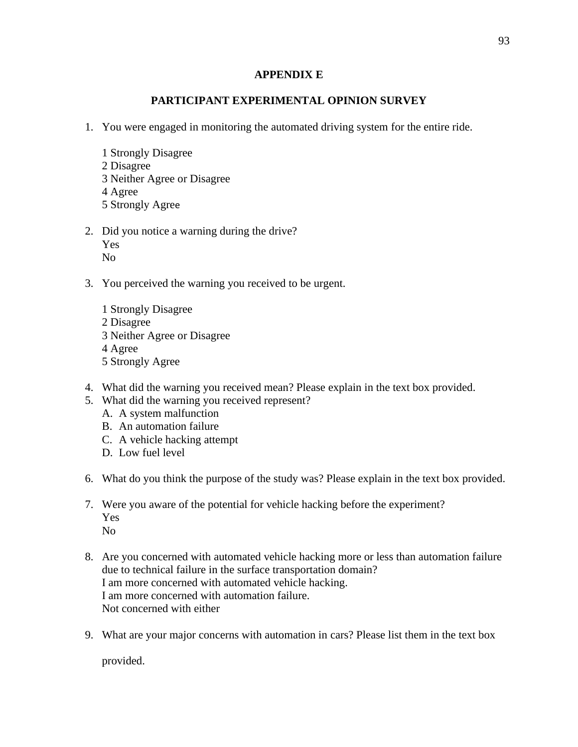# APPENDIX E

## PARTICIPANT EXPERIMENTAL OPINION SURVEY

1. You were engaged in monitoring the automated driving system for the entire ride.

   1 Strongly Disagree
   2 Disagree
   3 Neither Agree or Disagree
   4 Agree
   5 Strongly Agree

2. Did you notice a warning during the drive?
   Yes
   No

3. You perceived the warning you received to be urgent.

   1 Strongly Disagree
   2 Disagree
   3 Neither Agree or Disagree
   4 Agree
   5 Strongly Agree

4. What did the warning you received mean? Please explain in the text box provided.
5. What did the warning you received represent?
   A. A system malfunction
   B. An automation failure
   C. A vehicle hacking attempt
   D. Low fuel level

6. What do you think the purpose of the study was? Please explain in the text box provided.

7. Were you aware of the potential for vehicle hacking before the experiment?
   Yes
   No

8. Are you concerned with automated vehicle hacking more or less than automation failure due to technical failure in the surface transportation domain?
   I am more concerned with automated vehicle hacking.
   I am more concerned with automation failure.
   Not concerned with either

9. What are your major concerns with automation in cars? Please list them in the text box provided.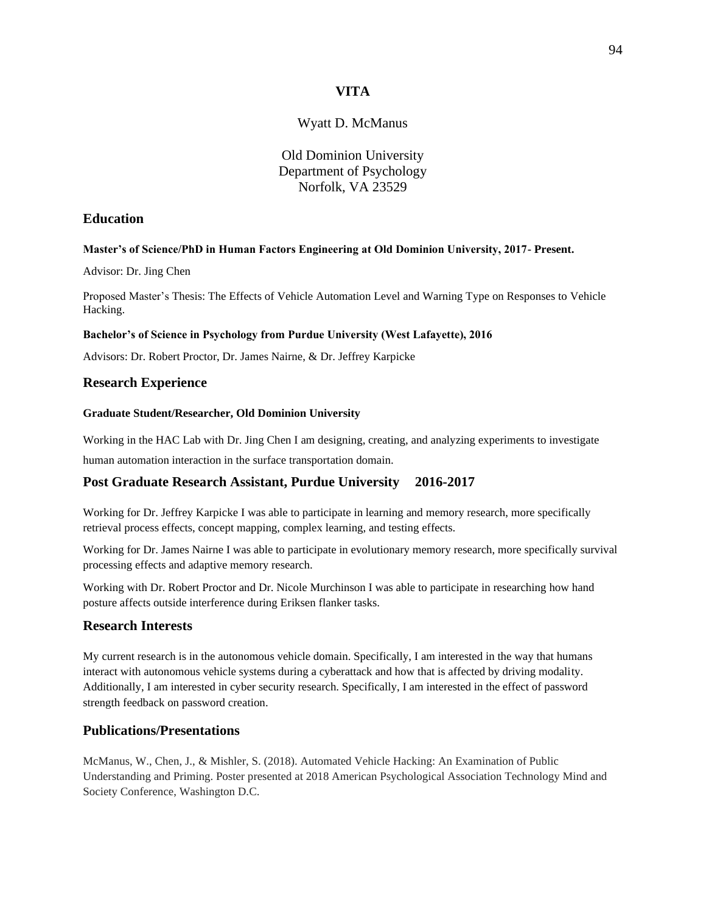# VITA

Wyatt D. McManus

Old Dominion University
Department of Psychology
Norfolk, VA 23529

## Education

**Master's of Science/PhD in Human Factors Engineering at Old Dominion University, 2017- Present.**

Advisor: Dr. Jing Chen

Proposed Master's Thesis: The Effects of Vehicle Automation Level and Warning Type on Responses to Vehicle Hacking.

**Bachelor's of Science in Psychology from Purdue University (West Lafayette), 2016**

Advisors: Dr. Robert Proctor, Dr. James Nairne, & Dr. Jeffrey Karpicke

## Research Experience

**Graduate Student/Researcher, Old Dominion University**

Working in the HAC Lab with Dr. Jing Chen I am designing, creating, and analyzing experiments to investigate human automation interaction in the surface transportation domain.

## Post Graduate Research Assistant, Purdue University 2016-2017

Working for Dr. Jeffrey Karpicke I was able to participate in learning and memory research, more specifically retrieval process effects, concept mapping, complex learning, and testing effects.

Working for Dr. James Nairne I was able to participate in evolutionary memory research, more specifically survival processing effects and adaptive memory research.

Working with Dr. Robert Proctor and Dr. Nicole Murchinson I was able to participate in researching how hand posture affects outside interference during Eriksen flanker tasks.

## Research Interests

My current research is in the autonomous vehicle domain. Specifically, I am interested in the way that humans interact with autonomous vehicle systems during a cyberattack and how that is affected by driving modality. Additionally, I am interested in cyber security research. Specifically, I am interested in the effect of password strength feedback on password creation.

## Publications/Presentations

McManus, W., Chen, J., & Mishler, S. (2018). Automated Vehicle Hacking: An Examination of Public Understanding and Priming. Poster presented at 2018 American Psychological Association Technology Mind and Society Conference, Washington D.C.